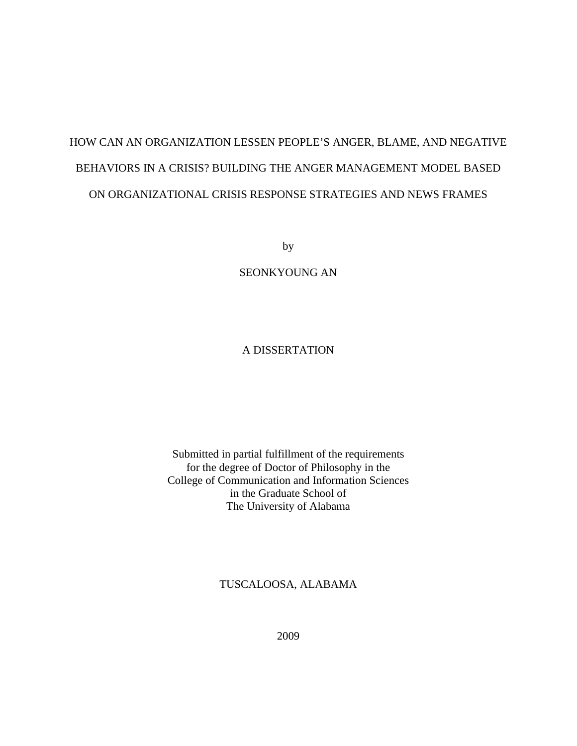# HOW CAN AN ORGANIZATION LESSEN PEOPLE'S ANGER, BLAME, AND NEGATIVE BEHAVIORS IN A CRISIS? BUILDING THE ANGER MANAGEMENT MODEL BASED ON ORGANIZATIONAL CRISIS RESPONSE STRATEGIES AND NEWS FRAMES

by

SEONKYOUNG AN

A DISSERTATION

Submitted in partial fulfillment of the requirements
for the degree of Doctor of Philosophy in the
College of Communication and Information Sciences
in the Graduate School of
The University of Alabama

TUSCALOOSA, ALABAMA

2009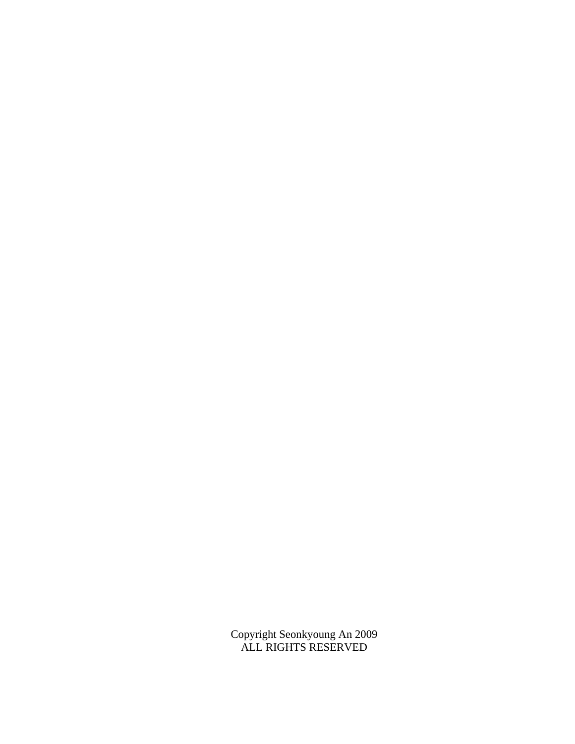Copyright Seonkyoung An 2009
ALL RIGHTS RESERVED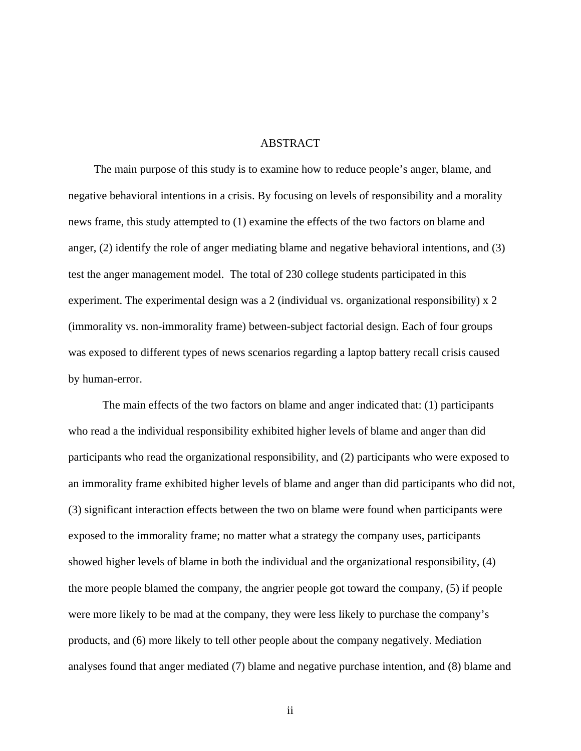# ABSTRACT

The main purpose of this study is to examine how to reduce people's anger, blame, and negative behavioral intentions in a crisis. By focusing on levels of responsibility and a morality news frame, this study attempted to (1) examine the effects of the two factors on blame and anger, (2) identify the role of anger mediating blame and negative behavioral intentions, and (3) test the anger management model. The total of 230 college students participated in this experiment. The experimental design was a 2 (individual vs. organizational responsibility) x 2 (immorality vs. non-immorality frame) between-subject factorial design. Each of four groups was exposed to different types of news scenarios regarding a laptop battery recall crisis caused by human-error.

The main effects of the two factors on blame and anger indicated that: (1) participants who read a the individual responsibility exhibited higher levels of blame and anger than did participants who read the organizational responsibility, and (2) participants who were exposed to an immorality frame exhibited higher levels of blame and anger than did participants who did not, (3) significant interaction effects between the two on blame were found when participants were exposed to the immorality frame; no matter what a strategy the company uses, participants showed higher levels of blame in both the individual and the organizational responsibility, (4) the more people blamed the company, the angrier people got toward the company, (5) if people were more likely to be mad at the company, they were less likely to purchase the company's products, and (6) more likely to tell other people about the company negatively. Mediation analyses found that anger mediated (7) blame and negative purchase intention, and (8) blame and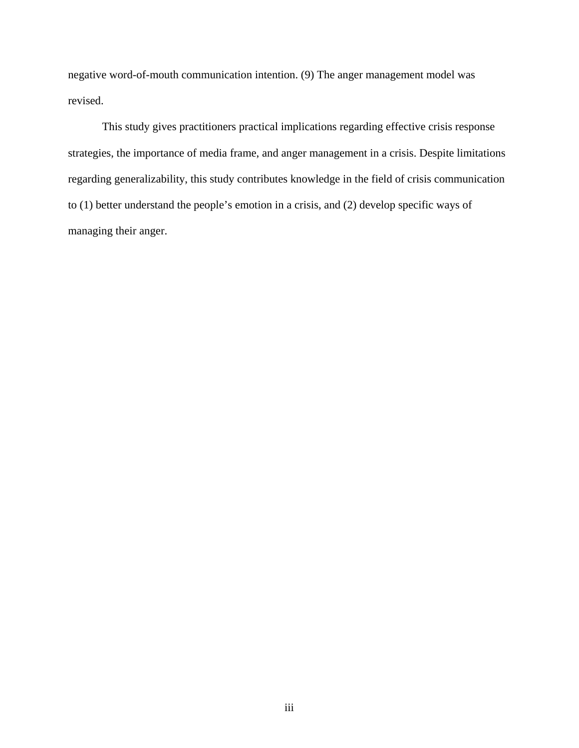negative word-of-mouth communication intention. (9) The anger management model was revised.

This study gives practitioners practical implications regarding effective crisis response strategies, the importance of media frame, and anger management in a crisis. Despite limitations regarding generalizability, this study contributes knowledge in the field of crisis communication to (1) better understand the people’s emotion in a crisis, and (2) develop specific ways of managing their anger.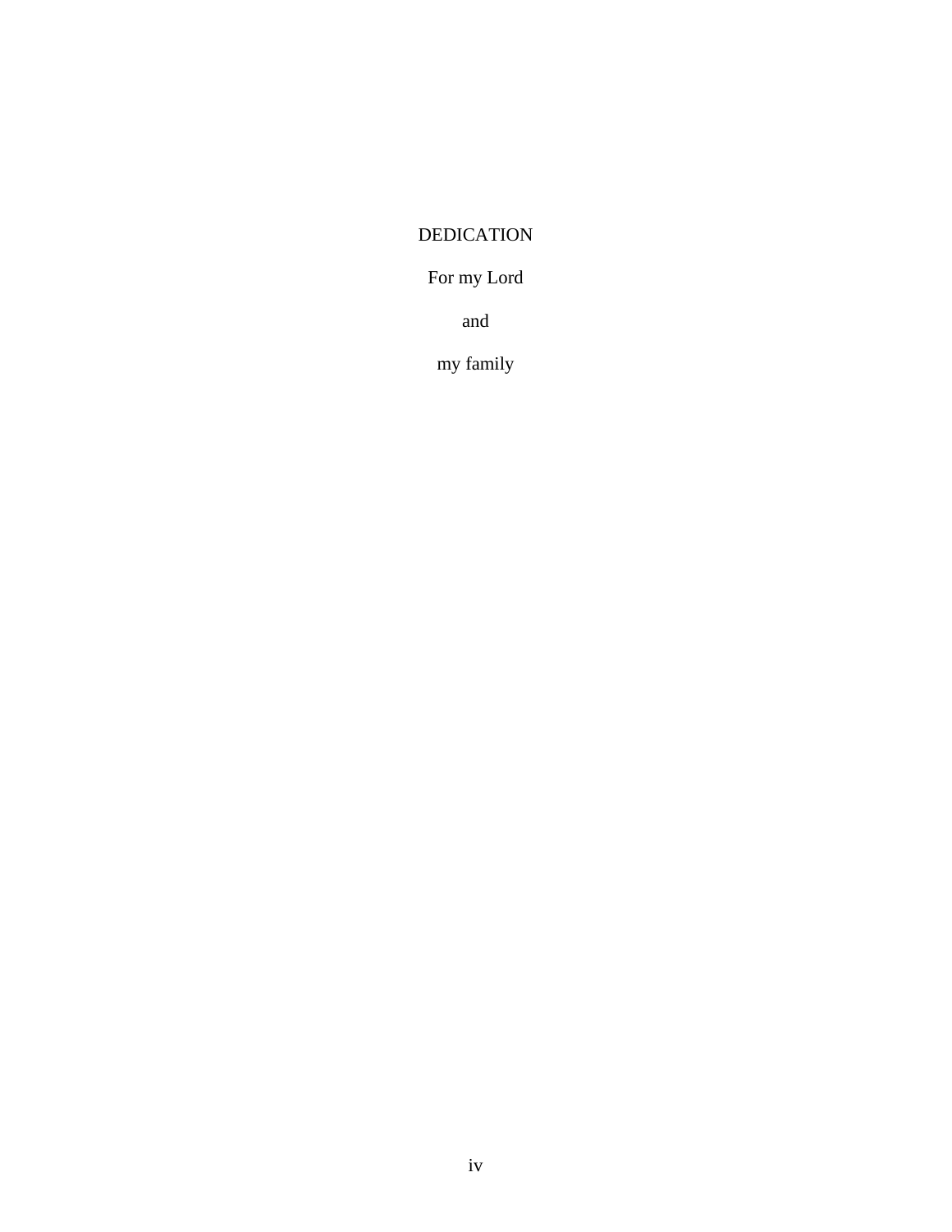# DEDICATION

For my Lord

and

my family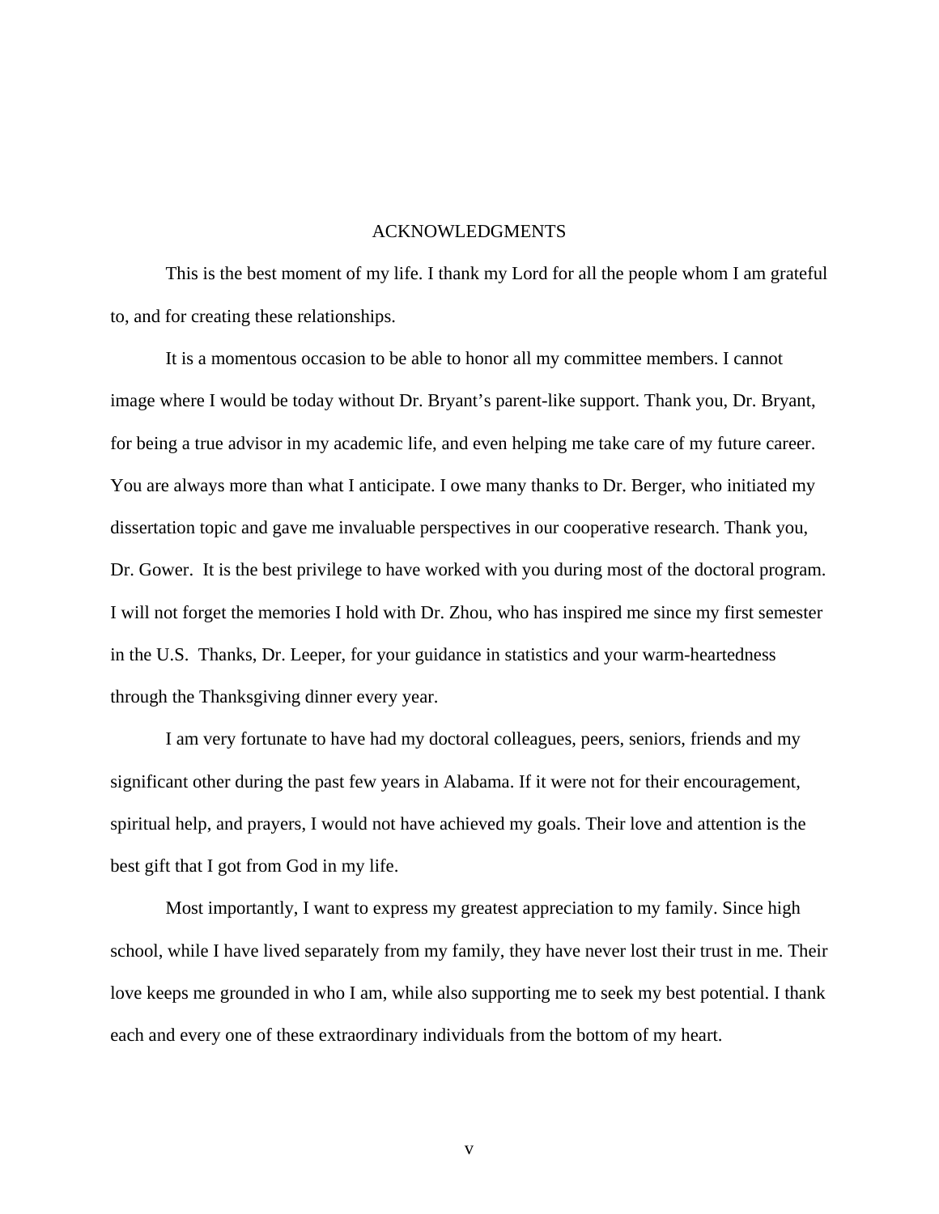# ACKNOWLEDGMENTS

This is the best moment of my life. I thank my Lord for all the people whom I am grateful to, and for creating these relationships.

It is a momentous occasion to be able to honor all my committee members. I cannot image where I would be today without Dr. Bryant's parent-like support. Thank you, Dr. Bryant, for being a true advisor in my academic life, and even helping me take care of my future career. You are always more than what I anticipate. I owe many thanks to Dr. Berger, who initiated my dissertation topic and gave me invaluable perspectives in our cooperative research. Thank you, Dr. Gower. It is the best privilege to have worked with you during most of the doctoral program. I will not forget the memories I hold with Dr. Zhou, who has inspired me since my first semester in the U.S. Thanks, Dr. Leeper, for your guidance in statistics and your warm-heartedness through the Thanksgiving dinner every year.

I am very fortunate to have had my doctoral colleagues, peers, seniors, friends and my significant other during the past few years in Alabama. If it were not for their encouragement, spiritual help, and prayers, I would not have achieved my goals. Their love and attention is the best gift that I got from God in my life.

Most importantly, I want to express my greatest appreciation to my family. Since high school, while I have lived separately from my family, they have never lost their trust in me. Their love keeps me grounded in who I am, while also supporting me to seek my best potential. I thank each and every one of these extraordinary individuals from the bottom of my heart.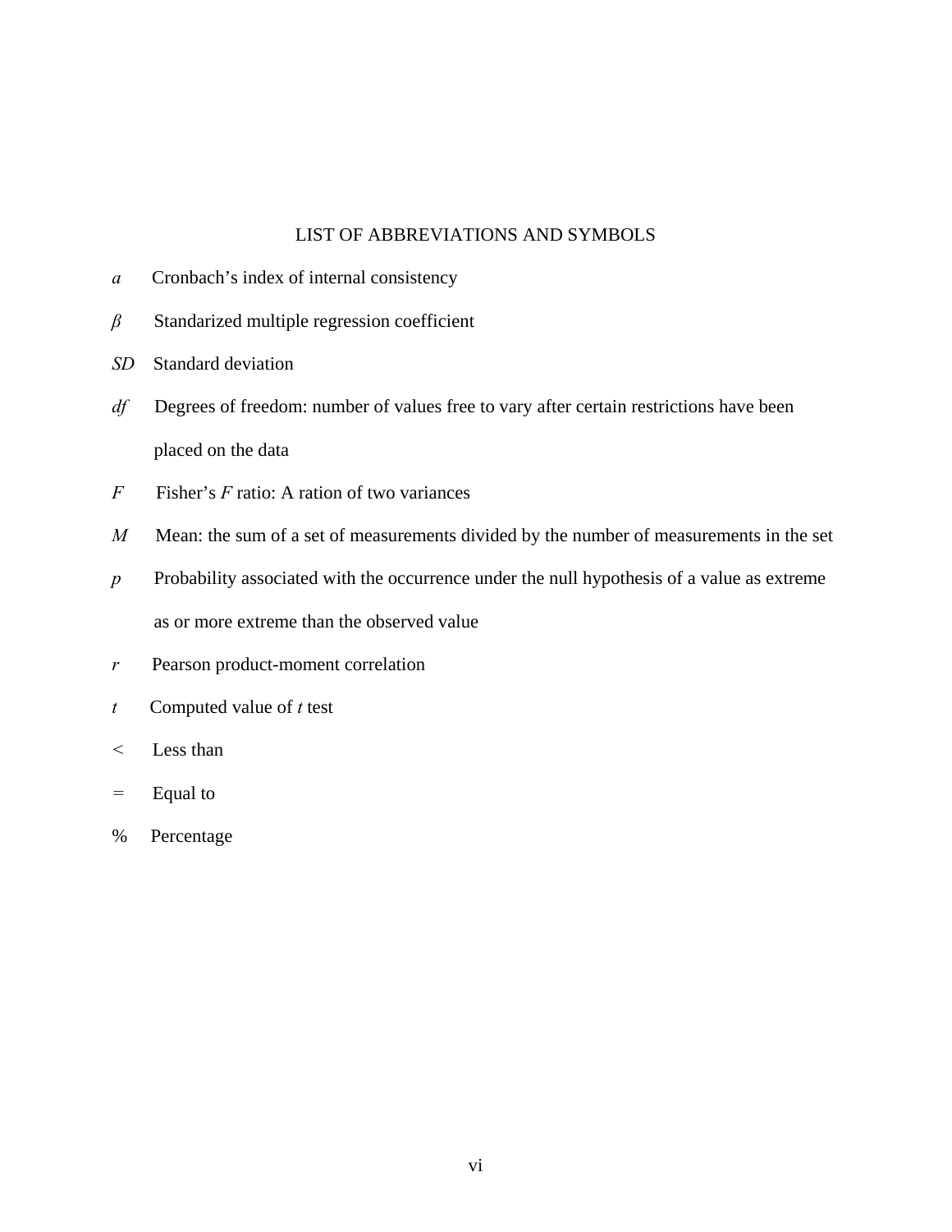# LIST OF ABBREVIATIONS AND SYMBOLS

*a* Cronbach's index of internal consistency

*β* Standarized multiple regression coefficient

*SD* Standard deviation

*df* Degrees of freedom: number of values free to vary after certain restrictions have been placed on the data

*F* Fisher's *F* ratio: A ration of two variances

*M* Mean: the sum of a set of measurements divided by the number of measurements in the set

*p* Probability associated with the occurrence under the null hypothesis of a value as extreme as or more extreme than the observed value

*r* Pearson product-moment correlation

*t* Computed value of *t* test

< Less than

= Equal to

% Percentage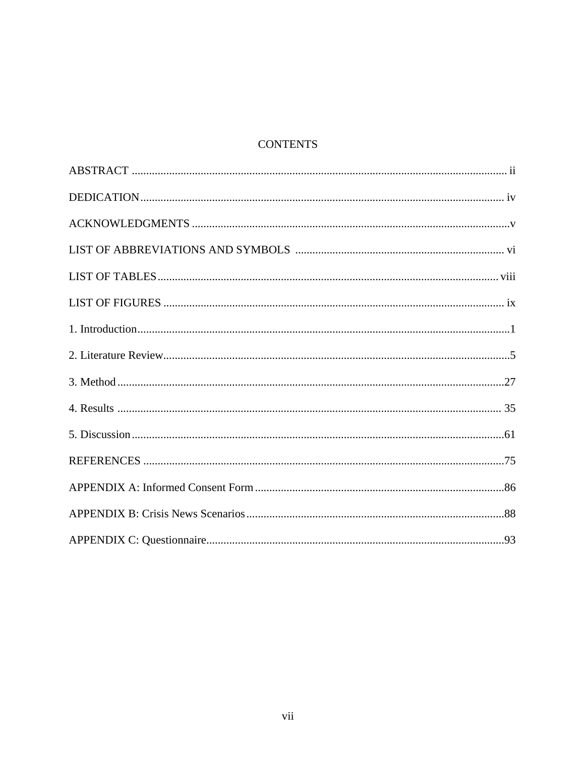# CONTENTS

ABSTRACT ........................................................................................................................ ii

DEDICATION.................................................................................................................... iv

ACKNOWLEDGMENTS .....................................................................................................v

LIST OF ABBREVIATIONS AND SYMBOLS ......................................................................... vi

LIST OF TABLES.............................................................................................................. viii

LIST OF FIGURES ............................................................................................................. ix

1. Introduction........................................................................................................................1

2. Literature Review...............................................................................................................5

3. Method .............................................................................................................................27

4. Results ............................................................................................................................ 35

5. Discussion ........................................................................................................................61

REFERENCES ....................................................................................................................75

APPENDIX A: Informed Consent Form ..............................................................................86

APPENDIX B: Crisis News Scenarios .................................................................................88

APPENDIX C: Questionnaire...............................................................................................93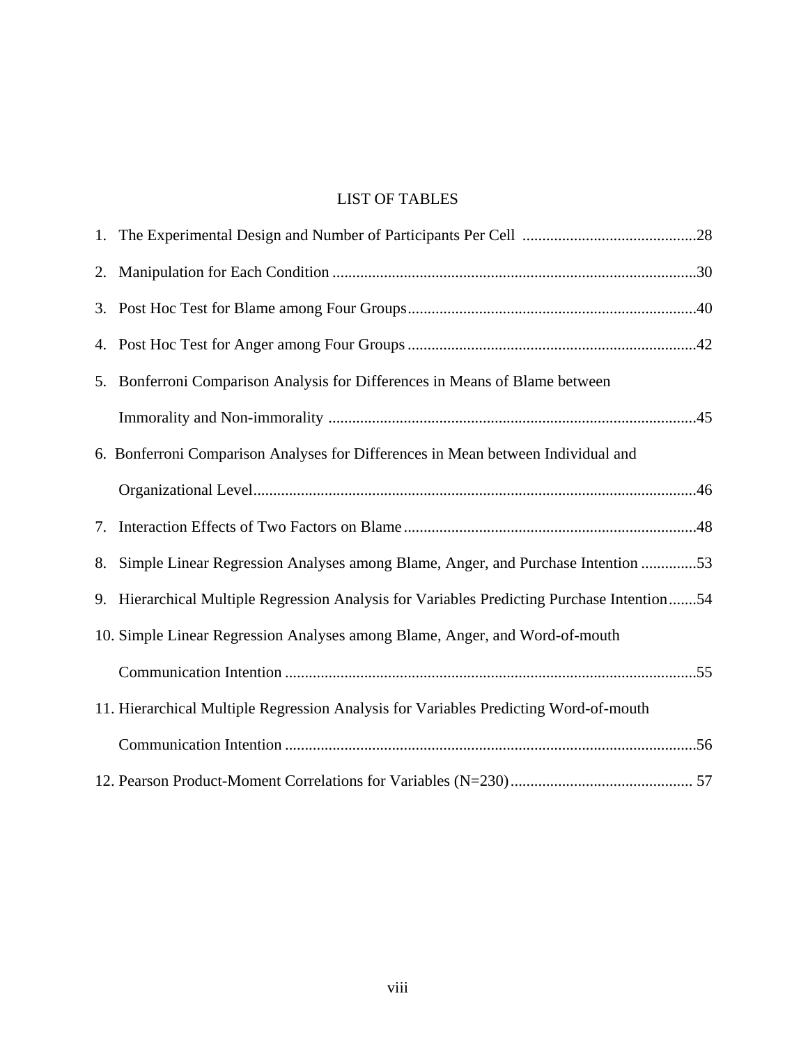# LIST OF TABLES

1. The Experimental Design and Number of Participants Per Cell ............................................28
2. Manipulation for Each Condition ............................................................................................30
3. Post Hoc Test for Blame among Four Groups.........................................................................40
4. Post Hoc Test for Anger among Four Groups .........................................................................42
5. Bonferroni Comparison Analysis for Differences in Means of Blame between Immorality and Non-immorality .............................................................................................45
6. Bonferroni Comparison Analyses for Differences in Mean between Individual and Organizational Level................................................................................................................46
7. Interaction Effects of Two Factors on Blame ..........................................................................48
8. Simple Linear Regression Analyses among Blame, Anger, and Purchase Intention ..............53
9. Hierarchical Multiple Regression Analysis for Variables Predicting Purchase Intention.......54
10. Simple Linear Regression Analyses among Blame, Anger, and Word-of-mouth Communication Intention ........................................................................................................55
11. Hierarchical Multiple Regression Analysis for Variables Predicting Word-of-mouth Communication Intention ........................................................................................................56
12. Pearson Product-Moment Correlations for Variables (N=230).............................................. 57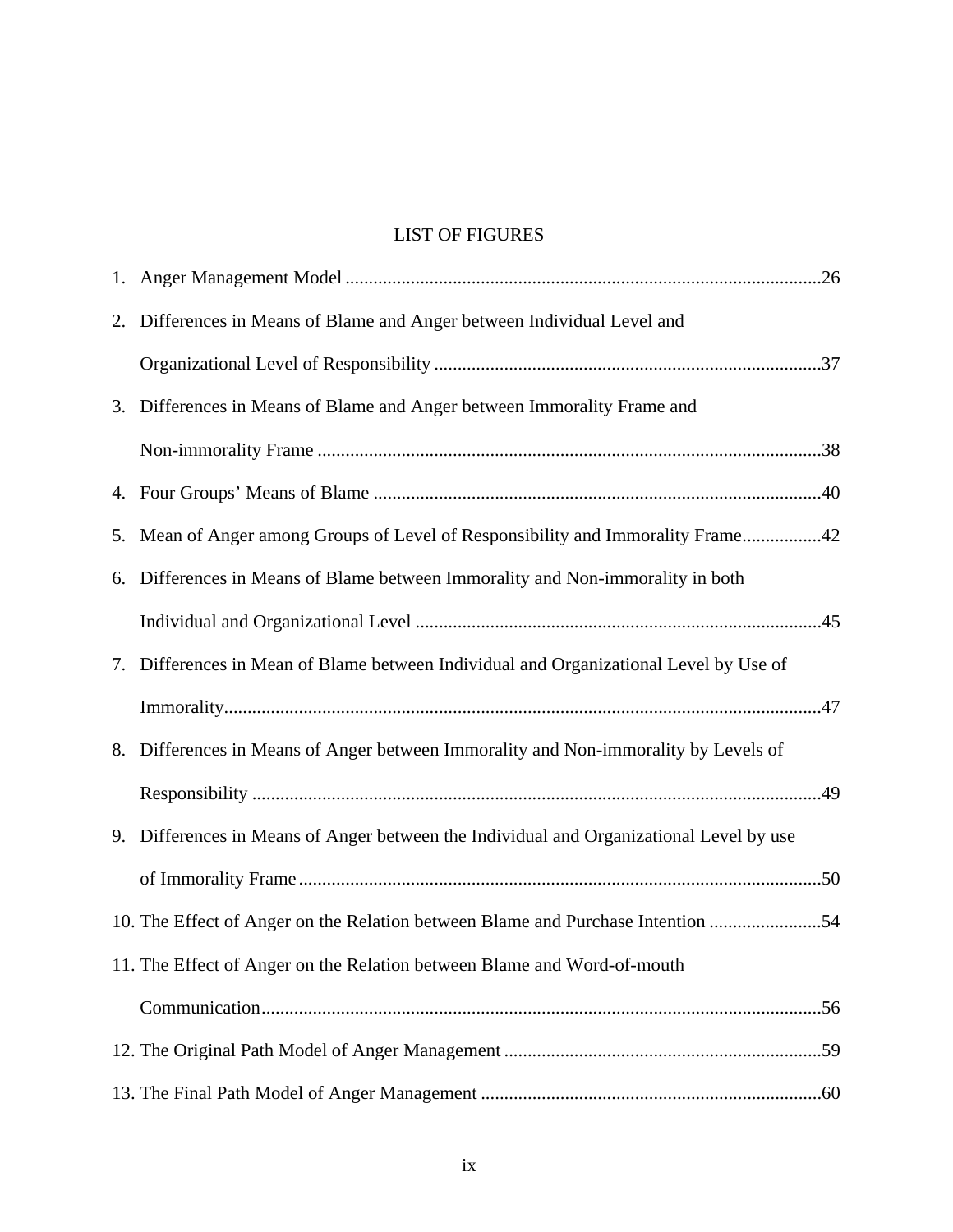# LIST OF FIGURES

1. Anger Management Model ....................................................................................................26
2. Differences in Means of Blame and Anger between Individual Level and Organizational Level of Responsibility ..................................................................................37
3. Differences in Means of Blame and Anger between Immorality Frame and Non-immorality Frame ..........................................................................................................38
4. Four Groups' Means of Blame ...............................................................................................40
5. Mean of Anger among Groups of Level of Responsibility and Immorality Frame.................42
6. Differences in Means of Blame between Immorality and Non-immorality in both Individual and Organizational Level ......................................................................................45
7. Differences in Mean of Blame between Individual and Organizational Level by Use of Immorality...............................................................................................................................47
8. Differences in Means of Anger between Immorality and Non-immorality by Levels of Responsibility .........................................................................................................................49
9. Differences in Means of Anger between the Individual and Organizational Level by use of Immorality Frame ...............................................................................................................50
10. The Effect of Anger on the Relation between Blame and Purchase Intention ........................54
11. The Effect of Anger on the Relation between Blame and Word-of-mouth Communication.......................................................................................................................56
12. The Original Path Model of Anger Management ...................................................................59
13. The Final Path Model of Anger Management ........................................................................60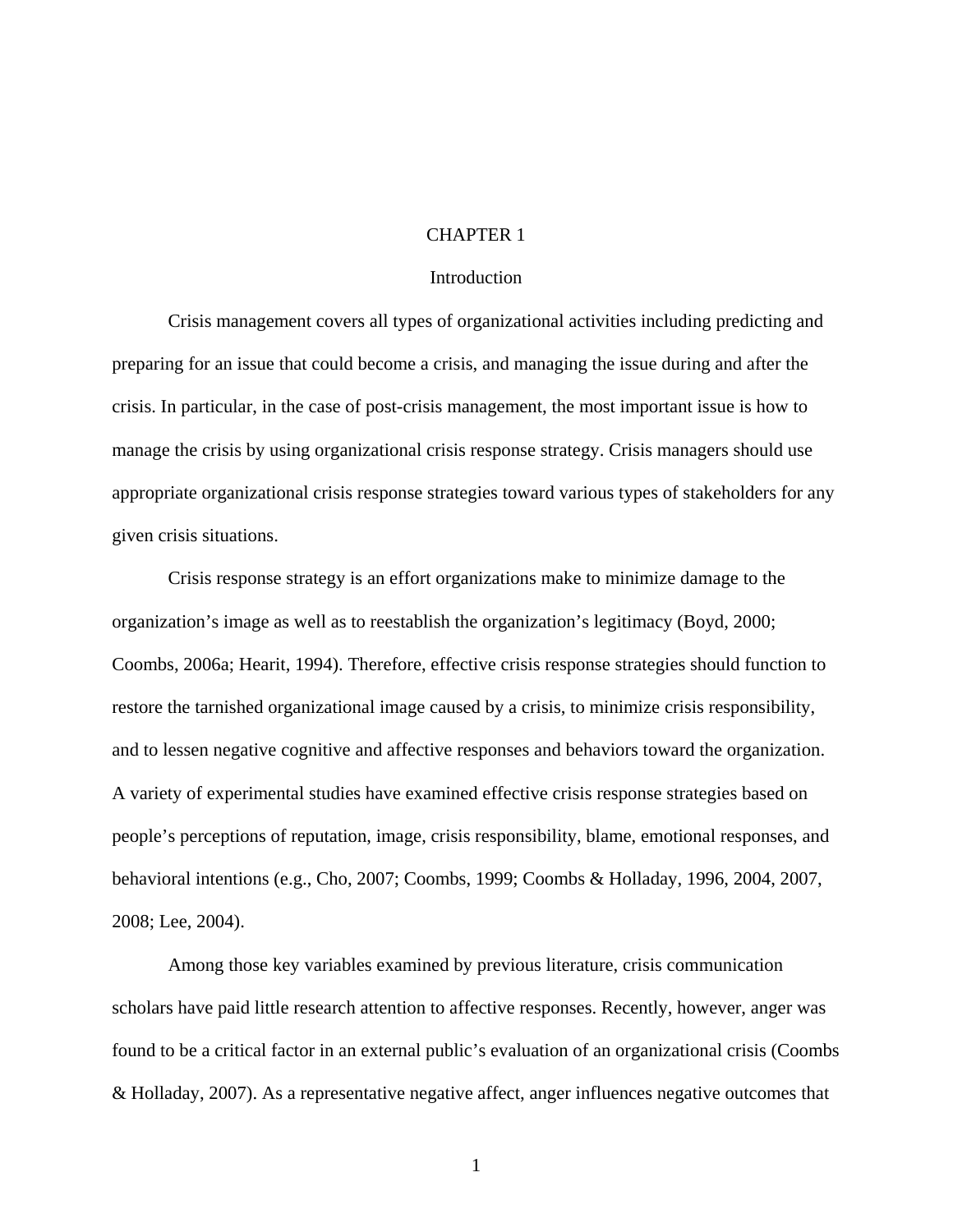# CHAPTER 1

## Introduction

Crisis management covers all types of organizational activities including predicting and preparing for an issue that could become a crisis, and managing the issue during and after the crisis. In particular, in the case of post-crisis management, the most important issue is how to manage the crisis by using organizational crisis response strategy. Crisis managers should use appropriate organizational crisis response strategies toward various types of stakeholders for any given crisis situations.

Crisis response strategy is an effort organizations make to minimize damage to the organization's image as well as to reestablish the organization's legitimacy (Boyd, 2000; Coombs, 2006a; Hearit, 1994). Therefore, effective crisis response strategies should function to restore the tarnished organizational image caused by a crisis, to minimize crisis responsibility, and to lessen negative cognitive and affective responses and behaviors toward the organization. A variety of experimental studies have examined effective crisis response strategies based on people's perceptions of reputation, image, crisis responsibility, blame, emotional responses, and behavioral intentions (e.g., Cho, 2007; Coombs, 1999; Coombs & Holladay, 1996, 2004, 2007, 2008; Lee, 2004).

Among those key variables examined by previous literature, crisis communication scholars have paid little research attention to affective responses. Recently, however, anger was found to be a critical factor in an external public's evaluation of an organizational crisis (Coombs & Holladay, 2007). As a representative negative affect, anger influences negative outcomes that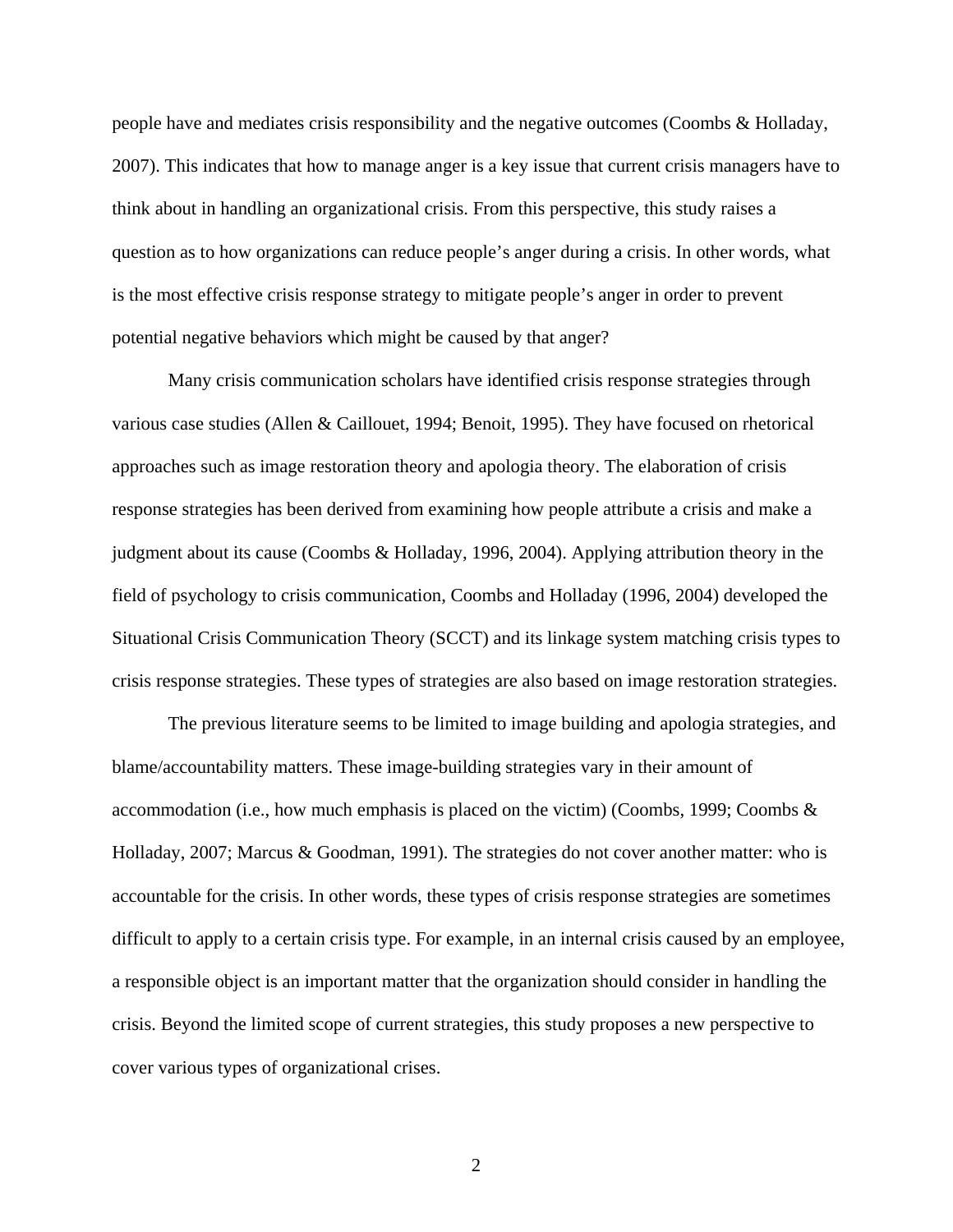people have and mediates crisis responsibility and the negative outcomes (Coombs & Holladay, 2007). This indicates that how to manage anger is a key issue that current crisis managers have to think about in handling an organizational crisis. From this perspective, this study raises a question as to how organizations can reduce people's anger during a crisis. In other words, what is the most effective crisis response strategy to mitigate people's anger in order to prevent potential negative behaviors which might be caused by that anger?

Many crisis communication scholars have identified crisis response strategies through various case studies (Allen & Caillouet, 1994; Benoit, 1995). They have focused on rhetorical approaches such as image restoration theory and apologia theory. The elaboration of crisis response strategies has been derived from examining how people attribute a crisis and make a judgment about its cause (Coombs & Holladay, 1996, 2004). Applying attribution theory in the field of psychology to crisis communication, Coombs and Holladay (1996, 2004) developed the Situational Crisis Communication Theory (SCCT) and its linkage system matching crisis types to crisis response strategies. These types of strategies are also based on image restoration strategies.

The previous literature seems to be limited to image building and apologia strategies, and blame/accountability matters. These image-building strategies vary in their amount of accommodation (i.e., how much emphasis is placed on the victim) (Coombs, 1999; Coombs & Holladay, 2007; Marcus & Goodman, 1991). The strategies do not cover another matter: who is accountable for the crisis. In other words, these types of crisis response strategies are sometimes difficult to apply to a certain crisis type. For example, in an internal crisis caused by an employee, a responsible object is an important matter that the organization should consider in handling the crisis. Beyond the limited scope of current strategies, this study proposes a new perspective to cover various types of organizational crises.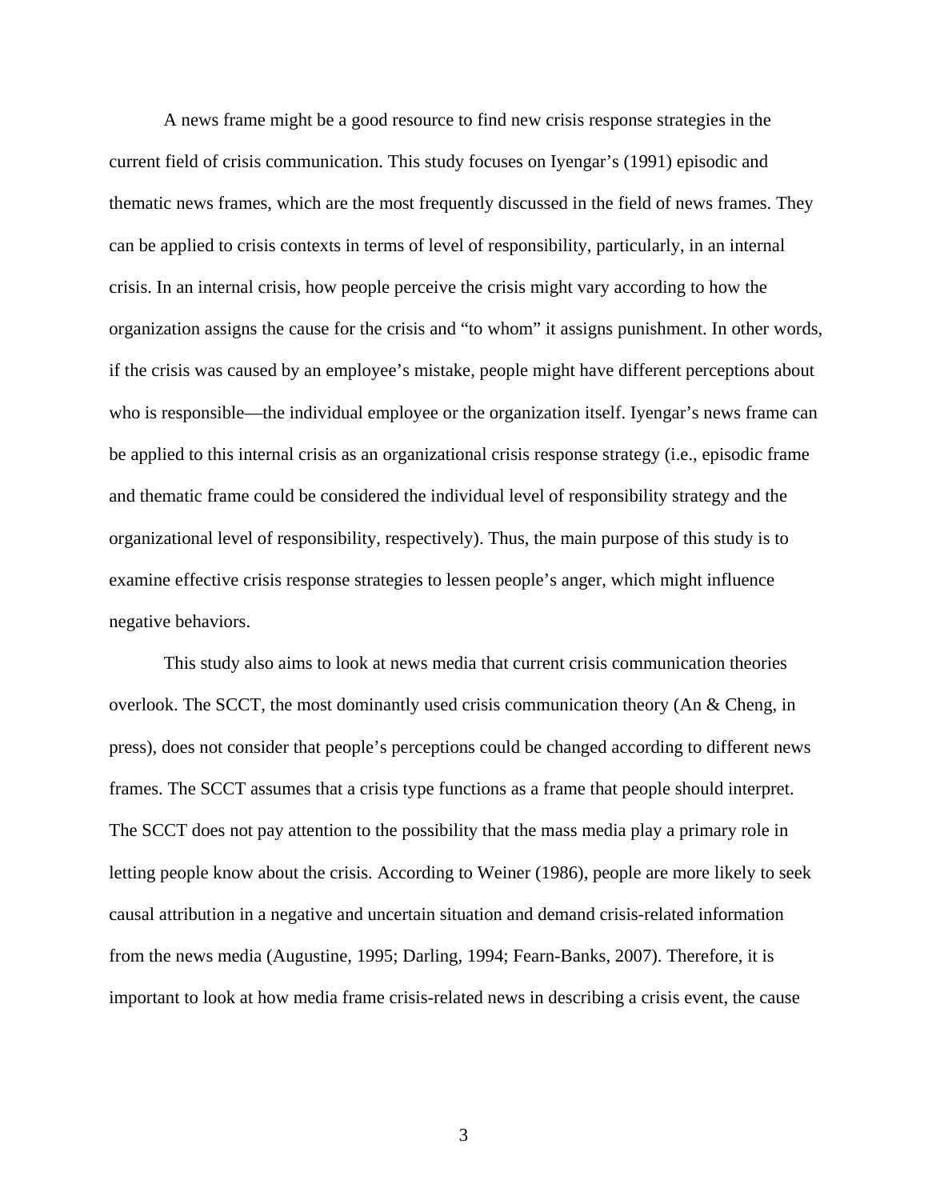A news frame might be a good resource to find new crisis response strategies in the current field of crisis communication. This study focuses on Iyengar's (1991) episodic and thematic news frames, which are the most frequently discussed in the field of news frames. They can be applied to crisis contexts in terms of level of responsibility, particularly, in an internal crisis. In an internal crisis, how people perceive the crisis might vary according to how the organization assigns the cause for the crisis and "to whom" it assigns punishment. In other words, if the crisis was caused by an employee's mistake, people might have different perceptions about who is responsible—the individual employee or the organization itself. Iyengar's news frame can be applied to this internal crisis as an organizational crisis response strategy (i.e., episodic frame and thematic frame could be considered the individual level of responsibility strategy and the organizational level of responsibility, respectively). Thus, the main purpose of this study is to examine effective crisis response strategies to lessen people's anger, which might influence negative behaviors.

This study also aims to look at news media that current crisis communication theories overlook. The SCCT, the most dominantly used crisis communication theory (An & Cheng, in press), does not consider that people's perceptions could be changed according to different news frames. The SCCT assumes that a crisis type functions as a frame that people should interpret. The SCCT does not pay attention to the possibility that the mass media play a primary role in letting people know about the crisis. According to Weiner (1986), people are more likely to seek causal attribution in a negative and uncertain situation and demand crisis-related information from the news media (Augustine, 1995; Darling, 1994; Fearn-Banks, 2007). Therefore, it is important to look at how media frame crisis-related news in describing a crisis event, the cause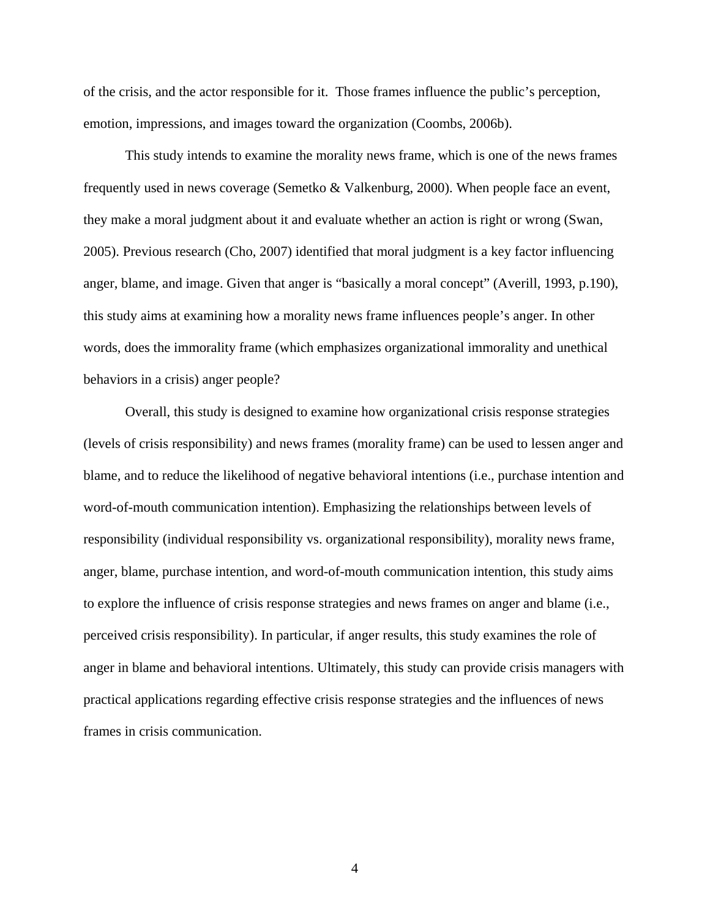of the crisis, and the actor responsible for it. Those frames influence the public's perception, emotion, impressions, and images toward the organization (Coombs, 2006b).

This study intends to examine the morality news frame, which is one of the news frames frequently used in news coverage (Semetko & Valkenburg, 2000). When people face an event, they make a moral judgment about it and evaluate whether an action is right or wrong (Swan, 2005). Previous research (Cho, 2007) identified that moral judgment is a key factor influencing anger, blame, and image. Given that anger is "basically a moral concept" (Averill, 1993, p.190), this study aims at examining how a morality news frame influences people's anger. In other words, does the immorality frame (which emphasizes organizational immorality and unethical behaviors in a crisis) anger people?

Overall, this study is designed to examine how organizational crisis response strategies (levels of crisis responsibility) and news frames (morality frame) can be used to lessen anger and blame, and to reduce the likelihood of negative behavioral intentions (i.e., purchase intention and word-of-mouth communication intention). Emphasizing the relationships between levels of responsibility (individual responsibility vs. organizational responsibility), morality news frame, anger, blame, purchase intention, and word-of-mouth communication intention, this study aims to explore the influence of crisis response strategies and news frames on anger and blame (i.e., perceived crisis responsibility). In particular, if anger results, this study examines the role of anger in blame and behavioral intentions. Ultimately, this study can provide crisis managers with practical applications regarding effective crisis response strategies and the influences of news frames in crisis communication.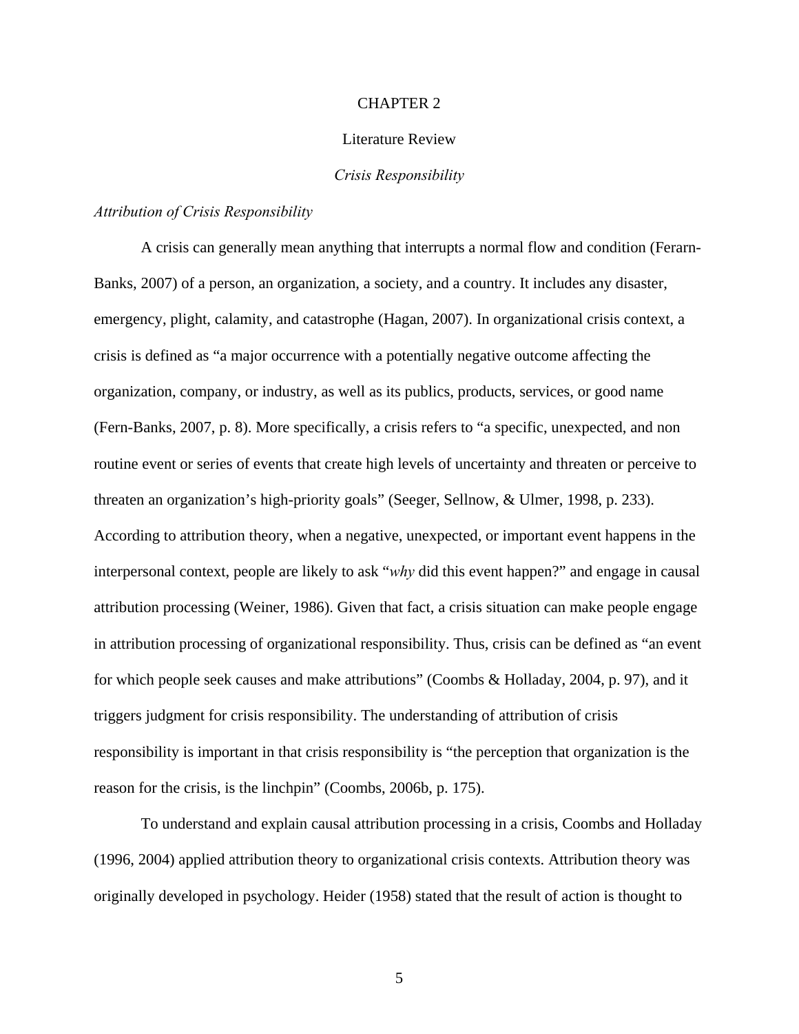# CHAPTER 2

## Literature Review

### *Crisis Responsibility*

#### *Attribution of Crisis Responsibility*

A crisis can generally mean anything that interrupts a normal flow and condition (Ferarn-Banks, 2007) of a person, an organization, a society, and a country. It includes any disaster, emergency, plight, calamity, and catastrophe (Hagan, 2007). In organizational crisis context, a crisis is defined as "a major occurrence with a potentially negative outcome affecting the organization, company, or industry, as well as its publics, products, services, or good name (Fern-Banks, 2007, p. 8). More specifically, a crisis refers to "a specific, unexpected, and non routine event or series of events that create high levels of uncertainty and threaten or perceive to threaten an organization's high-priority goals" (Seeger, Sellnow, & Ulmer, 1998, p. 233). According to attribution theory, when a negative, unexpected, or important event happens in the interpersonal context, people are likely to ask "*why* did this event happen?" and engage in causal attribution processing (Weiner, 1986). Given that fact, a crisis situation can make people engage in attribution processing of organizational responsibility. Thus, crisis can be defined as "an event for which people seek causes and make attributions" (Coombs & Holladay, 2004, p. 97), and it triggers judgment for crisis responsibility. The understanding of attribution of crisis responsibility is important in that crisis responsibility is "the perception that organization is the reason for the crisis, is the linchpin" (Coombs, 2006b, p. 175).

To understand and explain causal attribution processing in a crisis, Coombs and Holladay (1996, 2004) applied attribution theory to organizational crisis contexts. Attribution theory was originally developed in psychology. Heider (1958) stated that the result of action is thought to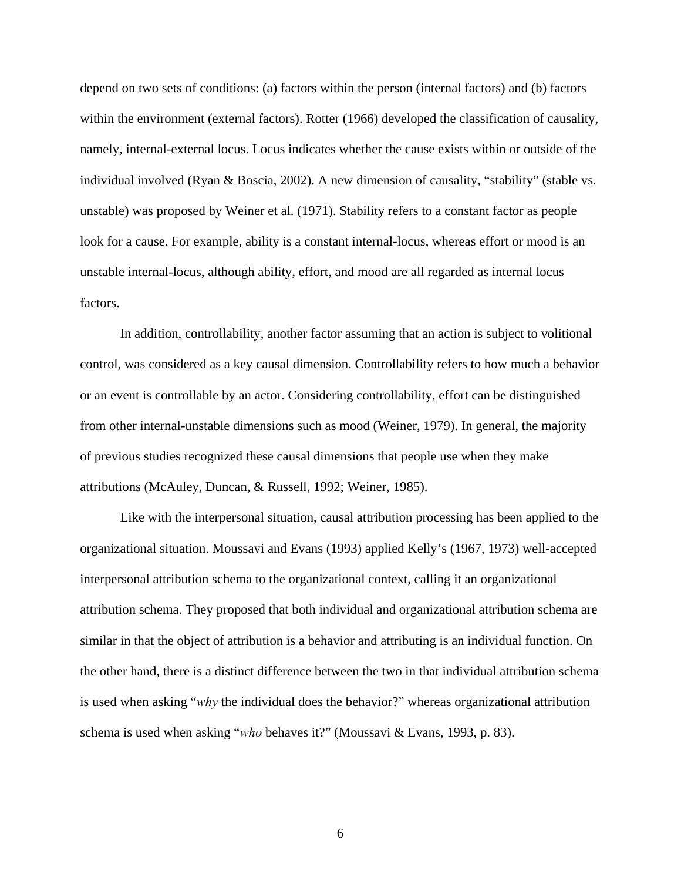depend on two sets of conditions: (a) factors within the person (internal factors) and (b) factors within the environment (external factors). Rotter (1966) developed the classification of causality, namely, internal-external locus. Locus indicates whether the cause exists within or outside of the individual involved (Ryan & Boscia, 2002). A new dimension of causality, "stability" (stable vs. unstable) was proposed by Weiner et al. (1971). Stability refers to a constant factor as people look for a cause. For example, ability is a constant internal-locus, whereas effort or mood is an unstable internal-locus, although ability, effort, and mood are all regarded as internal locus factors.

In addition, controllability, another factor assuming that an action is subject to volitional control, was considered as a key causal dimension. Controllability refers to how much a behavior or an event is controllable by an actor. Considering controllability, effort can be distinguished from other internal-unstable dimensions such as mood (Weiner, 1979). In general, the majority of previous studies recognized these causal dimensions that people use when they make attributions (McAuley, Duncan, & Russell, 1992; Weiner, 1985).

Like with the interpersonal situation, causal attribution processing has been applied to the organizational situation. Moussavi and Evans (1993) applied Kelly's (1967, 1973) well-accepted interpersonal attribution schema to the organizational context, calling it an organizational attribution schema. They proposed that both individual and organizational attribution schema are similar in that the object of attribution is a behavior and attributing is an individual function. On the other hand, there is a distinct difference between the two in that individual attribution schema is used when asking "*why* the individual does the behavior?" whereas organizational attribution schema is used when asking "*who* behaves it?" (Moussavi & Evans, 1993, p. 83).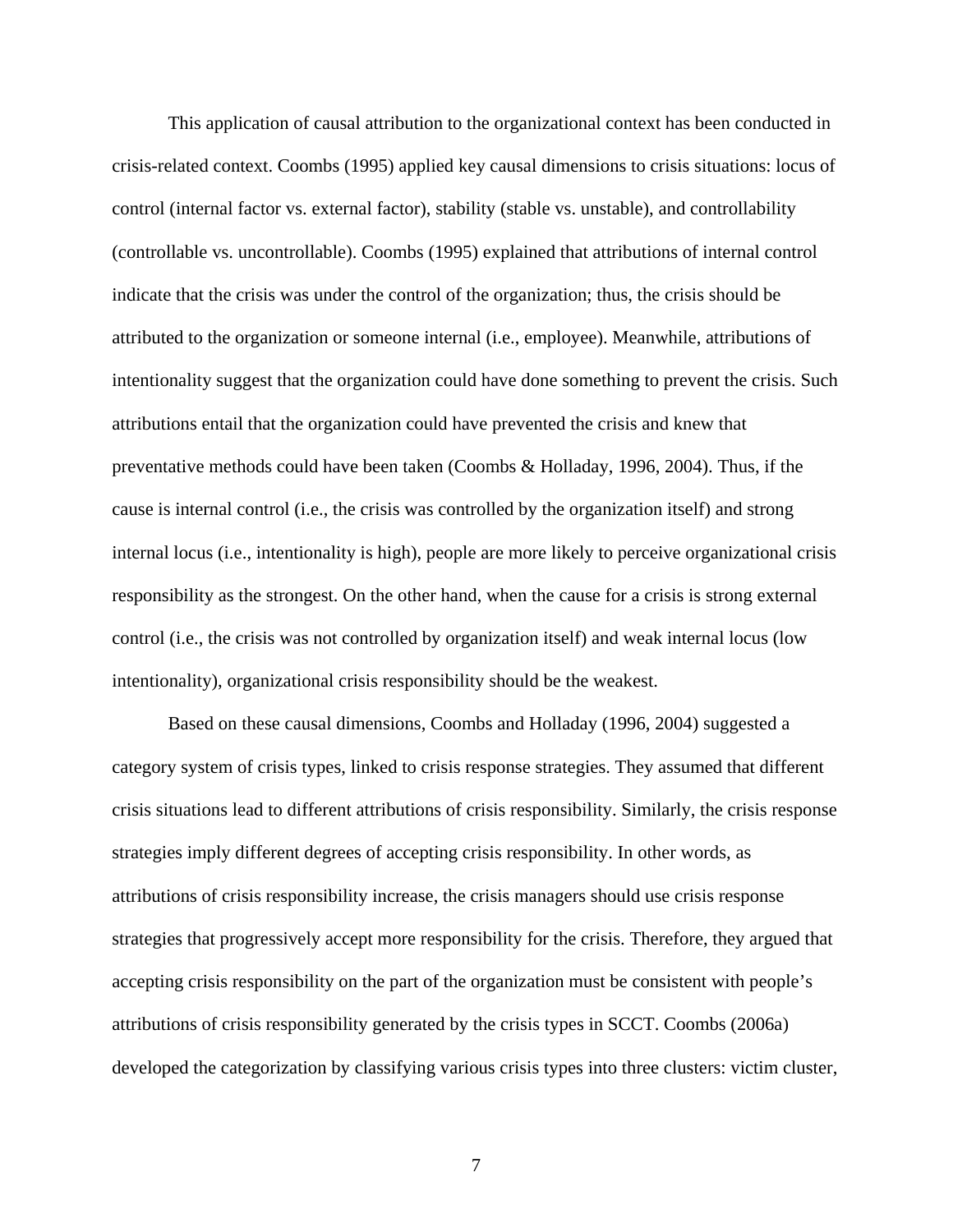This application of causal attribution to the organizational context has been conducted in crisis-related context. Coombs (1995) applied key causal dimensions to crisis situations: locus of control (internal factor vs. external factor), stability (stable vs. unstable), and controllability (controllable vs. uncontrollable). Coombs (1995) explained that attributions of internal control indicate that the crisis was under the control of the organization; thus, the crisis should be attributed to the organization or someone internal (i.e., employee). Meanwhile, attributions of intentionality suggest that the organization could have done something to prevent the crisis. Such attributions entail that the organization could have prevented the crisis and knew that preventative methods could have been taken (Coombs & Holladay, 1996, 2004). Thus, if the cause is internal control (i.e., the crisis was controlled by the organization itself) and strong internal locus (i.e., intentionality is high), people are more likely to perceive organizational crisis responsibility as the strongest. On the other hand, when the cause for a crisis is strong external control (i.e., the crisis was not controlled by organization itself) and weak internal locus (low intentionality), organizational crisis responsibility should be the weakest.

Based on these causal dimensions, Coombs and Holladay (1996, 2004) suggested a category system of crisis types, linked to crisis response strategies. They assumed that different crisis situations lead to different attributions of crisis responsibility. Similarly, the crisis response strategies imply different degrees of accepting crisis responsibility. In other words, as attributions of crisis responsibility increase, the crisis managers should use crisis response strategies that progressively accept more responsibility for the crisis. Therefore, they argued that accepting crisis responsibility on the part of the organization must be consistent with people's attributions of crisis responsibility generated by the crisis types in SCCT. Coombs (2006a) developed the categorization by classifying various crisis types into three clusters: victim cluster,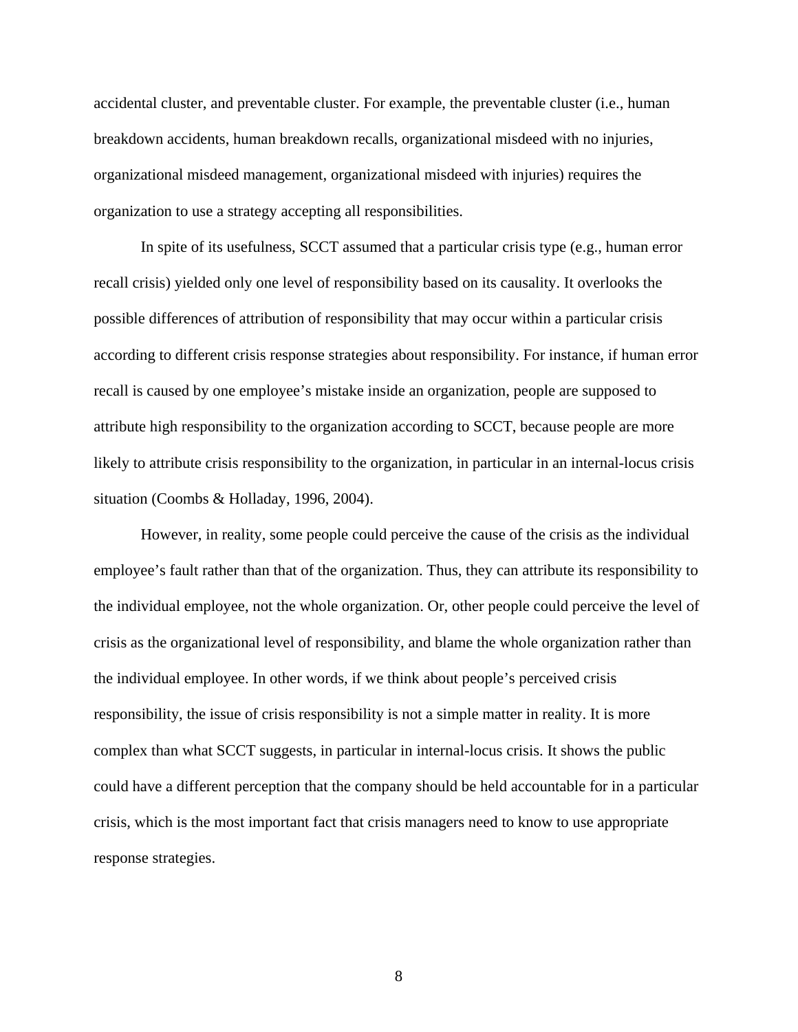accidental cluster, and preventable cluster. For example, the preventable cluster (i.e., human breakdown accidents, human breakdown recalls, organizational misdeed with no injuries, organizational misdeed management, organizational misdeed with injuries) requires the organization to use a strategy accepting all responsibilities.

In spite of its usefulness, SCCT assumed that a particular crisis type (e.g., human error recall crisis) yielded only one level of responsibility based on its causality. It overlooks the possible differences of attribution of responsibility that may occur within a particular crisis according to different crisis response strategies about responsibility. For instance, if human error recall is caused by one employee's mistake inside an organization, people are supposed to attribute high responsibility to the organization according to SCCT, because people are more likely to attribute crisis responsibility to the organization, in particular in an internal-locus crisis situation (Coombs & Holladay, 1996, 2004).

However, in reality, some people could perceive the cause of the crisis as the individual employee's fault rather than that of the organization. Thus, they can attribute its responsibility to the individual employee, not the whole organization. Or, other people could perceive the level of crisis as the organizational level of responsibility, and blame the whole organization rather than the individual employee. In other words, if we think about people's perceived crisis responsibility, the issue of crisis responsibility is not a simple matter in reality. It is more complex than what SCCT suggests, in particular in internal-locus crisis. It shows the public could have a different perception that the company should be held accountable for in a particular crisis, which is the most important fact that crisis managers need to know to use appropriate response strategies.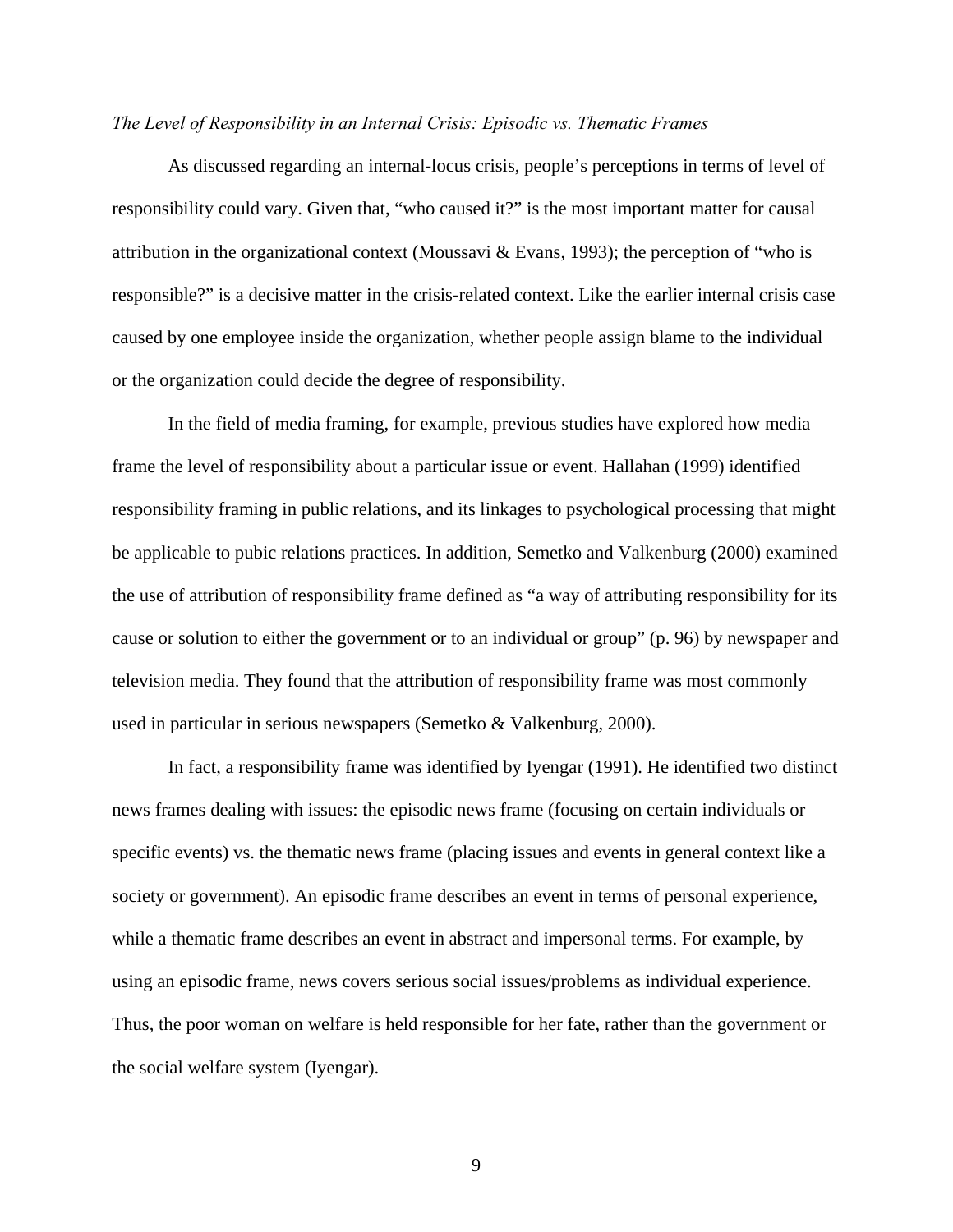*The Level of Responsibility in an Internal Crisis: Episodic vs. Thematic Frames*

As discussed regarding an internal-locus crisis, people's perceptions in terms of level of responsibility could vary. Given that, "who caused it?" is the most important matter for causal attribution in the organizational context (Moussavi & Evans, 1993); the perception of "who is responsible?" is a decisive matter in the crisis-related context. Like the earlier internal crisis case caused by one employee inside the organization, whether people assign blame to the individual or the organization could decide the degree of responsibility.

In the field of media framing, for example, previous studies have explored how media frame the level of responsibility about a particular issue or event. Hallahan (1999) identified responsibility framing in public relations, and its linkages to psychological processing that might be applicable to pubic relations practices. In addition, Semetko and Valkenburg (2000) examined the use of attribution of responsibility frame defined as "a way of attributing responsibility for its cause or solution to either the government or to an individual or group" (p. 96) by newspaper and television media. They found that the attribution of responsibility frame was most commonly used in particular in serious newspapers (Semetko & Valkenburg, 2000).

In fact, a responsibility frame was identified by Iyengar (1991). He identified two distinct news frames dealing with issues: the episodic news frame (focusing on certain individuals or specific events) vs. the thematic news frame (placing issues and events in general context like a society or government). An episodic frame describes an event in terms of personal experience, while a thematic frame describes an event in abstract and impersonal terms. For example, by using an episodic frame, news covers serious social issues/problems as individual experience. Thus, the poor woman on welfare is held responsible for her fate, rather than the government or the social welfare system (Iyengar).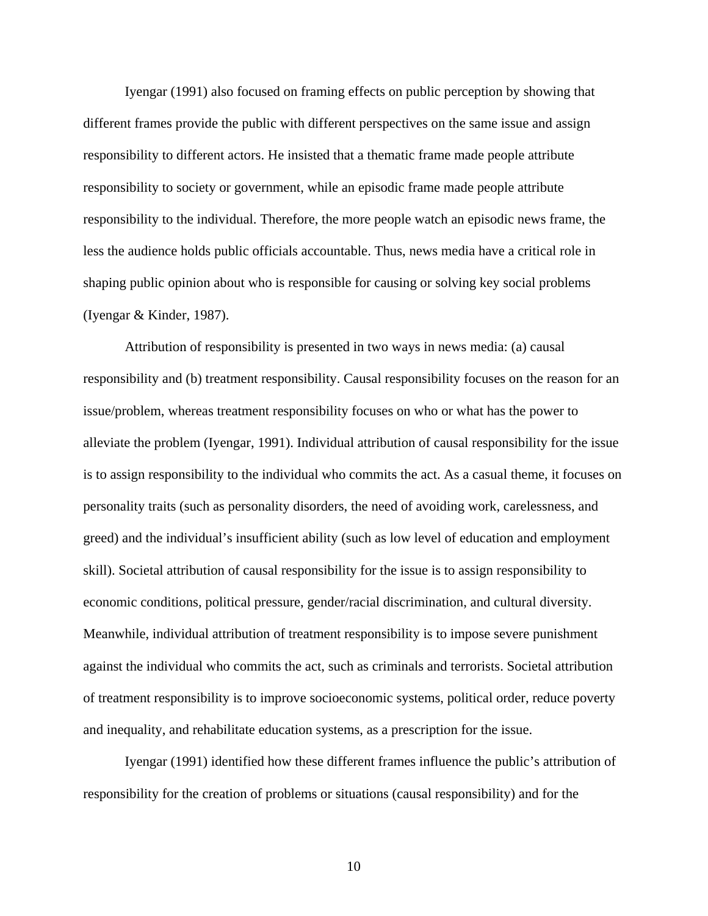Iyengar (1991) also focused on framing effects on public perception by showing that different frames provide the public with different perspectives on the same issue and assign responsibility to different actors. He insisted that a thematic frame made people attribute responsibility to society or government, while an episodic frame made people attribute responsibility to the individual. Therefore, the more people watch an episodic news frame, the less the audience holds public officials accountable. Thus, news media have a critical role in shaping public opinion about who is responsible for causing or solving key social problems (Iyengar & Kinder, 1987).

Attribution of responsibility is presented in two ways in news media: (a) causal responsibility and (b) treatment responsibility. Causal responsibility focuses on the reason for an issue/problem, whereas treatment responsibility focuses on who or what has the power to alleviate the problem (Iyengar, 1991). Individual attribution of causal responsibility for the issue is to assign responsibility to the individual who commits the act. As a casual theme, it focuses on personality traits (such as personality disorders, the need of avoiding work, carelessness, and greed) and the individual's insufficient ability (such as low level of education and employment skill). Societal attribution of causal responsibility for the issue is to assign responsibility to economic conditions, political pressure, gender/racial discrimination, and cultural diversity. Meanwhile, individual attribution of treatment responsibility is to impose severe punishment against the individual who commits the act, such as criminals and terrorists. Societal attribution of treatment responsibility is to improve socioeconomic systems, political order, reduce poverty and inequality, and rehabilitate education systems, as a prescription for the issue.

Iyengar (1991) identified how these different frames influence the public's attribution of responsibility for the creation of problems or situations (causal responsibility) and for the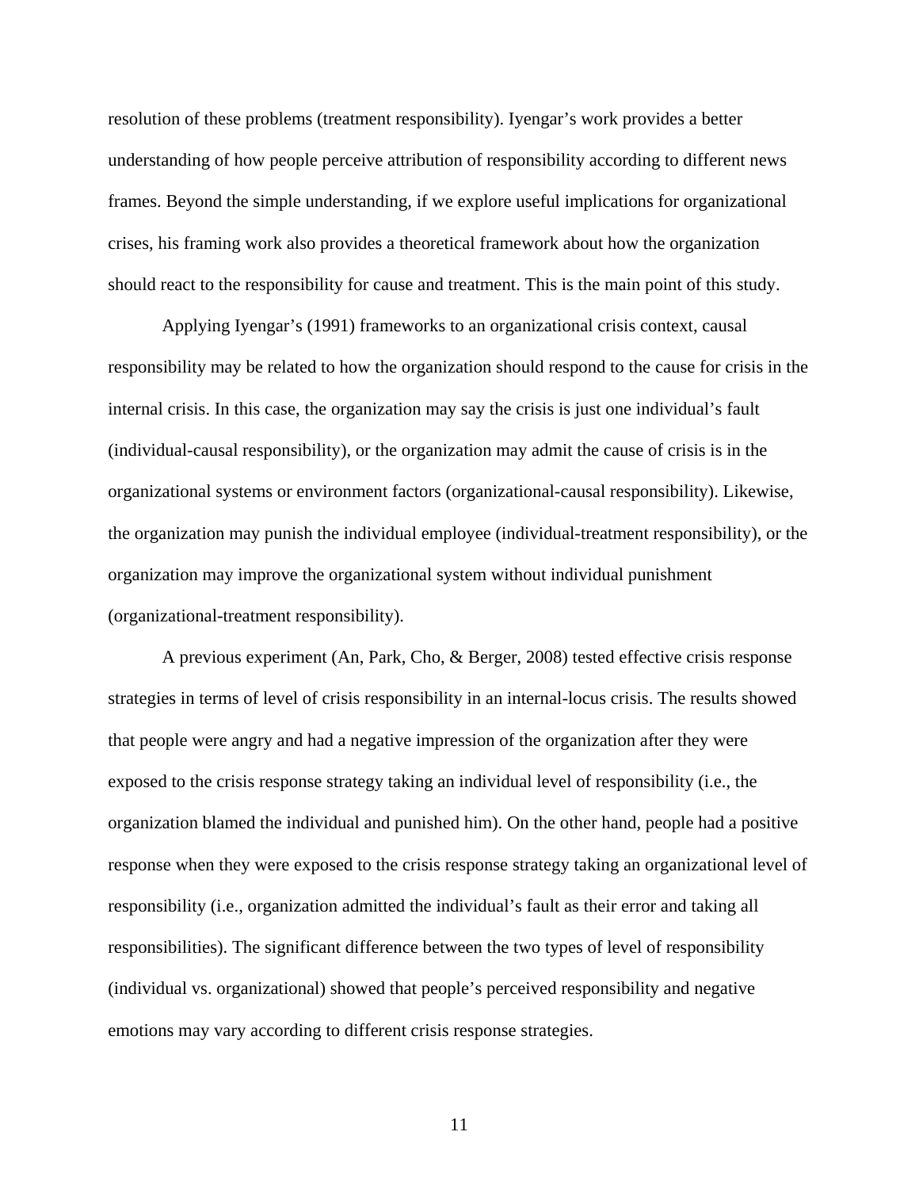resolution of these problems (treatment responsibility). Iyengar's work provides a better understanding of how people perceive attribution of responsibility according to different news frames. Beyond the simple understanding, if we explore useful implications for organizational crises, his framing work also provides a theoretical framework about how the organization should react to the responsibility for cause and treatment. This is the main point of this study.

Applying Iyengar's (1991) frameworks to an organizational crisis context, causal responsibility may be related to how the organization should respond to the cause for crisis in the internal crisis. In this case, the organization may say the crisis is just one individual's fault (individual-causal responsibility), or the organization may admit the cause of crisis is in the organizational systems or environment factors (organizational-causal responsibility). Likewise, the organization may punish the individual employee (individual-treatment responsibility), or the organization may improve the organizational system without individual punishment (organizational-treatment responsibility).

A previous experiment (An, Park, Cho, & Berger, 2008) tested effective crisis response strategies in terms of level of crisis responsibility in an internal-locus crisis. The results showed that people were angry and had a negative impression of the organization after they were exposed to the crisis response strategy taking an individual level of responsibility (i.e., the organization blamed the individual and punished him). On the other hand, people had a positive response when they were exposed to the crisis response strategy taking an organizational level of responsibility (i.e., organization admitted the individual's fault as their error and taking all responsibilities). The significant difference between the two types of level of responsibility (individual vs. organizational) showed that people's perceived responsibility and negative emotions may vary according to different crisis response strategies.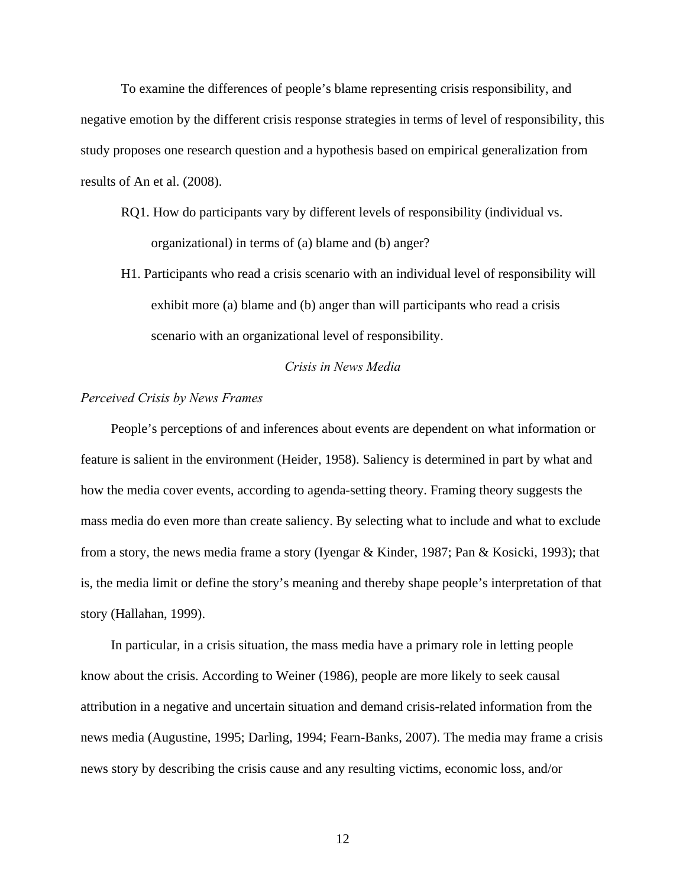To examine the differences of people's blame representing crisis responsibility, and negative emotion by the different crisis response strategies in terms of level of responsibility, this study proposes one research question and a hypothesis based on empirical generalization from results of An et al. (2008).

RQ1. How do participants vary by different levels of responsibility (individual vs. organizational) in terms of (a) blame and (b) anger?

H1. Participants who read a crisis scenario with an individual level of responsibility will exhibit more (a) blame and (b) anger than will participants who read a crisis scenario with an organizational level of responsibility.

## *Crisis in News Media*

### *Perceived Crisis by News Frames*

People's perceptions of and inferences about events are dependent on what information or feature is salient in the environment (Heider, 1958). Saliency is determined in part by what and how the media cover events, according to agenda-setting theory. Framing theory suggests the mass media do even more than create saliency. By selecting what to include and what to exclude from a story, the news media frame a story (Iyengar & Kinder, 1987; Pan & Kosicki, 1993); that is, the media limit or define the story's meaning and thereby shape people's interpretation of that story (Hallahan, 1999).

In particular, in a crisis situation, the mass media have a primary role in letting people know about the crisis. According to Weiner (1986), people are more likely to seek causal attribution in a negative and uncertain situation and demand crisis-related information from the news media (Augustine, 1995; Darling, 1994; Fearn-Banks, 2007). The media may frame a crisis news story by describing the crisis cause and any resulting victims, economic loss, and/or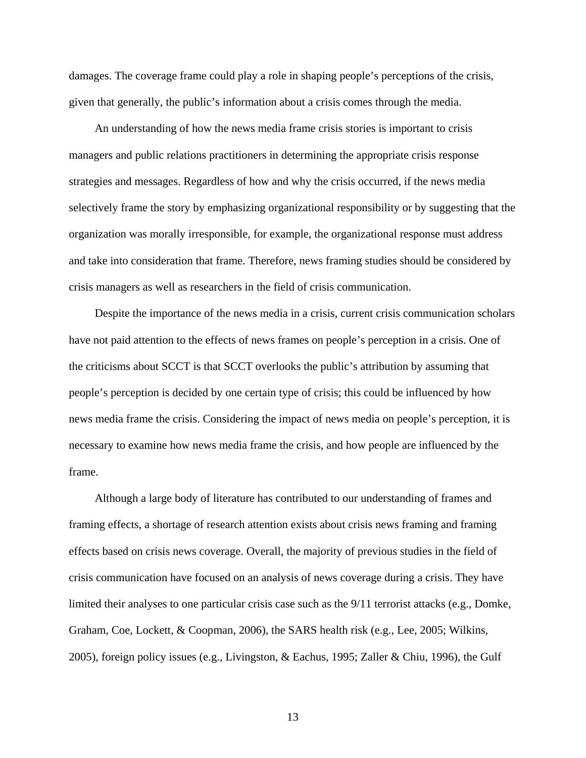damages. The coverage frame could play a role in shaping people's perceptions of the crisis, given that generally, the public's information about a crisis comes through the media.

An understanding of how the news media frame crisis stories is important to crisis managers and public relations practitioners in determining the appropriate crisis response strategies and messages. Regardless of how and why the crisis occurred, if the news media selectively frame the story by emphasizing organizational responsibility or by suggesting that the organization was morally irresponsible, for example, the organizational response must address and take into consideration that frame. Therefore, news framing studies should be considered by crisis managers as well as researchers in the field of crisis communication.

Despite the importance of the news media in a crisis, current crisis communication scholars have not paid attention to the effects of news frames on people's perception in a crisis. One of the criticisms about SCCT is that SCCT overlooks the public's attribution by assuming that people's perception is decided by one certain type of crisis; this could be influenced by how news media frame the crisis. Considering the impact of news media on people's perception, it is necessary to examine how news media frame the crisis, and how people are influenced by the frame.

Although a large body of literature has contributed to our understanding of frames and framing effects, a shortage of research attention exists about crisis news framing and framing effects based on crisis news coverage. Overall, the majority of previous studies in the field of crisis communication have focused on an analysis of news coverage during a crisis. They have limited their analyses to one particular crisis case such as the 9/11 terrorist attacks (e.g., Domke, Graham, Coe, Lockett, & Coopman, 2006), the SARS health risk (e.g., Lee, 2005; Wilkins, 2005), foreign policy issues (e.g., Livingston, & Eachus, 1995; Zaller & Chiu, 1996), the Gulf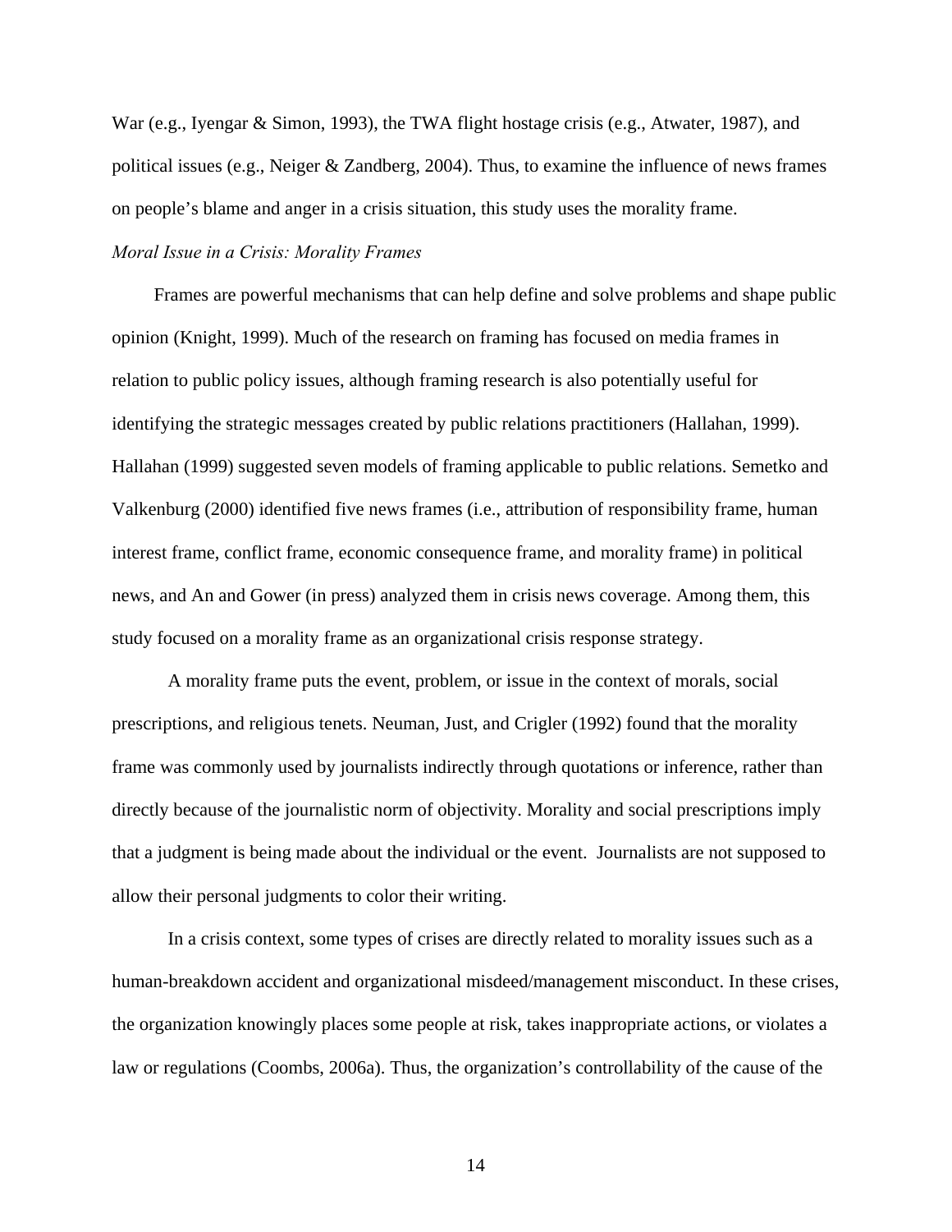War (e.g., Iyengar & Simon, 1993), the TWA flight hostage crisis (e.g., Atwater, 1987), and political issues (e.g., Neiger & Zandberg, 2004). Thus, to examine the influence of news frames on people's blame and anger in a crisis situation, this study uses the morality frame.

### *Moral Issue in a Crisis: Morality Frames*

Frames are powerful mechanisms that can help define and solve problems and shape public opinion (Knight, 1999). Much of the research on framing has focused on media frames in relation to public policy issues, although framing research is also potentially useful for identifying the strategic messages created by public relations practitioners (Hallahan, 1999). Hallahan (1999) suggested seven models of framing applicable to public relations. Semetko and Valkenburg (2000) identified five news frames (i.e., attribution of responsibility frame, human interest frame, conflict frame, economic consequence frame, and morality frame) in political news, and An and Gower (in press) analyzed them in crisis news coverage. Among them, this study focused on a morality frame as an organizational crisis response strategy.

A morality frame puts the event, problem, or issue in the context of morals, social prescriptions, and religious tenets. Neuman, Just, and Crigler (1992) found that the morality frame was commonly used by journalists indirectly through quotations or inference, rather than directly because of the journalistic norm of objectivity. Morality and social prescriptions imply that a judgment is being made about the individual or the event. Journalists are not supposed to allow their personal judgments to color their writing.

In a crisis context, some types of crises are directly related to morality issues such as a human-breakdown accident and organizational misdeed/management misconduct. In these crises, the organization knowingly places some people at risk, takes inappropriate actions, or violates a law or regulations (Coombs, 2006a). Thus, the organization's controllability of the cause of the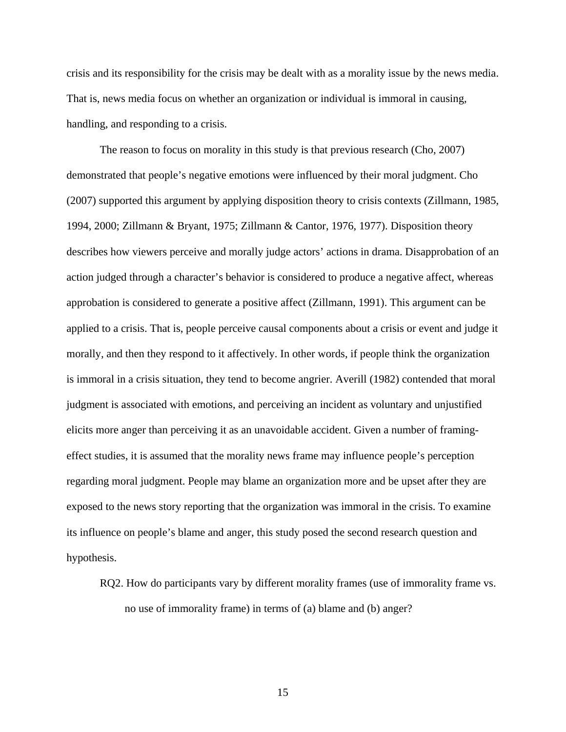crisis and its responsibility for the crisis may be dealt with as a morality issue by the news media. That is, news media focus on whether an organization or individual is immoral in causing, handling, and responding to a crisis.

The reason to focus on morality in this study is that previous research (Cho, 2007) demonstrated that people's negative emotions were influenced by their moral judgment. Cho (2007) supported this argument by applying disposition theory to crisis contexts (Zillmann, 1985, 1994, 2000; Zillmann & Bryant, 1975; Zillmann & Cantor, 1976, 1977). Disposition theory describes how viewers perceive and morally judge actors' actions in drama. Disapprobation of an action judged through a character's behavior is considered to produce a negative affect, whereas approbation is considered to generate a positive affect (Zillmann, 1991). This argument can be applied to a crisis. That is, people perceive causal components about a crisis or event and judge it morally, and then they respond to it affectively. In other words, if people think the organization is immoral in a crisis situation, they tend to become angrier. Averill (1982) contended that moral judgment is associated with emotions, and perceiving an incident as voluntary and unjustified elicits more anger than perceiving it as an unavoidable accident. Given a number of framing-effect studies, it is assumed that the morality news frame may influence people's perception regarding moral judgment. People may blame an organization more and be upset after they are exposed to the news story reporting that the organization was immoral in the crisis. To examine its influence on people's blame and anger, this study posed the second research question and hypothesis.

RQ2. How do participants vary by different morality frames (use of immorality frame vs. no use of immorality frame) in terms of (a) blame and (b) anger?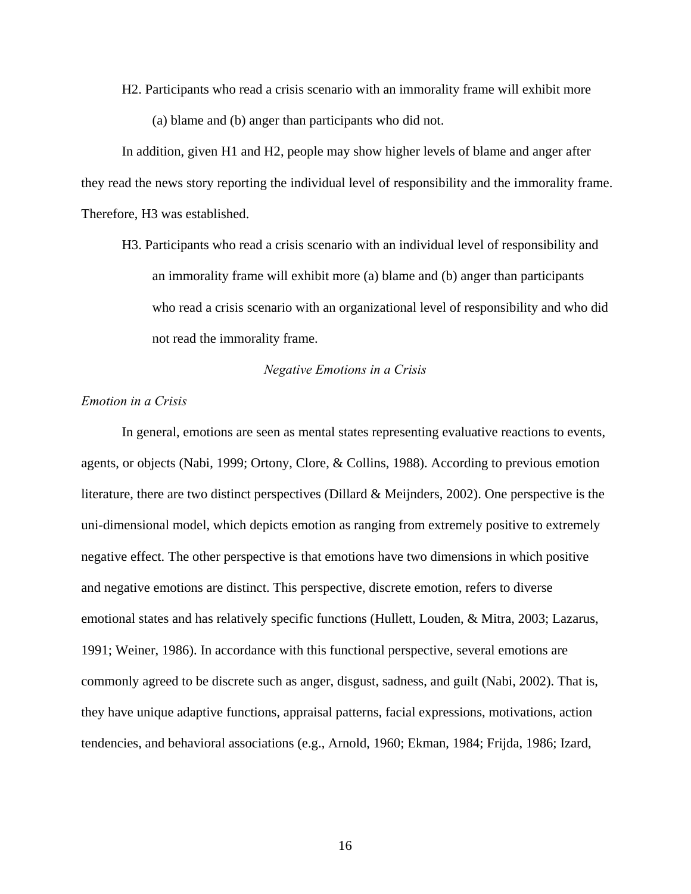H2. Participants who read a crisis scenario with an immorality frame will exhibit more (a) blame and (b) anger than participants who did not.

In addition, given H1 and H2, people may show higher levels of blame and anger after they read the news story reporting the individual level of responsibility and the immorality frame. Therefore, H3 was established.

H3. Participants who read a crisis scenario with an individual level of responsibility and an immorality frame will exhibit more (a) blame and (b) anger than participants who read a crisis scenario with an organizational level of responsibility and who did not read the immorality frame.

### *Negative Emotions in a Crisis*

#### *Emotion in a Crisis*

In general, emotions are seen as mental states representing evaluative reactions to events, agents, or objects (Nabi, 1999; Ortony, Clore, & Collins, 1988). According to previous emotion literature, there are two distinct perspectives (Dillard & Meijnders, 2002). One perspective is the uni-dimensional model, which depicts emotion as ranging from extremely positive to extremely negative effect. The other perspective is that emotions have two dimensions in which positive and negative emotions are distinct. This perspective, discrete emotion, refers to diverse emotional states and has relatively specific functions (Hullett, Louden, & Mitra, 2003; Lazarus, 1991; Weiner, 1986). In accordance with this functional perspective, several emotions are commonly agreed to be discrete such as anger, disgust, sadness, and guilt (Nabi, 2002). That is, they have unique adaptive functions, appraisal patterns, facial expressions, motivations, action tendencies, and behavioral associations (e.g., Arnold, 1960; Ekman, 1984; Frijda, 1986; Izard,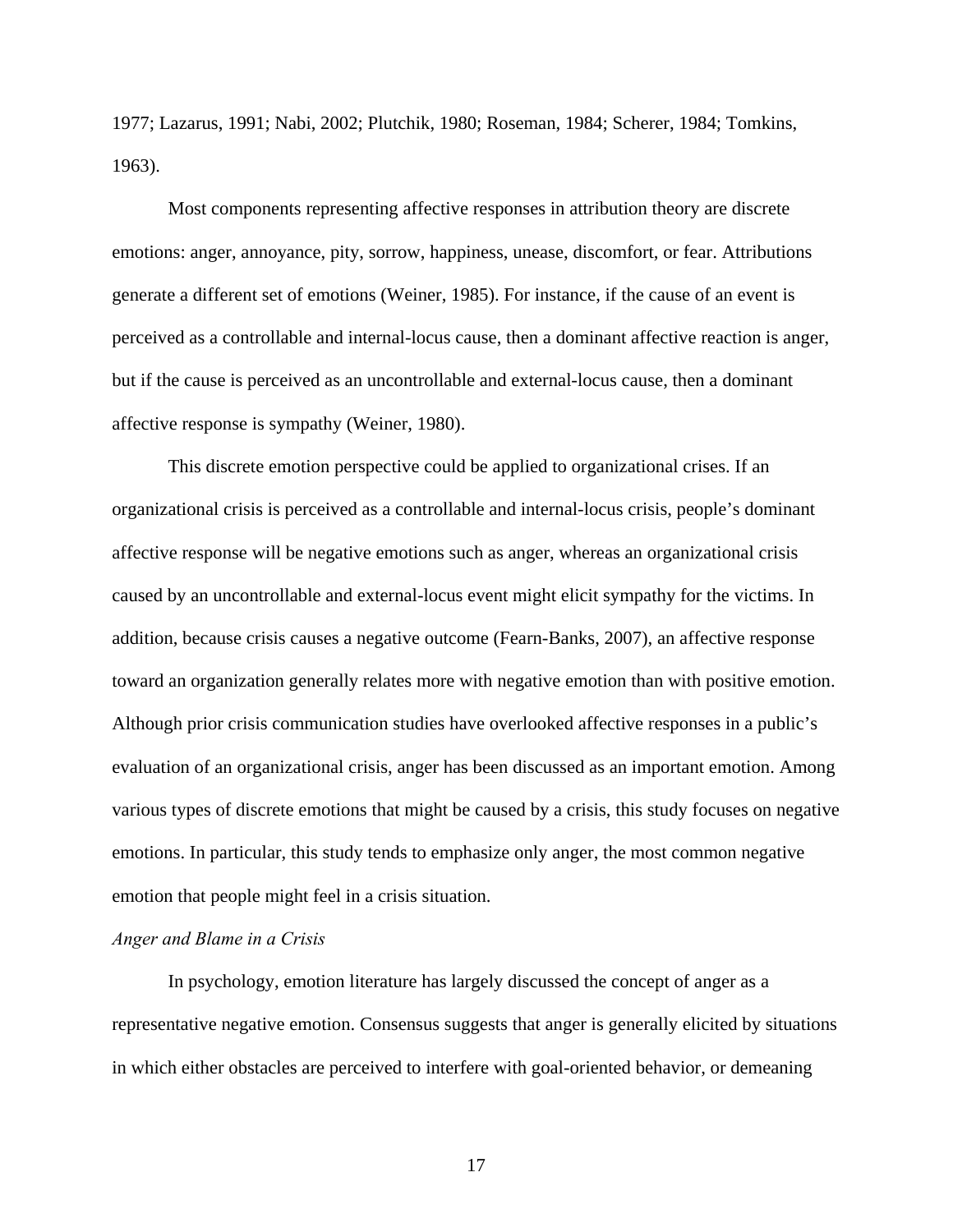1977; Lazarus, 1991; Nabi, 2002; Plutchik, 1980; Roseman, 1984; Scherer, 1984; Tomkins, 1963).

Most components representing affective responses in attribution theory are discrete emotions: anger, annoyance, pity, sorrow, happiness, unease, discomfort, or fear. Attributions generate a different set of emotions (Weiner, 1985). For instance, if the cause of an event is perceived as a controllable and internal-locus cause, then a dominant affective reaction is anger, but if the cause is perceived as an uncontrollable and external-locus cause, then a dominant affective response is sympathy (Weiner, 1980).

This discrete emotion perspective could be applied to organizational crises. If an organizational crisis is perceived as a controllable and internal-locus crisis, people's dominant affective response will be negative emotions such as anger, whereas an organizational crisis caused by an uncontrollable and external-locus event might elicit sympathy for the victims. In addition, because crisis causes a negative outcome (Fearn-Banks, 2007), an affective response toward an organization generally relates more with negative emotion than with positive emotion. Although prior crisis communication studies have overlooked affective responses in a public's evaluation of an organizational crisis, anger has been discussed as an important emotion. Among various types of discrete emotions that might be caused by a crisis, this study focuses on negative emotions. In particular, this study tends to emphasize only anger, the most common negative emotion that people might feel in a crisis situation.

*Anger and Blame in a Crisis*

In psychology, emotion literature has largely discussed the concept of anger as a representative negative emotion. Consensus suggests that anger is generally elicited by situations in which either obstacles are perceived to interfere with goal-oriented behavior, or demeaning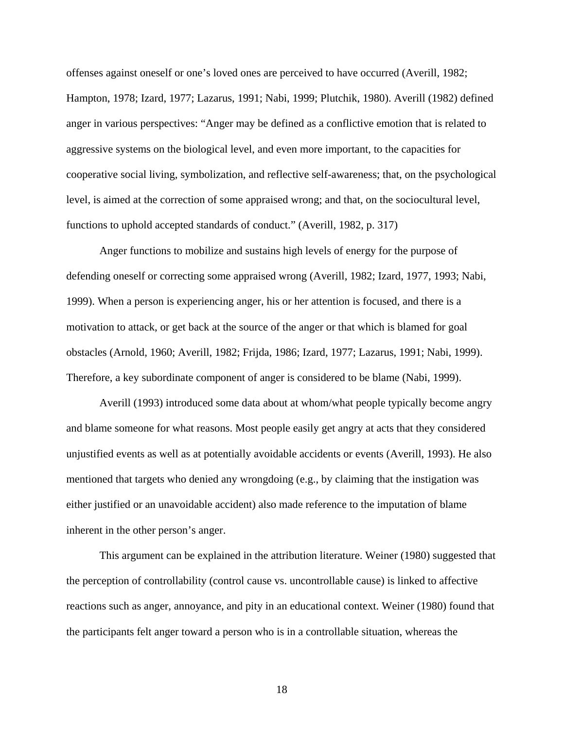offenses against oneself or one's loved ones are perceived to have occurred (Averill, 1982; Hampton, 1978; Izard, 1977; Lazarus, 1991; Nabi, 1999; Plutchik, 1980). Averill (1982) defined anger in various perspectives: "Anger may be defined as a conflictive emotion that is related to aggressive systems on the biological level, and even more important, to the capacities for cooperative social living, symbolization, and reflective self-awareness; that, on the psychological level, is aimed at the correction of some appraised wrong; and that, on the sociocultural level, functions to uphold accepted standards of conduct." (Averill, 1982, p. 317)

Anger functions to mobilize and sustains high levels of energy for the purpose of defending oneself or correcting some appraised wrong (Averill, 1982; Izard, 1977, 1993; Nabi, 1999). When a person is experiencing anger, his or her attention is focused, and there is a motivation to attack, or get back at the source of the anger or that which is blamed for goal obstacles (Arnold, 1960; Averill, 1982; Frijda, 1986; Izard, 1977; Lazarus, 1991; Nabi, 1999). Therefore, a key subordinate component of anger is considered to be blame (Nabi, 1999).

Averill (1993) introduced some data about at whom/what people typically become angry and blame someone for what reasons. Most people easily get angry at acts that they considered unjustified events as well as at potentially avoidable accidents or events (Averill, 1993). He also mentioned that targets who denied any wrongdoing (e.g., by claiming that the instigation was either justified or an unavoidable accident) also made reference to the imputation of blame inherent in the other person's anger.

This argument can be explained in the attribution literature. Weiner (1980) suggested that the perception of controllability (control cause vs. uncontrollable cause) is linked to affective reactions such as anger, annoyance, and pity in an educational context. Weiner (1980) found that the participants felt anger toward a person who is in a controllable situation, whereas the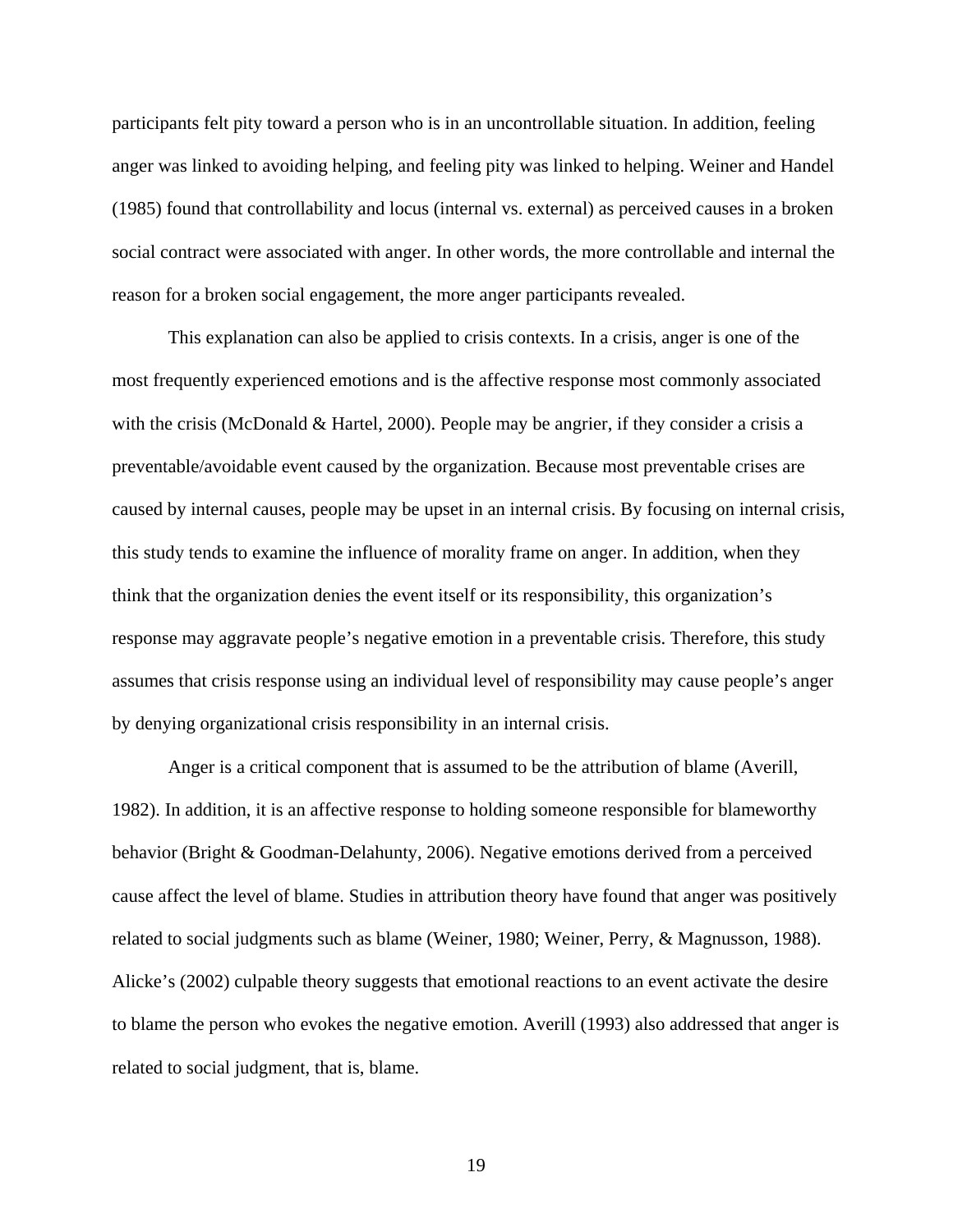participants felt pity toward a person who is in an uncontrollable situation. In addition, feeling anger was linked to avoiding helping, and feeling pity was linked to helping. Weiner and Handel (1985) found that controllability and locus (internal vs. external) as perceived causes in a broken social contract were associated with anger. In other words, the more controllable and internal the reason for a broken social engagement, the more anger participants revealed.

This explanation can also be applied to crisis contexts. In a crisis, anger is one of the most frequently experienced emotions and is the affective response most commonly associated with the crisis (McDonald & Hartel, 2000). People may be angrier, if they consider a crisis a preventable/avoidable event caused by the organization. Because most preventable crises are caused by internal causes, people may be upset in an internal crisis. By focusing on internal crisis, this study tends to examine the influence of morality frame on anger. In addition, when they think that the organization denies the event itself or its responsibility, this organization's response may aggravate people's negative emotion in a preventable crisis. Therefore, this study assumes that crisis response using an individual level of responsibility may cause people's anger by denying organizational crisis responsibility in an internal crisis.

Anger is a critical component that is assumed to be the attribution of blame (Averill, 1982). In addition, it is an affective response to holding someone responsible for blameworthy behavior (Bright & Goodman-Delahunty, 2006). Negative emotions derived from a perceived cause affect the level of blame. Studies in attribution theory have found that anger was positively related to social judgments such as blame (Weiner, 1980; Weiner, Perry, & Magnusson, 1988). Alicke's (2002) culpable theory suggests that emotional reactions to an event activate the desire to blame the person who evokes the negative emotion. Averill (1993) also addressed that anger is related to social judgment, that is, blame.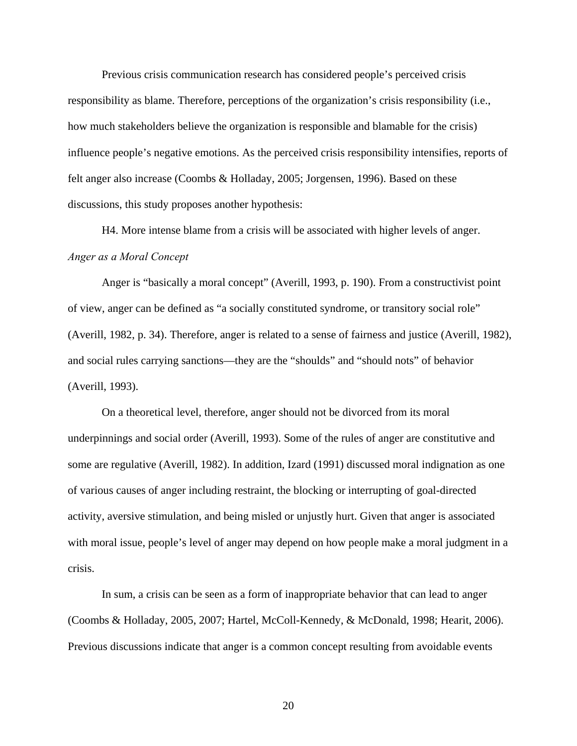Previous crisis communication research has considered people's perceived crisis responsibility as blame. Therefore, perceptions of the organization's crisis responsibility (i.e., how much stakeholders believe the organization is responsible and blamable for the crisis) influence people's negative emotions. As the perceived crisis responsibility intensifies, reports of felt anger also increase (Coombs & Holladay, 2005; Jorgensen, 1996). Based on these discussions, this study proposes another hypothesis:

H4. More intense blame from a crisis will be associated with higher levels of anger.

*Anger as a Moral Concept*

Anger is "basically a moral concept" (Averill, 1993, p. 190). From a constructivist point of view, anger can be defined as "a socially constituted syndrome, or transitory social role" (Averill, 1982, p. 34). Therefore, anger is related to a sense of fairness and justice (Averill, 1982), and social rules carrying sanctions—they are the "shoulds" and "should nots" of behavior (Averill, 1993).

On a theoretical level, therefore, anger should not be divorced from its moral underpinnings and social order (Averill, 1993). Some of the rules of anger are constitutive and some are regulative (Averill, 1982). In addition, Izard (1991) discussed moral indignation as one of various causes of anger including restraint, the blocking or interrupting of goal-directed activity, aversive stimulation, and being misled or unjustly hurt. Given that anger is associated with moral issue, people's level of anger may depend on how people make a moral judgment in a crisis.

In sum, a crisis can be seen as a form of inappropriate behavior that can lead to anger (Coombs & Holladay, 2005, 2007; Hartel, McColl-Kennedy, & McDonald, 1998; Hearit, 2006). Previous discussions indicate that anger is a common concept resulting from avoidable events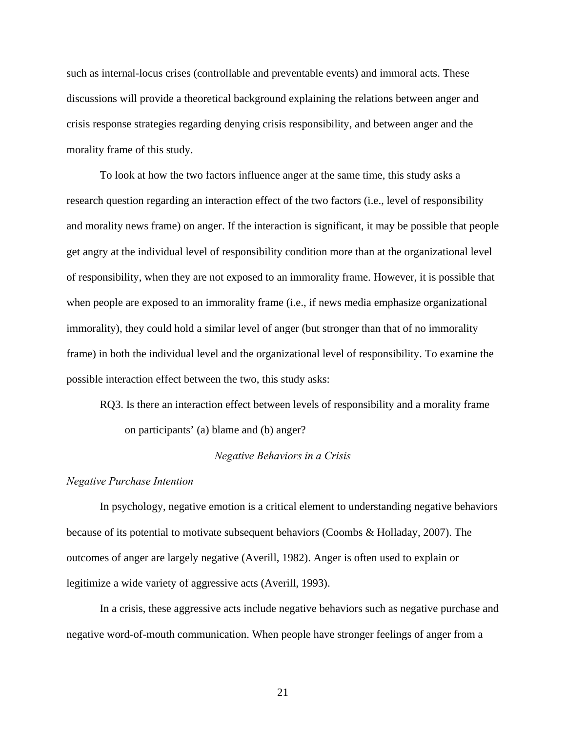such as internal-locus crises (controllable and preventable events) and immoral acts. These discussions will provide a theoretical background explaining the relations between anger and crisis response strategies regarding denying crisis responsibility, and between anger and the morality frame of this study.

To look at how the two factors influence anger at the same time, this study asks a research question regarding an interaction effect of the two factors (i.e., level of responsibility and morality news frame) on anger. If the interaction is significant, it may be possible that people get angry at the individual level of responsibility condition more than at the organizational level of responsibility, when they are not exposed to an immorality frame. However, it is possible that when people are exposed to an immorality frame (i.e., if news media emphasize organizational immorality), they could hold a similar level of anger (but stronger than that of no immorality frame) in both the individual level and the organizational level of responsibility. To examine the possible interaction effect between the two, this study asks:

RQ3. Is there an interaction effect between levels of responsibility and a morality frame on participants' (a) blame and (b) anger?

## *Negative Behaviors in a Crisis*

### *Negative Purchase Intention*

In psychology, negative emotion is a critical element to understanding negative behaviors because of its potential to motivate subsequent behaviors (Coombs & Holladay, 2007). The outcomes of anger are largely negative (Averill, 1982). Anger is often used to explain or legitimize a wide variety of aggressive acts (Averill, 1993).

In a crisis, these aggressive acts include negative behaviors such as negative purchase and negative word-of-mouth communication. When people have stronger feelings of anger from a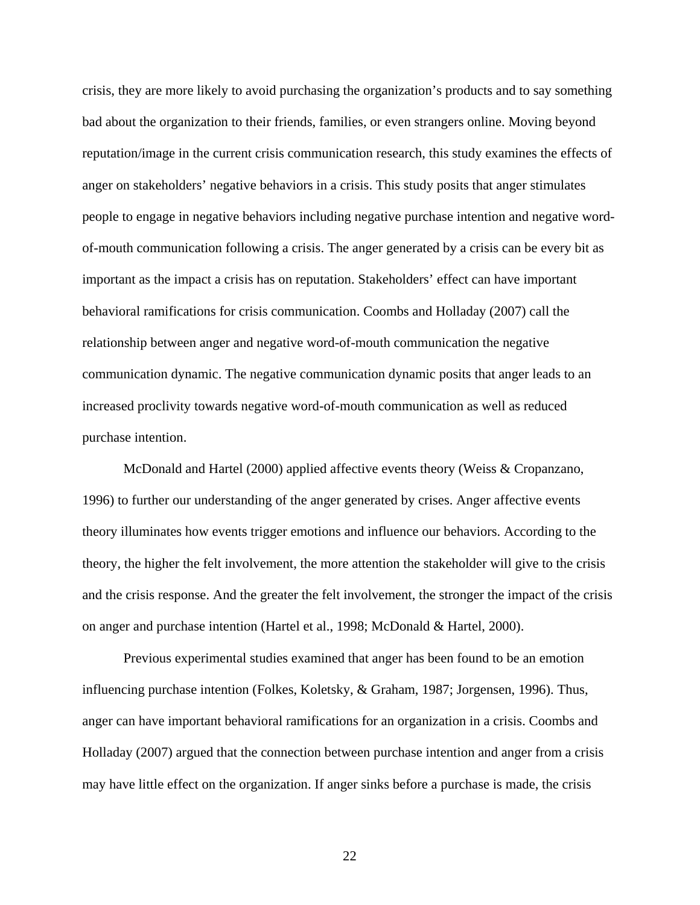crisis, they are more likely to avoid purchasing the organization's products and to say something bad about the organization to their friends, families, or even strangers online. Moving beyond reputation/image in the current crisis communication research, this study examines the effects of anger on stakeholders' negative behaviors in a crisis. This study posits that anger stimulates people to engage in negative behaviors including negative purchase intention and negative word-of-mouth communication following a crisis. The anger generated by a crisis can be every bit as important as the impact a crisis has on reputation. Stakeholders' effect can have important behavioral ramifications for crisis communication. Coombs and Holladay (2007) call the relationship between anger and negative word-of-mouth communication the negative communication dynamic. The negative communication dynamic posits that anger leads to an increased proclivity towards negative word-of-mouth communication as well as reduced purchase intention.

McDonald and Hartel (2000) applied affective events theory (Weiss & Cropanzano, 1996) to further our understanding of the anger generated by crises. Anger affective events theory illuminates how events trigger emotions and influence our behaviors. According to the theory, the higher the felt involvement, the more attention the stakeholder will give to the crisis and the crisis response. And the greater the felt involvement, the stronger the impact of the crisis on anger and purchase intention (Hartel et al., 1998; McDonald & Hartel, 2000).

Previous experimental studies examined that anger has been found to be an emotion influencing purchase intention (Folkes, Koletsky, & Graham, 1987; Jorgensen, 1996). Thus, anger can have important behavioral ramifications for an organization in a crisis. Coombs and Holladay (2007) argued that the connection between purchase intention and anger from a crisis may have little effect on the organization. If anger sinks before a purchase is made, the crisis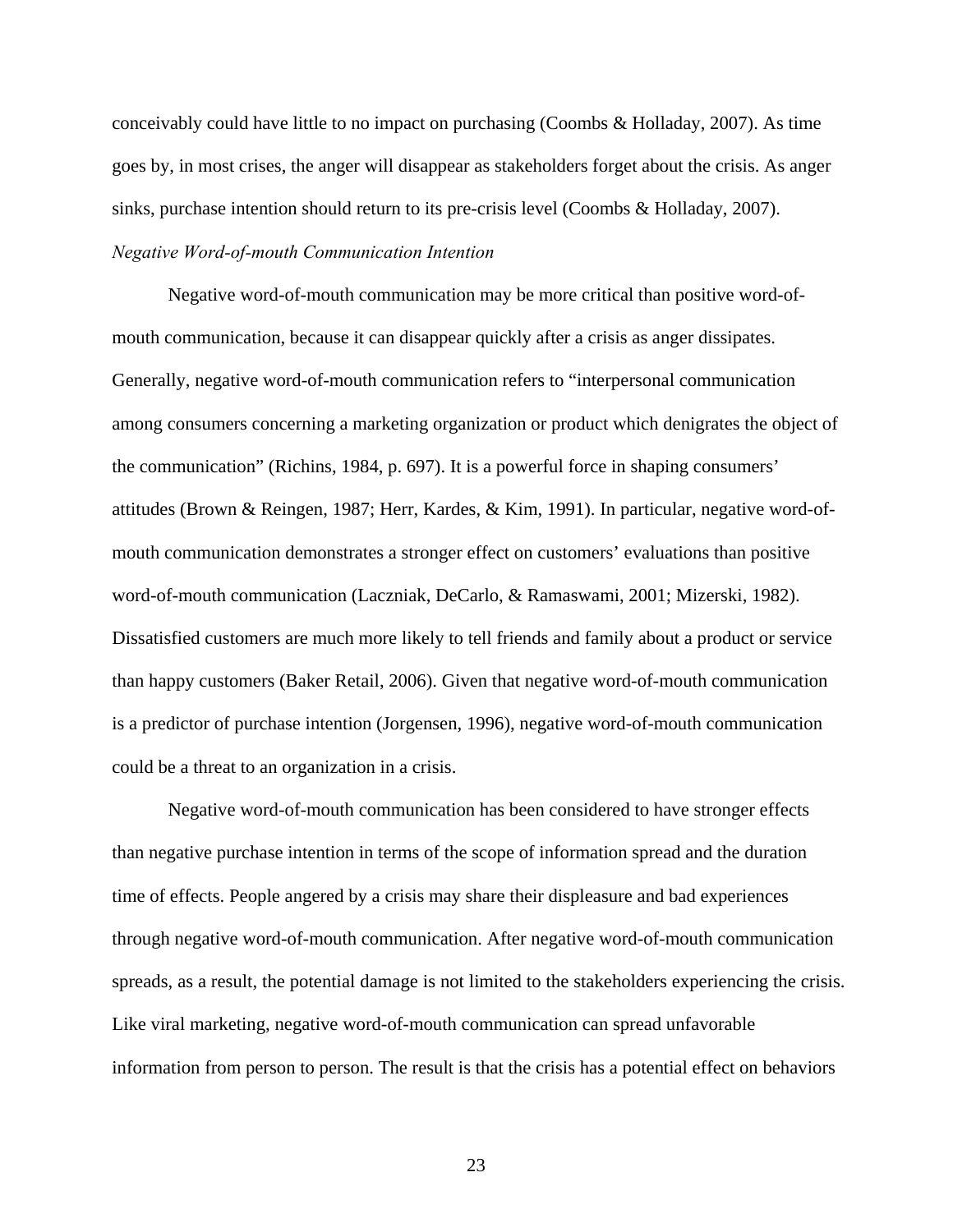conceivably could have little to no impact on purchasing (Coombs & Holladay, 2007). As time goes by, in most crises, the anger will disappear as stakeholders forget about the crisis. As anger sinks, purchase intention should return to its pre-crisis level (Coombs & Holladay, 2007).

*Negative Word-of-mouth Communication Intention*

Negative word-of-mouth communication may be more critical than positive word-of-mouth communication, because it can disappear quickly after a crisis as anger dissipates. Generally, negative word-of-mouth communication refers to "interpersonal communication among consumers concerning a marketing organization or product which denigrates the object of the communication" (Richins, 1984, p. 697). It is a powerful force in shaping consumers' attitudes (Brown & Reingen, 1987; Herr, Kardes, & Kim, 1991). In particular, negative word-of-mouth communication demonstrates a stronger effect on customers' evaluations than positive word-of-mouth communication (Laczniak, DeCarlo, & Ramaswami, 2001; Mizerski, 1982). Dissatisfied customers are much more likely to tell friends and family about a product or service than happy customers (Baker Retail, 2006). Given that negative word-of-mouth communication is a predictor of purchase intention (Jorgensen, 1996), negative word-of-mouth communication could be a threat to an organization in a crisis.

Negative word-of-mouth communication has been considered to have stronger effects than negative purchase intention in terms of the scope of information spread and the duration time of effects. People angered by a crisis may share their displeasure and bad experiences through negative word-of-mouth communication. After negative word-of-mouth communication spreads, as a result, the potential damage is not limited to the stakeholders experiencing the crisis. Like viral marketing, negative word-of-mouth communication can spread unfavorable information from person to person. The result is that the crisis has a potential effect on behaviors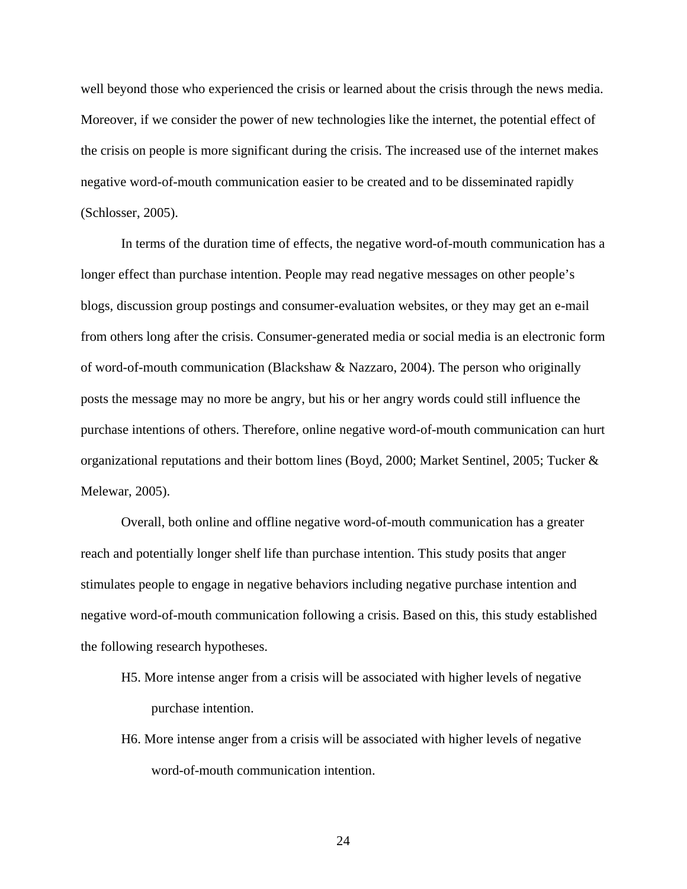well beyond those who experienced the crisis or learned about the crisis through the news media. Moreover, if we consider the power of new technologies like the internet, the potential effect of the crisis on people is more significant during the crisis. The increased use of the internet makes negative word-of-mouth communication easier to be created and to be disseminated rapidly (Schlosser, 2005).

In terms of the duration time of effects, the negative word-of-mouth communication has a longer effect than purchase intention. People may read negative messages on other people's blogs, discussion group postings and consumer-evaluation websites, or they may get an e-mail from others long after the crisis. Consumer-generated media or social media is an electronic form of word-of-mouth communication (Blackshaw & Nazzaro, 2004). The person who originally posts the message may no more be angry, but his or her angry words could still influence the purchase intentions of others. Therefore, online negative word-of-mouth communication can hurt organizational reputations and their bottom lines (Boyd, 2000; Market Sentinel, 2005; Tucker & Melewar, 2005).

Overall, both online and offline negative word-of-mouth communication has a greater reach and potentially longer shelf life than purchase intention. This study posits that anger stimulates people to engage in negative behaviors including negative purchase intention and negative word-of-mouth communication following a crisis. Based on this, this study established the following research hypotheses.

H5. More intense anger from a crisis will be associated with higher levels of negative purchase intention.

H6. More intense anger from a crisis will be associated with higher levels of negative word-of-mouth communication intention.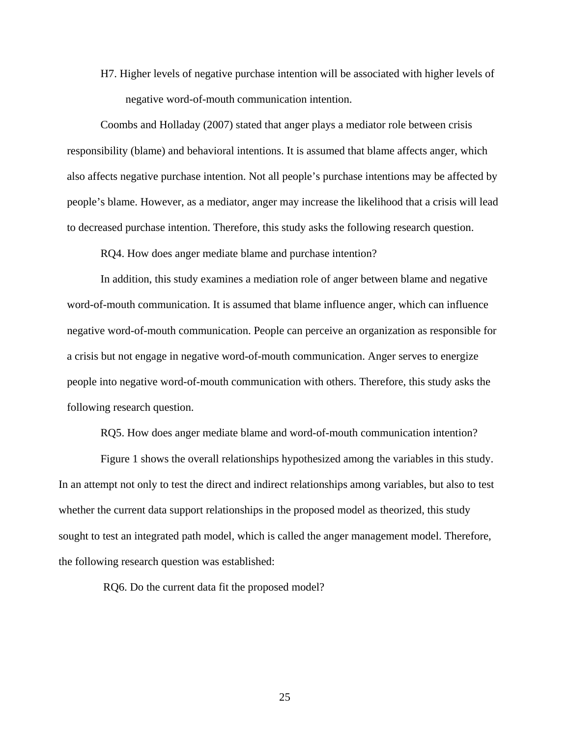H7. Higher levels of negative purchase intention will be associated with higher levels of negative word-of-mouth communication intention.

Coombs and Holladay (2007) stated that anger plays a mediator role between crisis responsibility (blame) and behavioral intentions. It is assumed that blame affects anger, which also affects negative purchase intention. Not all people's purchase intentions may be affected by people's blame. However, as a mediator, anger may increase the likelihood that a crisis will lead to decreased purchase intention. Therefore, this study asks the following research question.

RQ4. How does anger mediate blame and purchase intention?

In addition, this study examines a mediation role of anger between blame and negative word-of-mouth communication. It is assumed that blame influence anger, which can influence negative word-of-mouth communication. People can perceive an organization as responsible for a crisis but not engage in negative word-of-mouth communication. Anger serves to energize people into negative word-of-mouth communication with others. Therefore, this study asks the following research question.

RQ5. How does anger mediate blame and word-of-mouth communication intention?

Figure 1 shows the overall relationships hypothesized among the variables in this study. In an attempt not only to test the direct and indirect relationships among variables, but also to test whether the current data support relationships in the proposed model as theorized, this study sought to test an integrated path model, which is called the anger management model. Therefore, the following research question was established:

RQ6. Do the current data fit the proposed model?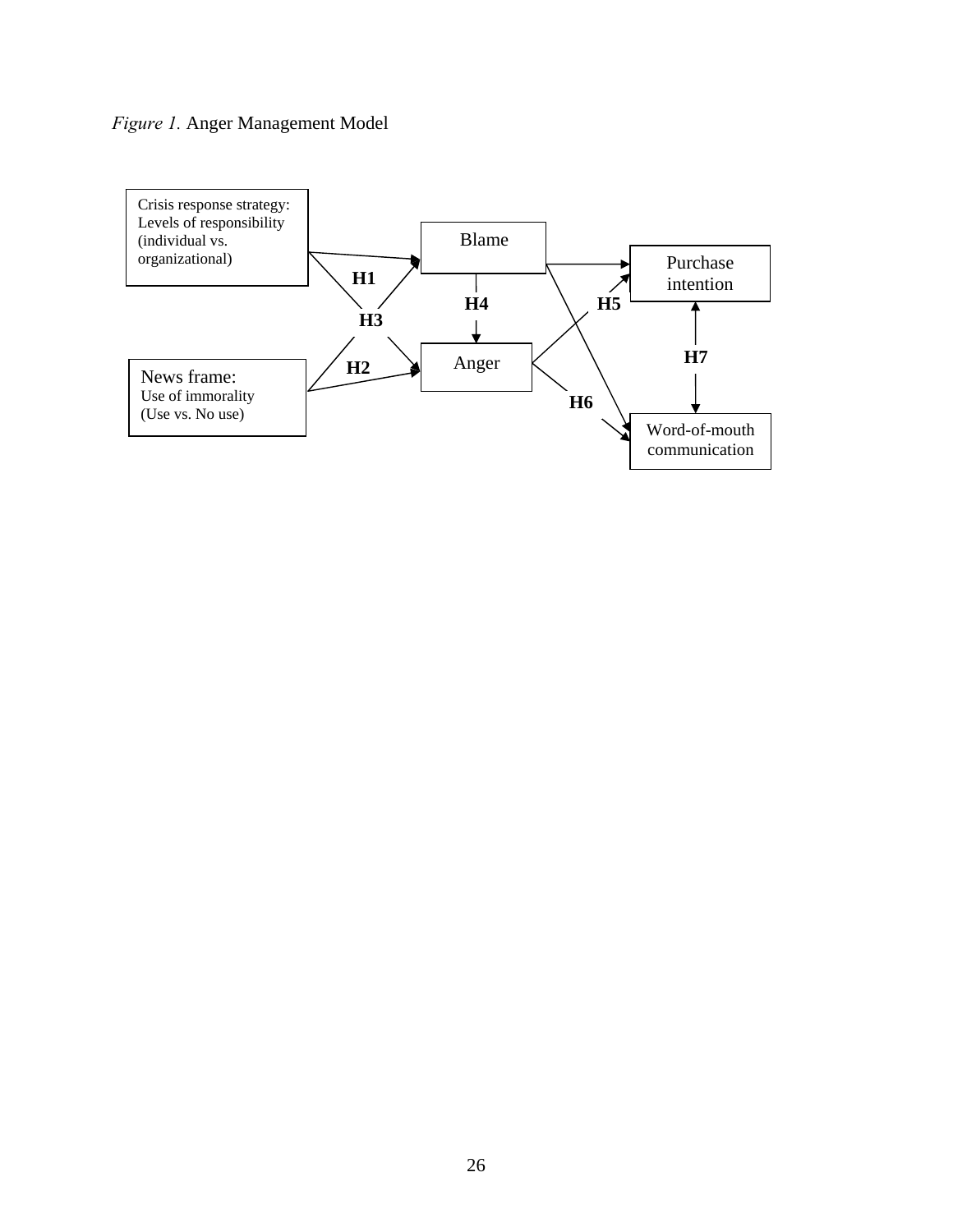*Figure 1.* Anger Management Model

Crisis response strategy: Levels of responsibility (individual vs. organizational)

Blame

Purchase intention

H1

H4

H5

H3

Anger

H7

H2

News frame: Use of immorality (Use vs. No use)

H6

Word-of-mouth communication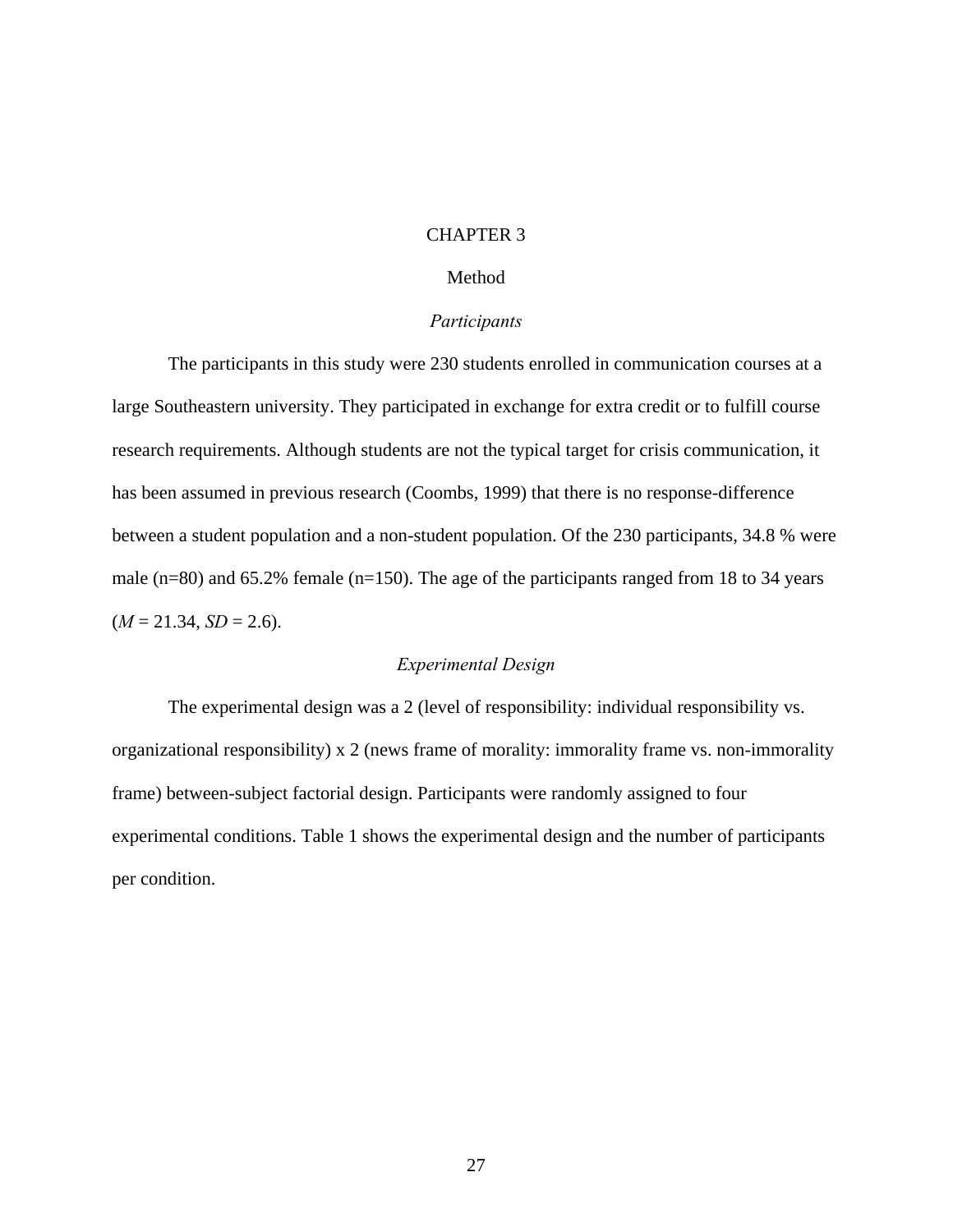# CHAPTER 3

## Method

### *Participants*

The participants in this study were 230 students enrolled in communication courses at a large Southeastern university. They participated in exchange for extra credit or to fulfill course research requirements. Although students are not the typical target for crisis communication, it has been assumed in previous research (Coombs, 1999) that there is no response-difference between a student population and a non-student population. Of the 230 participants, 34.8 % were male (n=80) and 65.2% female (n=150). The age of the participants ranged from 18 to 34 years ($M$ = 21.34, $SD$ = 2.6).

### *Experimental Design*

The experimental design was a 2 (level of responsibility: individual responsibility vs. organizational responsibility) x 2 (news frame of morality: immorality frame vs. non-immorality frame) between-subject factorial design. Participants were randomly assigned to four experimental conditions. Table 1 shows the experimental design and the number of participants per condition.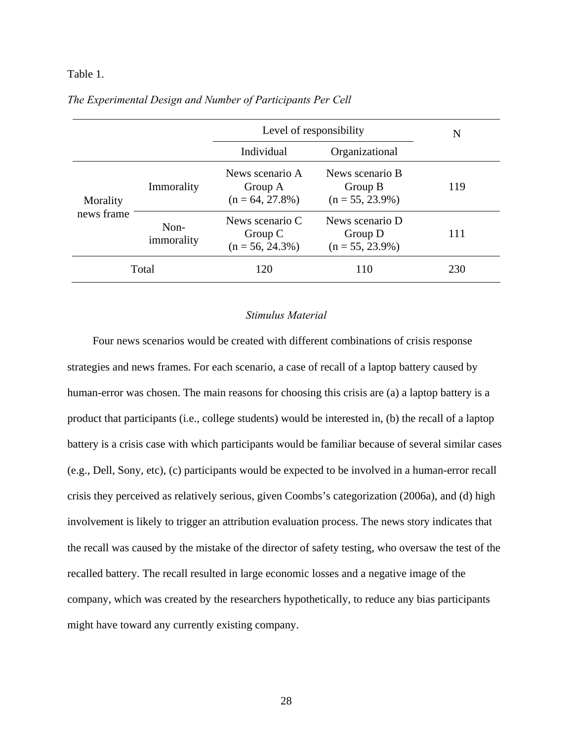Table 1.

*The Experimental Design and Number of Participants Per Cell*

| | | Level of responsibility | | N |
|---|---|---|---|---|
| | | Individual | Organizational | |
| Morality news frame | Immorality | News scenario A Group A (n = 64, 27.8%) | News scenario B Group B (n = 55, 23.9%) | 119 |
| | Non-immorality | News scenario C Group C (n = 56, 24.3%) | News scenario D Group D (n = 55, 23.9%) | 111 |
| Total | | 120 | 110 | 230 |

### *Stimulus Material*

Four news scenarios would be created with different combinations of crisis response strategies and news frames. For each scenario, a case of recall of a laptop battery caused by human-error was chosen. The main reasons for choosing this crisis are (a) a laptop battery is a product that participants (i.e., college students) would be interested in, (b) the recall of a laptop battery is a crisis case with which participants would be familiar because of several similar cases (e.g., Dell, Sony, etc), (c) participants would be expected to be involved in a human-error recall crisis they perceived as relatively serious, given Coombs's categorization (2006a), and (d) high involvement is likely to trigger an attribution evaluation process. The news story indicates that the recall was caused by the mistake of the director of safety testing, who oversaw the test of the recalled battery. The recall resulted in large economic losses and a negative image of the company, which was created by the researchers hypothetically, to reduce any bias participants might have toward any currently existing company.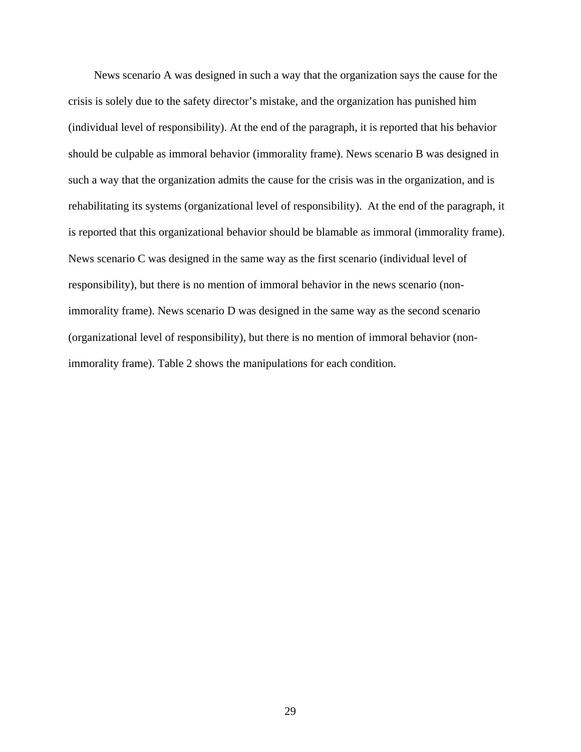News scenario A was designed in such a way that the organization says the cause for the crisis is solely due to the safety director's mistake, and the organization has punished him (individual level of responsibility). At the end of the paragraph, it is reported that his behavior should be culpable as immoral behavior (immorality frame). News scenario B was designed in such a way that the organization admits the cause for the crisis was in the organization, and is rehabilitating its systems (organizational level of responsibility). At the end of the paragraph, it is reported that this organizational behavior should be blamable as immoral (immorality frame). News scenario C was designed in the same way as the first scenario (individual level of responsibility), but there is no mention of immoral behavior in the news scenario (non-immorality frame). News scenario D was designed in the same way as the second scenario (organizational level of responsibility), but there is no mention of immoral behavior (non-immorality frame). Table 2 shows the manipulations for each condition.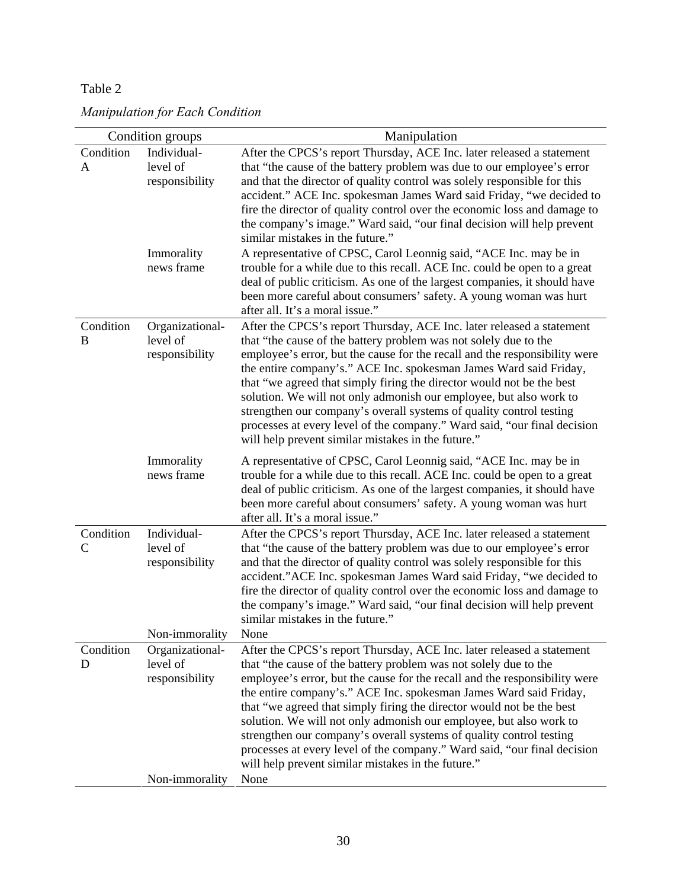Table 2

*Manipulation for Each Condition*

| Condition groups | | Manipulation |
|---|---|---|
| Condition A | Individual-level of responsibility | After the CPCS's report Thursday, ACE Inc. later released a statement that "the cause of the battery problem was due to our employee's error and that the director of quality control was solely responsible for this accident." ACE Inc. spokesman James Ward said Friday, "we decided to fire the director of quality control over the economic loss and damage to the company's image." Ward said, "our final decision will help prevent similar mistakes in the future." |
| | Immorality news frame | A representative of CPSC, Carol Leonnig said, "ACE Inc. may be in trouble for a while due to this recall. ACE Inc. could be open to a great deal of public criticism. As one of the largest companies, it should have been more careful about consumers' safety. A young woman was hurt after all. It's a moral issue." |
| Condition B | Organizational-level of responsibility | After the CPCS's report Thursday, ACE Inc. later released a statement that "the cause of the battery problem was not solely due to the employee's error, but the cause for the recall and the responsibility were the entire company's." ACE Inc. spokesman James Ward said Friday, that "we agreed that simply firing the director would not be the best solution. We will not only admonish our employee, but also work to strengthen our company's overall systems of quality control testing processes at every level of the company." Ward said, "our final decision will help prevent similar mistakes in the future." |
| | Immorality news frame | A representative of CPSC, Carol Leonnig said, "ACE Inc. may be in trouble for a while due to this recall. ACE Inc. could be open to a great deal of public criticism. As one of the largest companies, it should have been more careful about consumers' safety. A young woman was hurt after all. It's a moral issue." |
| Condition C | Individual-level of responsibility | After the CPCS's report Thursday, ACE Inc. later released a statement that "the cause of the battery problem was due to our employee's error and that the director of quality control was solely responsible for this accident."ACE Inc. spokesman James Ward said Friday, "we decided to fire the director of quality control over the economic loss and damage to the company's image." Ward said, "our final decision will help prevent similar mistakes in the future." |
| | Non-immorality | None |
| Condition D | Organizational-level of responsibility | After the CPCS's report Thursday, ACE Inc. later released a statement that "the cause of the battery problem was not solely due to the employee's error, but the cause for the recall and the responsibility were the entire company's." ACE Inc. spokesman James Ward said Friday, that "we agreed that simply firing the director would not be the best solution. We will not only admonish our employee, but also work to strengthen our company's overall systems of quality control testing processes at every level of the company." Ward said, "our final decision will help prevent similar mistakes in the future." |
| | Non-immorality | None |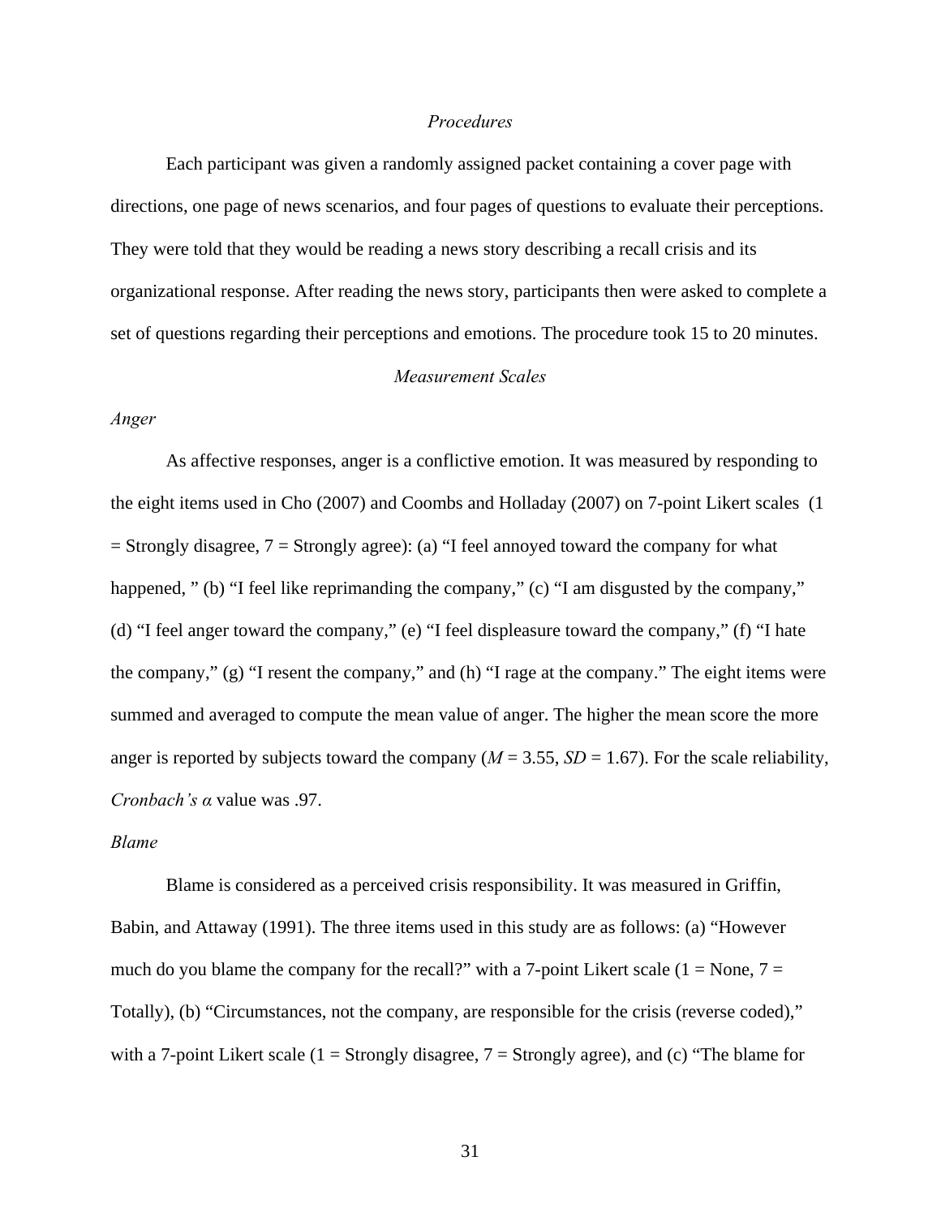### *Procedures*

Each participant was given a randomly assigned packet containing a cover page with directions, one page of news scenarios, and four pages of questions to evaluate their perceptions. They were told that they would be reading a news story describing a recall crisis and its organizational response. After reading the news story, participants then were asked to complete a set of questions regarding their perceptions and emotions. The procedure took 15 to 20 minutes.

### *Measurement Scales*

#### *Anger*

As affective responses, anger is a conflictive emotion. It was measured by responding to the eight items used in Cho (2007) and Coombs and Holladay (2007) on 7-point Likert scales (1 = Strongly disagree, 7 = Strongly agree): (a) "I feel annoyed toward the company for what happened, " (b) "I feel like reprimanding the company," (c) "I am disgusted by the company," (d) "I feel anger toward the company," (e) "I feel displeasure toward the company," (f) "I hate the company," (g) "I resent the company," and (h) "I rage at the company." The eight items were summed and averaged to compute the mean value of anger. The higher the mean score the more anger is reported by subjects toward the company ($M$ = 3.55, $SD$ = 1.67). For the scale reliability, *Cronbach's* $\alpha$ value was .97.

#### *Blame*

Blame is considered as a perceived crisis responsibility. It was measured in Griffin, Babin, and Attaway (1991). The three items used in this study are as follows: (a) "However much do you blame the company for the recall?" with a 7-point Likert scale (1 = None, 7 = Totally), (b) "Circumstances, not the company, are responsible for the crisis (reverse coded)," with a 7-point Likert scale (1 = Strongly disagree, 7 = Strongly agree), and (c) "The blame for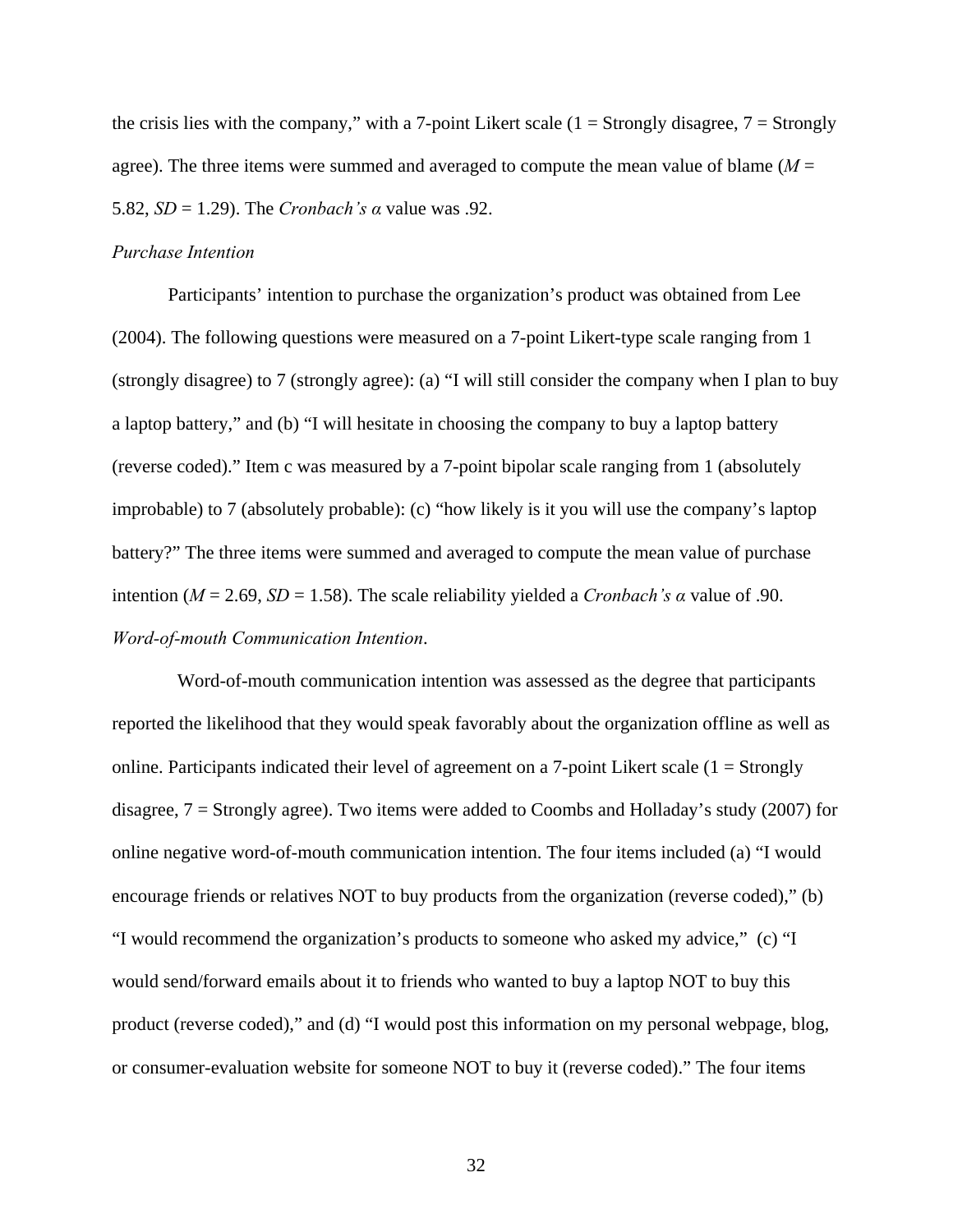the crisis lies with the company," with a 7-point Likert scale (1 = Strongly disagree, 7 = Strongly agree). The three items were summed and averaged to compute the mean value of blame ($M$ = 5.82, $SD$ = 1.29). The *Cronbach's α* value was .92.

*Purchase Intention*

Participants' intention to purchase the organization's product was obtained from Lee (2004). The following questions were measured on a 7-point Likert-type scale ranging from 1 (strongly disagree) to 7 (strongly agree): (a) "I will still consider the company when I plan to buy a laptop battery," and (b) "I will hesitate in choosing the company to buy a laptop battery (reverse coded)." Item c was measured by a 7-point bipolar scale ranging from 1 (absolutely improbable) to 7 (absolutely probable): (c) "how likely is it you will use the company's laptop battery?" The three items were summed and averaged to compute the mean value of purchase intention ($M$ = 2.69, $SD$ = 1.58). The scale reliability yielded a *Cronbach's α* value of .90.

*Word-of-mouth Communication Intention*.

Word-of-mouth communication intention was assessed as the degree that participants reported the likelihood that they would speak favorably about the organization offline as well as online. Participants indicated their level of agreement on a 7-point Likert scale (1 = Strongly disagree, 7 = Strongly agree). Two items were added to Coombs and Holladay's study (2007) for online negative word-of-mouth communication intention. The four items included (a) "I would encourage friends or relatives NOT to buy products from the organization (reverse coded)," (b) "I would recommend the organization's products to someone who asked my advice," (c) "I would send/forward emails about it to friends who wanted to buy a laptop NOT to buy this product (reverse coded)," and (d) "I would post this information on my personal webpage, blog, or consumer-evaluation website for someone NOT to buy it (reverse coded)." The four items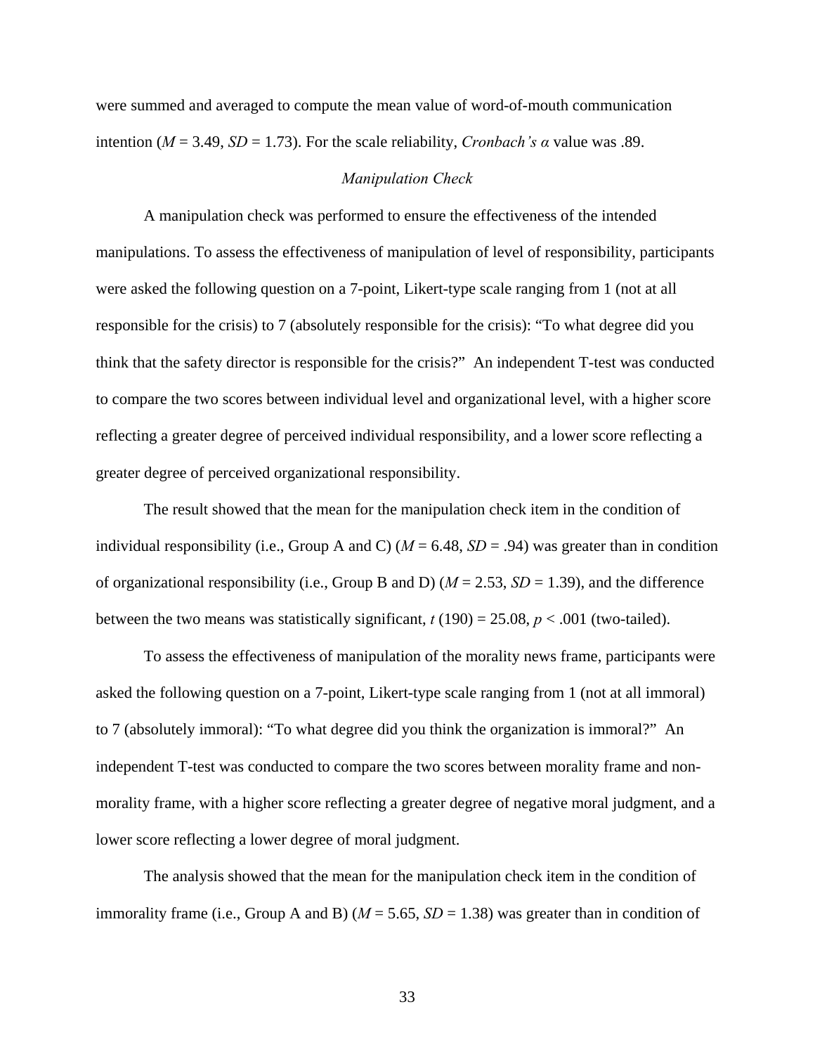were summed and averaged to compute the mean value of word-of-mouth communication intention ($M$ = 3.49, $SD$ = 1.73). For the scale reliability, *Cronbach's α* value was .89.

### *Manipulation Check*

A manipulation check was performed to ensure the effectiveness of the intended manipulations. To assess the effectiveness of manipulation of level of responsibility, participants were asked the following question on a 7-point, Likert-type scale ranging from 1 (not at all responsible for the crisis) to 7 (absolutely responsible for the crisis): "To what degree did you think that the safety director is responsible for the crisis?" An independent T-test was conducted to compare the two scores between individual level and organizational level, with a higher score reflecting a greater degree of perceived individual responsibility, and a lower score reflecting a greater degree of perceived organizational responsibility.

The result showed that the mean for the manipulation check item in the condition of individual responsibility (i.e., Group A and C) ($M$ = 6.48, $SD$ = .94) was greater than in condition of organizational responsibility (i.e., Group B and D) ($M$ = 2.53, $SD$ = 1.39), and the difference between the two means was statistically significant, $t$ (190) = 25.08, $p$ < .001 (two-tailed).

To assess the effectiveness of manipulation of the morality news frame, participants were asked the following question on a 7-point, Likert-type scale ranging from 1 (not at all immoral) to 7 (absolutely immoral): "To what degree did you think the organization is immoral?" An independent T-test was conducted to compare the two scores between morality frame and non-morality frame, with a higher score reflecting a greater degree of negative moral judgment, and a lower score reflecting a lower degree of moral judgment.

The analysis showed that the mean for the manipulation check item in the condition of immorality frame (i.e., Group A and B) ($M$ = 5.65, $SD$ = 1.38) was greater than in condition of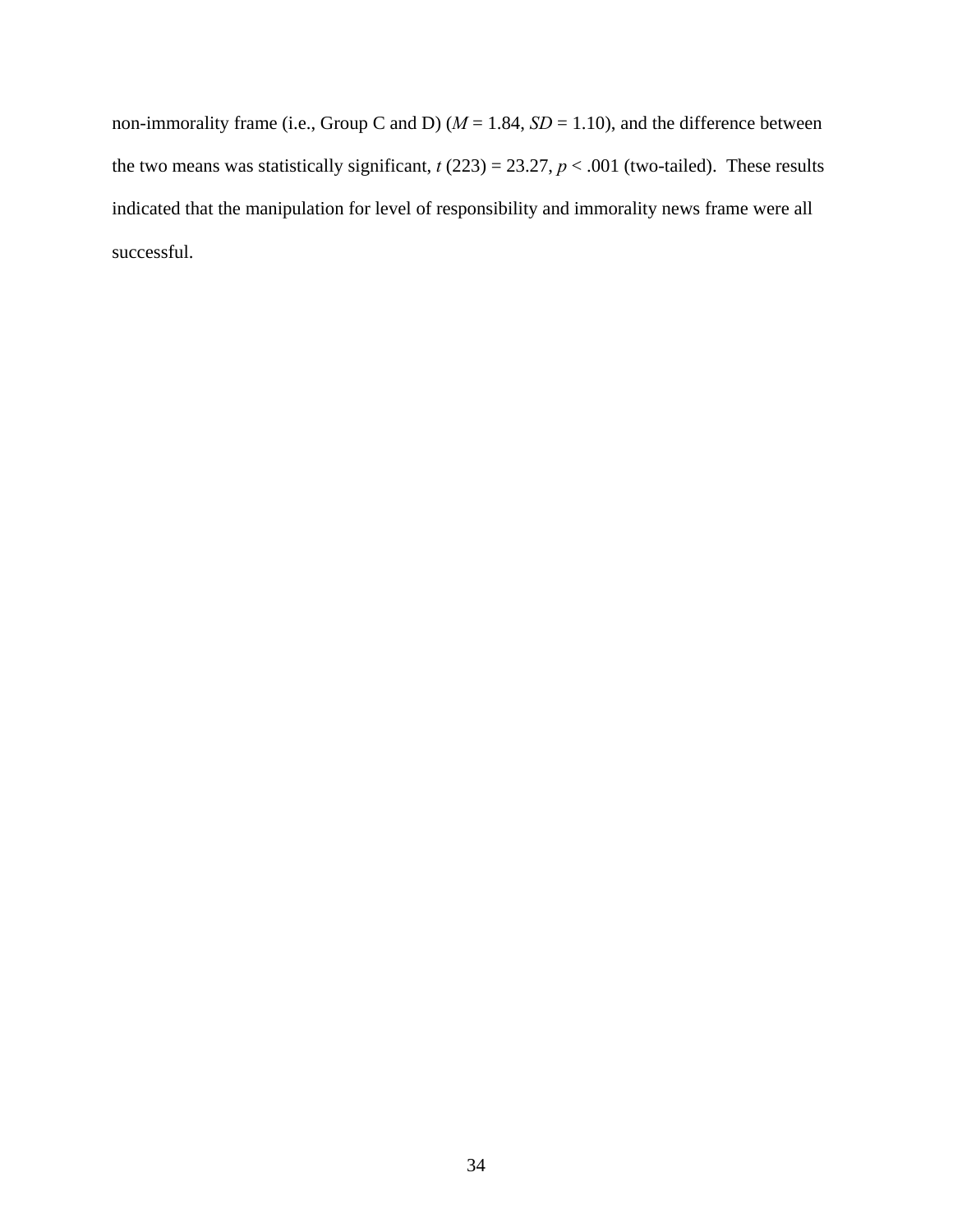non-immorality frame (i.e., Group C and D) ($M$ = 1.84, $SD$ = 1.10), and the difference between the two means was statistically significant, $t$ (223) = 23.27, $p$ < .001 (two-tailed). These results indicated that the manipulation for level of responsibility and immorality news frame were all successful.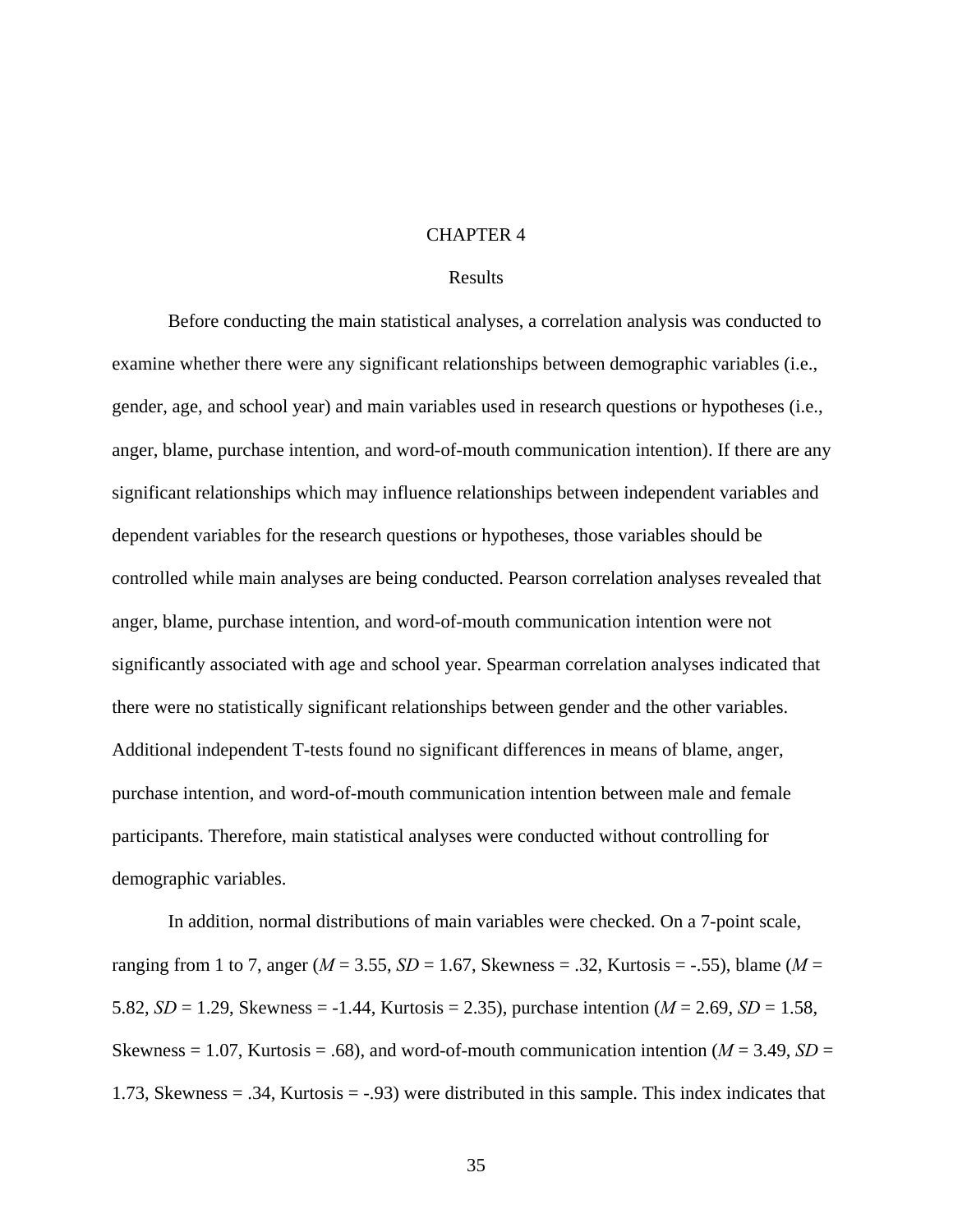# CHAPTER 4

## Results

Before conducting the main statistical analyses, a correlation analysis was conducted to examine whether there were any significant relationships between demographic variables (i.e., gender, age, and school year) and main variables used in research questions or hypotheses (i.e., anger, blame, purchase intention, and word-of-mouth communication intention). If there are any significant relationships which may influence relationships between independent variables and dependent variables for the research questions or hypotheses, those variables should be controlled while main analyses are being conducted. Pearson correlation analyses revealed that anger, blame, purchase intention, and word-of-mouth communication intention were not significantly associated with age and school year. Spearman correlation analyses indicated that there were no statistically significant relationships between gender and the other variables. Additional independent T-tests found no significant differences in means of blame, anger, purchase intention, and word-of-mouth communication intention between male and female participants. Therefore, main statistical analyses were conducted without controlling for demographic variables.

In addition, normal distributions of main variables were checked. On a 7-point scale, ranging from 1 to 7, anger ($M$ = 3.55, $SD$ = 1.67, Skewness = .32, Kurtosis = -.55), blame ($M$ = 5.82, $SD$ = 1.29, Skewness = -1.44, Kurtosis = 2.35), purchase intention ($M$ = 2.69, $SD$ = 1.58, Skewness = 1.07, Kurtosis = .68), and word-of-mouth communication intention ($M$ = 3.49, $SD$ = 1.73, Skewness = .34, Kurtosis = -.93) were distributed in this sample. This index indicates that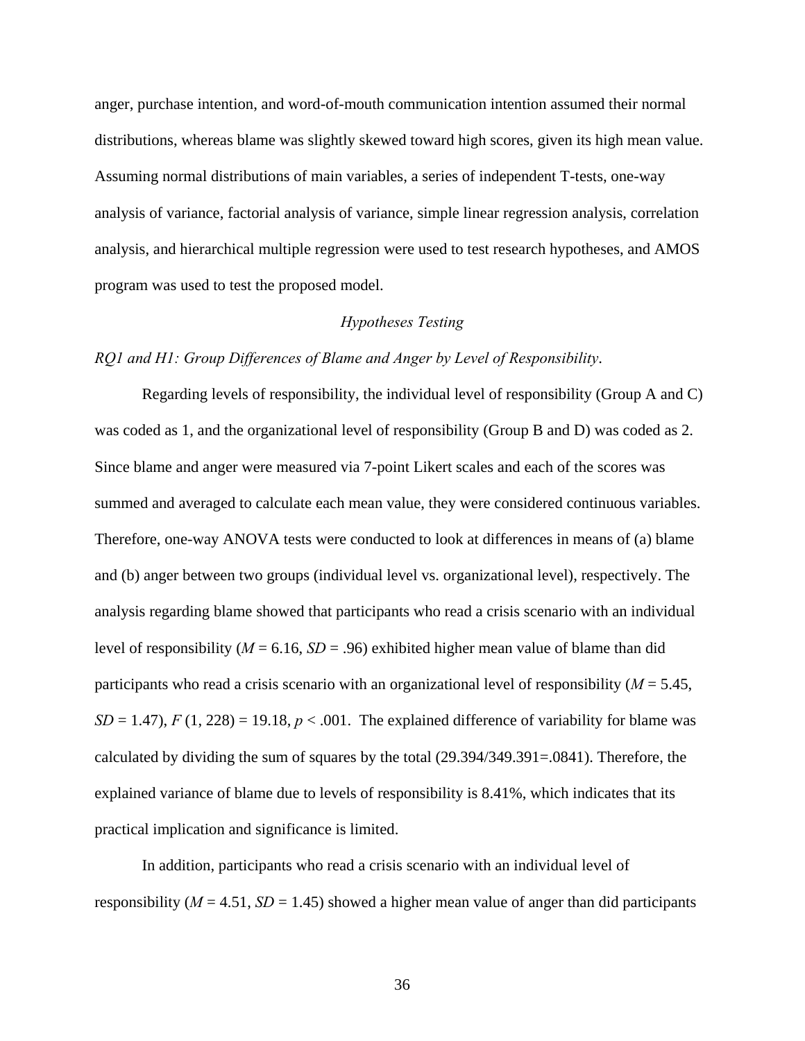anger, purchase intention, and word-of-mouth communication intention assumed their normal distributions, whereas blame was slightly skewed toward high scores, given its high mean value. Assuming normal distributions of main variables, a series of independent T-tests, one-way analysis of variance, factorial analysis of variance, simple linear regression analysis, correlation analysis, and hierarchical multiple regression were used to test research hypotheses, and AMOS program was used to test the proposed model.

## *Hypotheses Testing*

### *RQ1 and H1: Group Differences of Blame and Anger by Level of Responsibility*.

Regarding levels of responsibility, the individual level of responsibility (Group A and C) was coded as 1, and the organizational level of responsibility (Group B and D) was coded as 2. Since blame and anger were measured via 7-point Likert scales and each of the scores was summed and averaged to calculate each mean value, they were considered continuous variables. Therefore, one-way ANOVA tests were conducted to look at differences in means of (a) blame and (b) anger between two groups (individual level vs. organizational level), respectively. The analysis regarding blame showed that participants who read a crisis scenario with an individual level of responsibility ($M = 6.16$, $SD = .96$) exhibited higher mean value of blame than did participants who read a crisis scenario with an organizational level of responsibility ($M = 5.45$, $SD = 1.47$), $F(1, 228) = 19.18$, $p < .001$. The explained difference of variability for blame was calculated by dividing the sum of squares by the total (29.394/349.391=.0841). Therefore, the explained variance of blame due to levels of responsibility is 8.41%, which indicates that its practical implication and significance is limited.

In addition, participants who read a crisis scenario with an individual level of responsibility ($M = 4.51$, $SD = 1.45$) showed a higher mean value of anger than did participants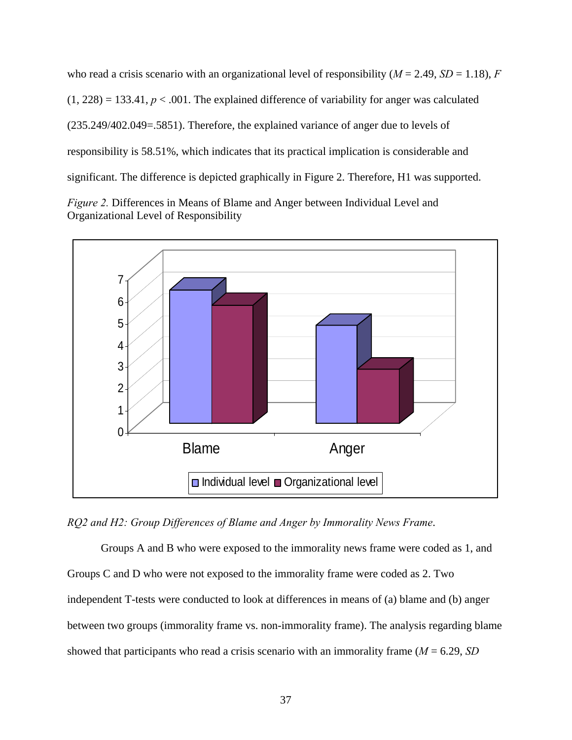who read a crisis scenario with an organizational level of responsibility ($M$ = 2.49, $SD$ = 1.18), $F$ (1, 228) = 133.41, $p$ < .001. The explained difference of variability for anger was calculated (235.249/402.049=.5851). Therefore, the explained variance of anger due to levels of responsibility is 58.51%, which indicates that its practical implication is considerable and significant. The difference is depicted graphically in Figure 2. Therefore, H1 was supported.

*Figure 2.* Differences in Means of Blame and Anger between Individual Level and Organizational Level of Responsibility

*RQ2 and H2: Group Differences of Blame and Anger by Immorality News Frame.*

Groups A and B who were exposed to the immorality news frame were coded as 1, and Groups C and D who were not exposed to the immorality frame were coded as 2. Two independent T-tests were conducted to look at differences in means of (a) blame and (b) anger between two groups (immorality frame vs. non-immorality frame). The analysis regarding blame showed that participants who read a crisis scenario with an immorality frame ($M$ = 6.29, $SD$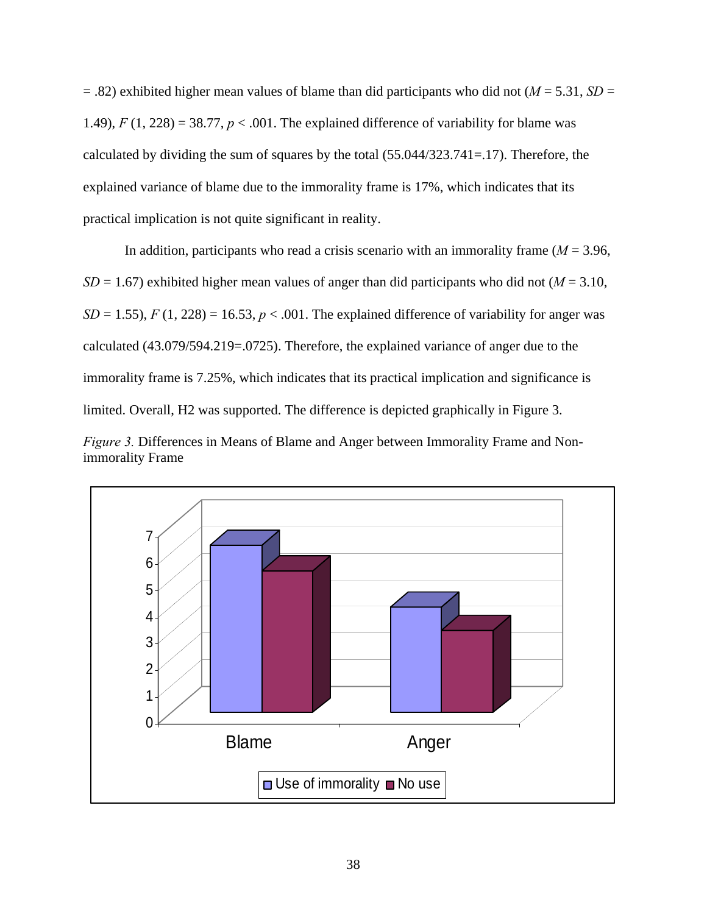= .82) exhibited higher mean values of blame than did participants who did not ($M$ = 5.31, $SD$ = 1.49), $F$ (1, 228) = 38.77, $p < .001$. The explained difference of variability for blame was calculated by dividing the sum of squares by the total (55.044/323.741=.17). Therefore, the explained variance of blame due to the immorality frame is 17%, which indicates that its practical implication is not quite significant in reality.

In addition, participants who read a crisis scenario with an immorality frame ($M$ = 3.96, $SD$ = 1.67) exhibited higher mean values of anger than did participants who did not ($M$ = 3.10, $SD$ = 1.55), $F$ (1, 228) = 16.53, $p < .001$. The explained difference of variability for anger was calculated (43.079/594.219=.0725). Therefore, the explained variance of anger due to the immorality frame is 7.25%, which indicates that its practical implication and significance is limited. Overall, H2 was supported. The difference is depicted graphically in Figure 3.

*Figure 3.* Differences in Means of Blame and Anger between Immorality Frame and Non-immorality Frame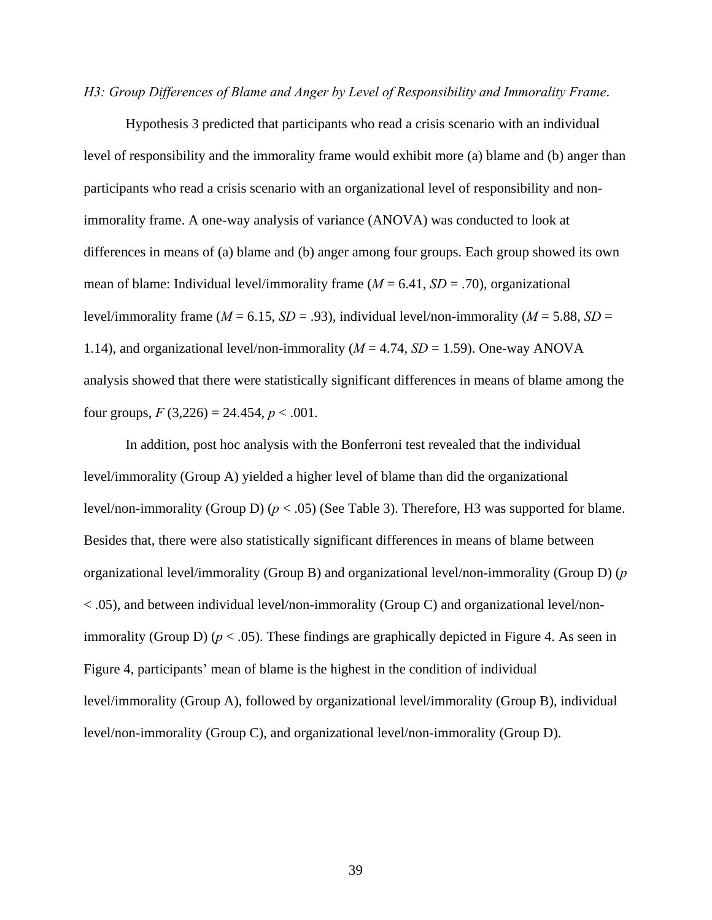*H3: Group Differences of Blame and Anger by Level of Responsibility and Immorality Frame.*

Hypothesis 3 predicted that participants who read a crisis scenario with an individual level of responsibility and the immorality frame would exhibit more (a) blame and (b) anger than participants who read a crisis scenario with an organizational level of responsibility and non-immorality frame. A one-way analysis of variance (ANOVA) was conducted to look at differences in means of (a) blame and (b) anger among four groups. Each group showed its own mean of blame: Individual level/immorality frame ($M$ = 6.41, $SD$ = .70), organizational level/immorality frame ($M$ = 6.15, $SD$ = .93), individual level/non-immorality ($M$ = 5.88, $SD$ = 1.14), and organizational level/non-immorality ($M$ = 4.74, $SD$ = 1.59). One-way ANOVA analysis showed that there were statistically significant differences in means of blame among the four groups, $F$ (3,226) = 24.454, $p$ < .001.

In addition, post hoc analysis with the Bonferroni test revealed that the individual level/immorality (Group A) yielded a higher level of blame than did the organizational level/non-immorality (Group D) ($p$ < .05) (See Table 3). Therefore, H3 was supported for blame. Besides that, there were also statistically significant differences in means of blame between organizational level/immorality (Group B) and organizational level/non-immorality (Group D) ($p$ < .05), and between individual level/non-immorality (Group C) and organizational level/non-immorality (Group D) ($p$ < .05). These findings are graphically depicted in Figure 4. As seen in Figure 4, participants' mean of blame is the highest in the condition of individual level/immorality (Group A), followed by organizational level/immorality (Group B), individual level/non-immorality (Group C), and organizational level/non-immorality (Group D).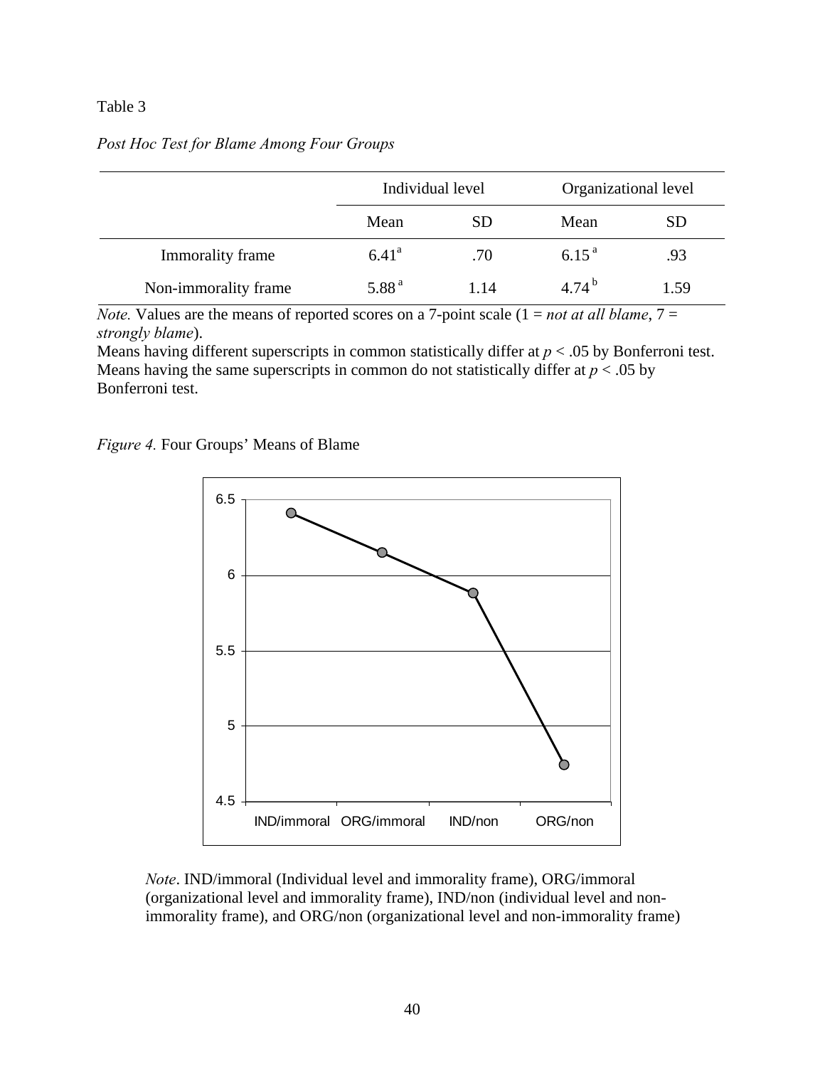Table 3

*Post Hoc Test for Blame Among Four Groups*

| | Individual level | | Organizational level | |
|---|---|---|---|---|
| | Mean | SD | Mean | SD |
| Immorality frame | 6.41[a] | .70 | 6.15[a] | .93 |
| Non-immorality frame | 5.88[a] | 1.14 | 4.74[b] | 1.59 |

*Note.* Values are the means of reported scores on a 7-point scale (1 = *not at all blame*, 7 = *strongly blame*).
Means having different superscripts in common statistically differ at $p < .05$ by Bonferroni test.
Means having the same superscripts in common do not statistically differ at $p < .05$ by Bonferroni test.

*Figure 4.* Four Groups' Means of Blame

*Note*. IND/immoral (Individual level and immorality frame), ORG/immoral (organizational level and immorality frame), IND/non (individual level and non-immorality frame), and ORG/non (organizational level and non-immorality frame)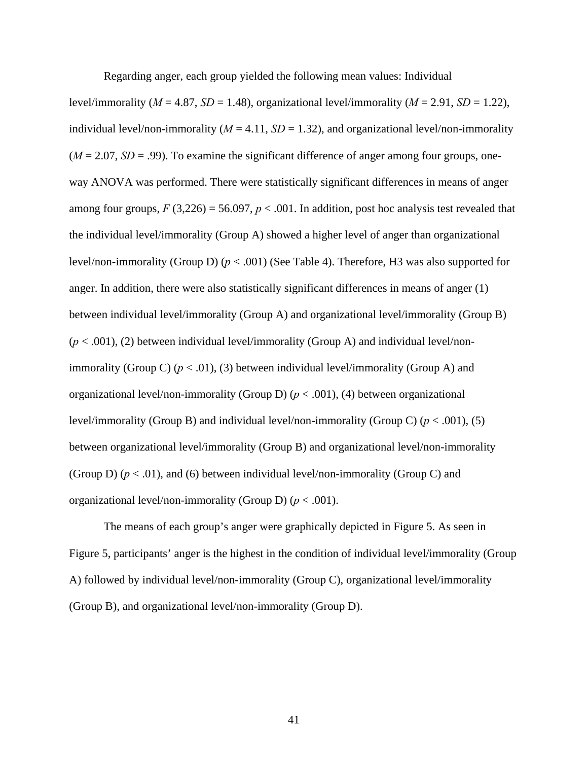Regarding anger, each group yielded the following mean values: Individual level/immorality ($M$ = 4.87, $SD$ = 1.48), organizational level/immorality ($M$ = 2.91, $SD$ = 1.22), individual level/non-immorality ($M$ = 4.11, $SD$ = 1.32), and organizational level/non-immorality ($M$ = 2.07, $SD$ = .99). To examine the significant difference of anger among four groups, one-way ANOVA was performed. There were statistically significant differences in means of anger among four groups, $F$ (3,226) = 56.097, $p$ < .001. In addition, post hoc analysis test revealed that the individual level/immorality (Group A) showed a higher level of anger than organizational level/non-immorality (Group D) ($p$ < .001) (See Table 4). Therefore, H3 was also supported for anger. In addition, there were also statistically significant differences in means of anger (1) between individual level/immorality (Group A) and organizational level/immorality (Group B) ($p$ < .001), (2) between individual level/immorality (Group A) and individual level/non-immorality (Group C) ($p$ < .01), (3) between individual level/immorality (Group A) and organizational level/non-immorality (Group D) ($p$ < .001), (4) between organizational level/immorality (Group B) and individual level/non-immorality (Group C) ($p$ < .001), (5) between organizational level/immorality (Group B) and organizational level/non-immorality (Group D) ($p$ < .01), and (6) between individual level/non-immorality (Group C) and organizational level/non-immorality (Group D) ($p$ < .001).

The means of each group's anger were graphically depicted in Figure 5. As seen in Figure 5, participants' anger is the highest in the condition of individual level/immorality (Group A) followed by individual level/non-immorality (Group C), organizational level/immorality (Group B), and organizational level/non-immorality (Group D).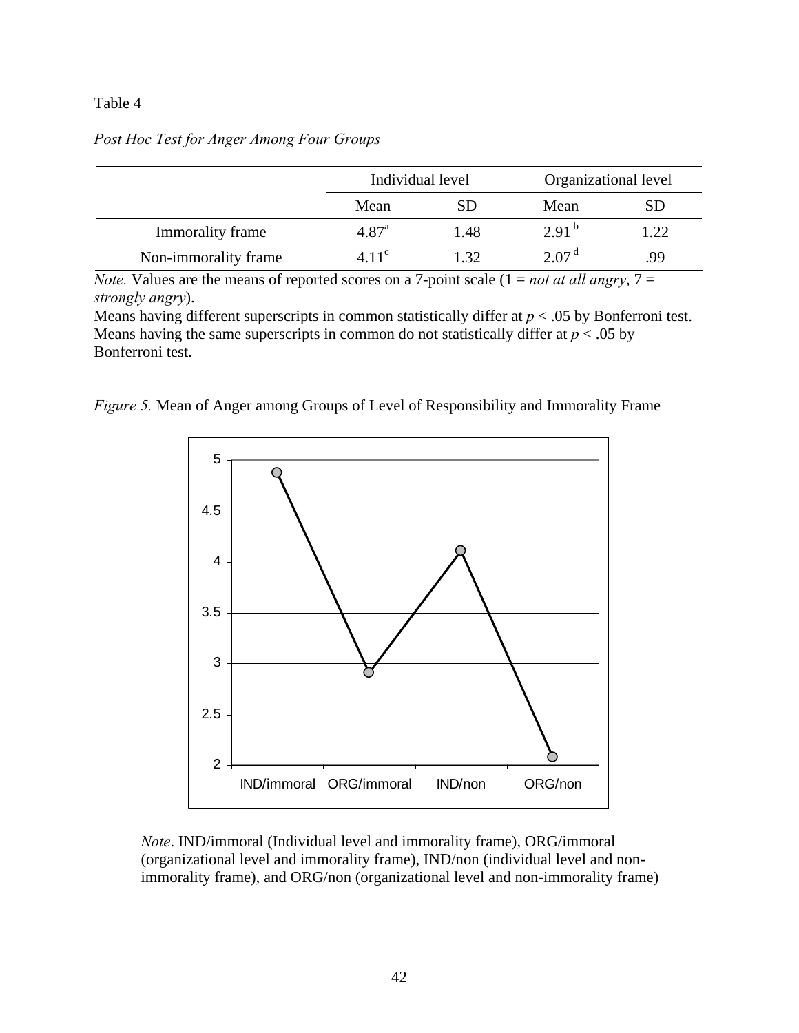Table 4

*Post Hoc Test for Anger Among Four Groups*

| | Individual level | | Organizational level | |
|---|---|---|---|---|
| | Mean | SD | Mean | SD |
| Immorality frame | 4.87[a] | 1.48 | 2.91[b] | 1.22 |
| Non-immorality frame | 4.11[c] | 1.32 | 2.07[d] | .99 |

*Note.* Values are the means of reported scores on a 7-point scale (1 = *not at all angry*, 7 = *strongly angry*).
Means having different superscripts in common statistically differ at $p < .05$ by Bonferroni test.
Means having the same superscripts in common do not statistically differ at $p < .05$ by Bonferroni test.

*Figure 5.* Mean of Anger among Groups of Level of Responsibility and Immorality Frame

*Note*. IND/immoral (Individual level and immorality frame), ORG/immoral (organizational level and immorality frame), IND/non (individual level and non-immorality frame), and ORG/non (organizational level and non-immorality frame)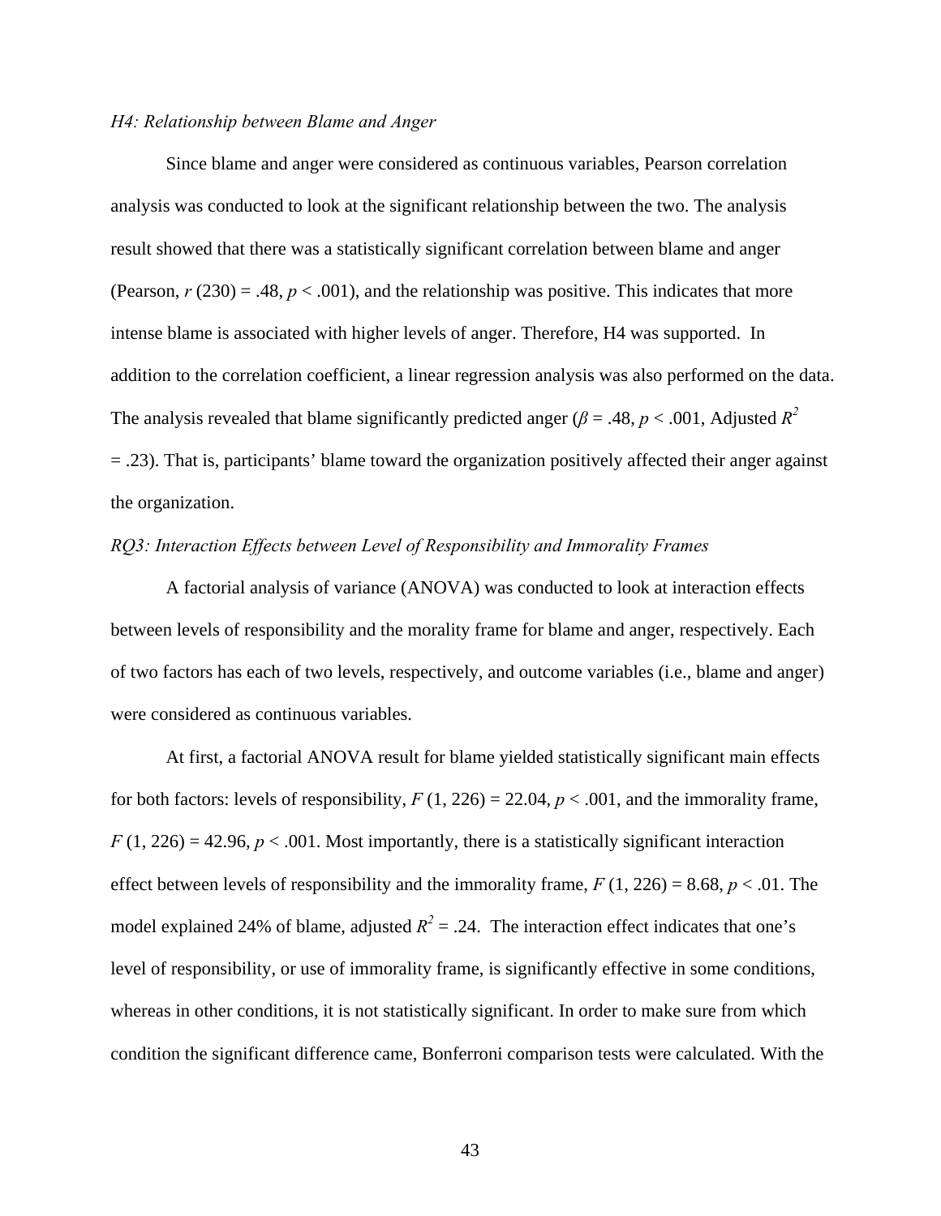*H4: Relationship between Blame and Anger*

Since blame and anger were considered as continuous variables, Pearson correlation analysis was conducted to look at the significant relationship between the two. The analysis result showed that there was a statistically significant correlation between blame and anger (Pearson, $r$ (230) = .48, $p$ < .001), and the relationship was positive. This indicates that more intense blame is associated with higher levels of anger. Therefore, H4 was supported. In addition to the correlation coefficient, a linear regression analysis was also performed on the data. The analysis revealed that blame significantly predicted anger ($\beta$ = .48, $p$ < .001, Adjusted $R^2$ = .23). That is, participants' blame toward the organization positively affected their anger against the organization.

*RQ3: Interaction Effects between Level of Responsibility and Immorality Frames*

A factorial analysis of variance (ANOVA) was conducted to look at interaction effects between levels of responsibility and the morality frame for blame and anger, respectively. Each of two factors has each of two levels, respectively, and outcome variables (i.e., blame and anger) were considered as continuous variables.

At first, a factorial ANOVA result for blame yielded statistically significant main effects for both factors: levels of responsibility, $F$ (1, 226) = 22.04, $p$ < .001, and the immorality frame, $F$ (1, 226) = 42.96, $p$ < .001. Most importantly, there is a statistically significant interaction effect between levels of responsibility and the immorality frame, $F$ (1, 226) = 8.68, $p$ < .01. The model explained 24% of blame, adjusted $R^2$ = .24. The interaction effect indicates that one's level of responsibility, or use of immorality frame, is significantly effective in some conditions, whereas in other conditions, it is not statistically significant. In order to make sure from which condition the significant difference came, Bonferroni comparison tests were calculated. With the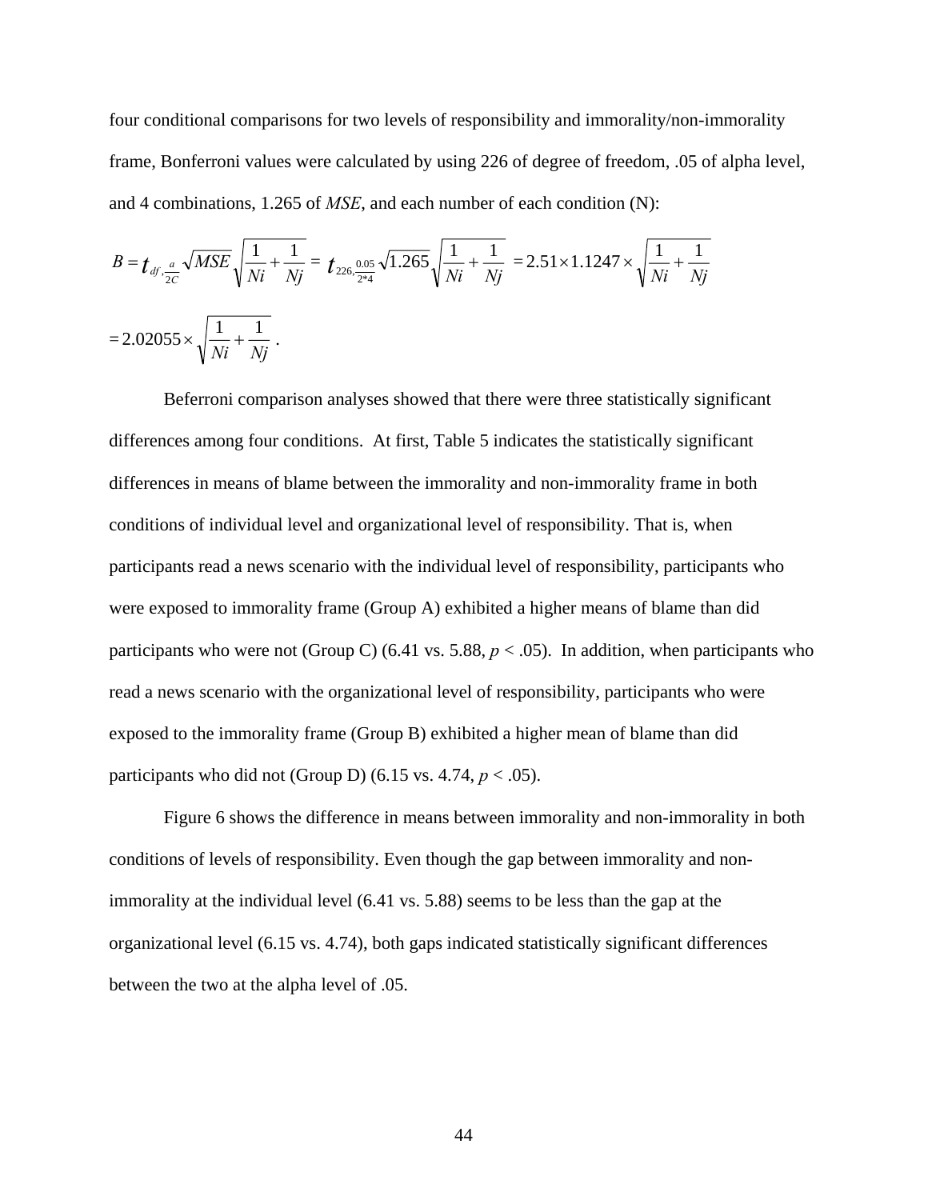four conditional comparisons for two levels of responsibility and immorality/non-immorality frame, Bonferroni values were calculated by using 226 of degree of freedom, .05 of alpha level, and 4 combinations, 1.265 of *MSE*, and each number of each condition (N):

$$B = t_{df,\frac{a}{2C}} \sqrt{MSE} \sqrt{\frac{1}{Ni} + \frac{1}{Nj}} = t_{226,\frac{0.05}{2*4}} \sqrt{1.265} \sqrt{\frac{1}{Ni} + \frac{1}{Nj}} = 2.51 \times 1.1247 \times \sqrt{\frac{1}{Ni} + \frac{1}{Nj}}$$

$$= 2.02055 \times \sqrt{\frac{1}{Ni} + \frac{1}{Nj}} \ .$$

Beferroni comparison analyses showed that there were three statistically significant differences among four conditions. At first, Table 5 indicates the statistically significant differences in means of blame between the immorality and non-immorality frame in both conditions of individual level and organizational level of responsibility. That is, when participants read a news scenario with the individual level of responsibility, participants who were exposed to immorality frame (Group A) exhibited a higher means of blame than did participants who were not (Group C) (6.41 vs. 5.88, $p < .05$). In addition, when participants who read a news scenario with the organizational level of responsibility, participants who were exposed to the immorality frame (Group B) exhibited a higher mean of blame than did participants who did not (Group D) (6.15 vs. 4.74, $p < .05$).

Figure 6 shows the difference in means between immorality and non-immorality in both conditions of levels of responsibility. Even though the gap between immorality and non-immorality at the individual level (6.41 vs. 5.88) seems to be less than the gap at the organizational level (6.15 vs. 4.74), both gaps indicated statistically significant differences between the two at the alpha level of .05.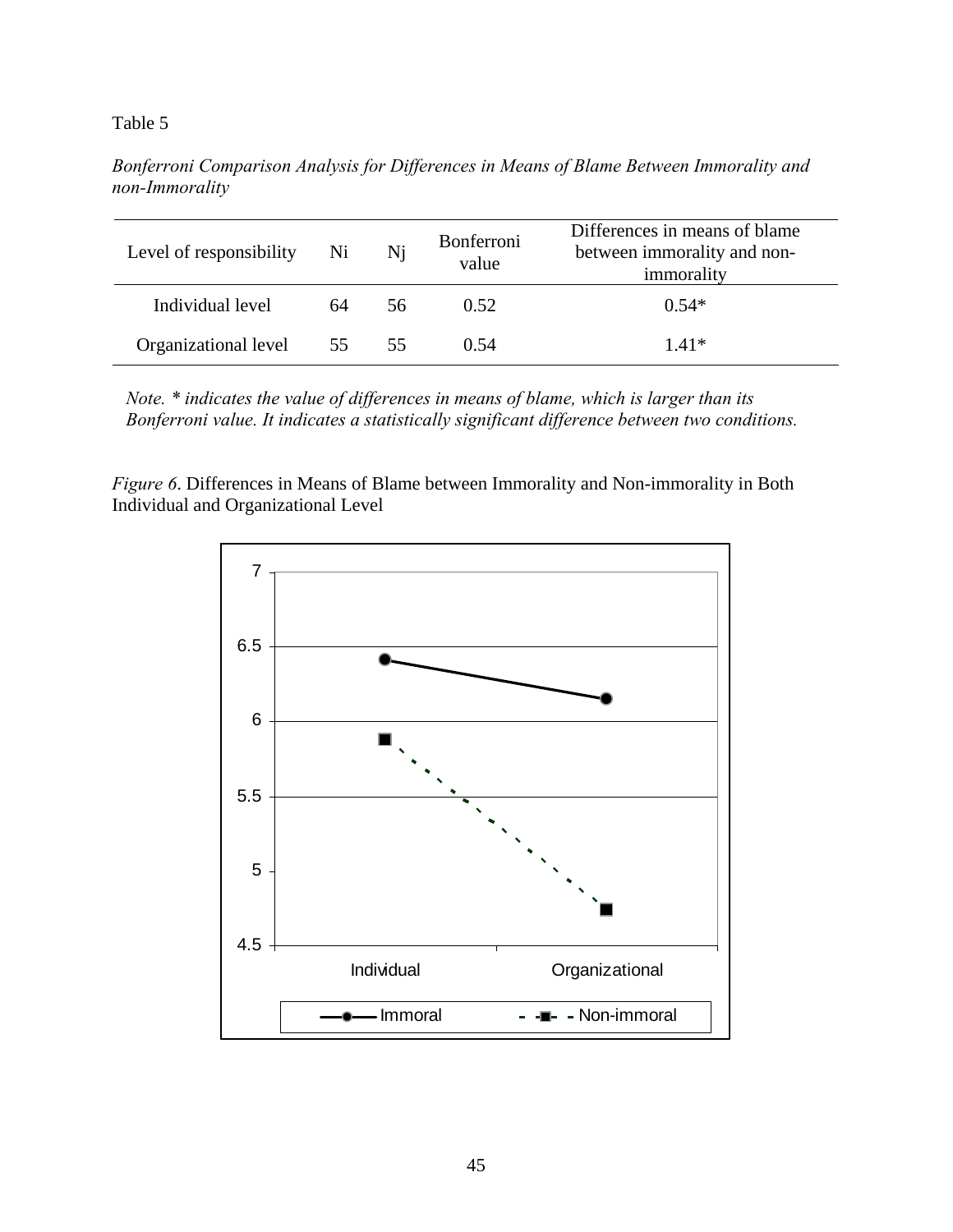Table 5

*Bonferroni Comparison Analysis for Differences in Means of Blame Between Immorality and non-Immorality*

| Level of responsibility | Ni | Nj | Bonferroni value | Differences in means of blame between immorality and non-immorality |
|---|---|---|---|---|
| Individual level | 64 | 56 | 0.52 | 0.54* |
| Organizational level | 55 | 55 | 0.54 | 1.41* |

*Note. * indicates the value of differences in means of blame, which is larger than its Bonferroni value. It indicates a statistically significant difference between two conditions.*

*Figure 6*. Differences in Means of Blame between Immorality and Non-immorality in Both Individual and Organizational Level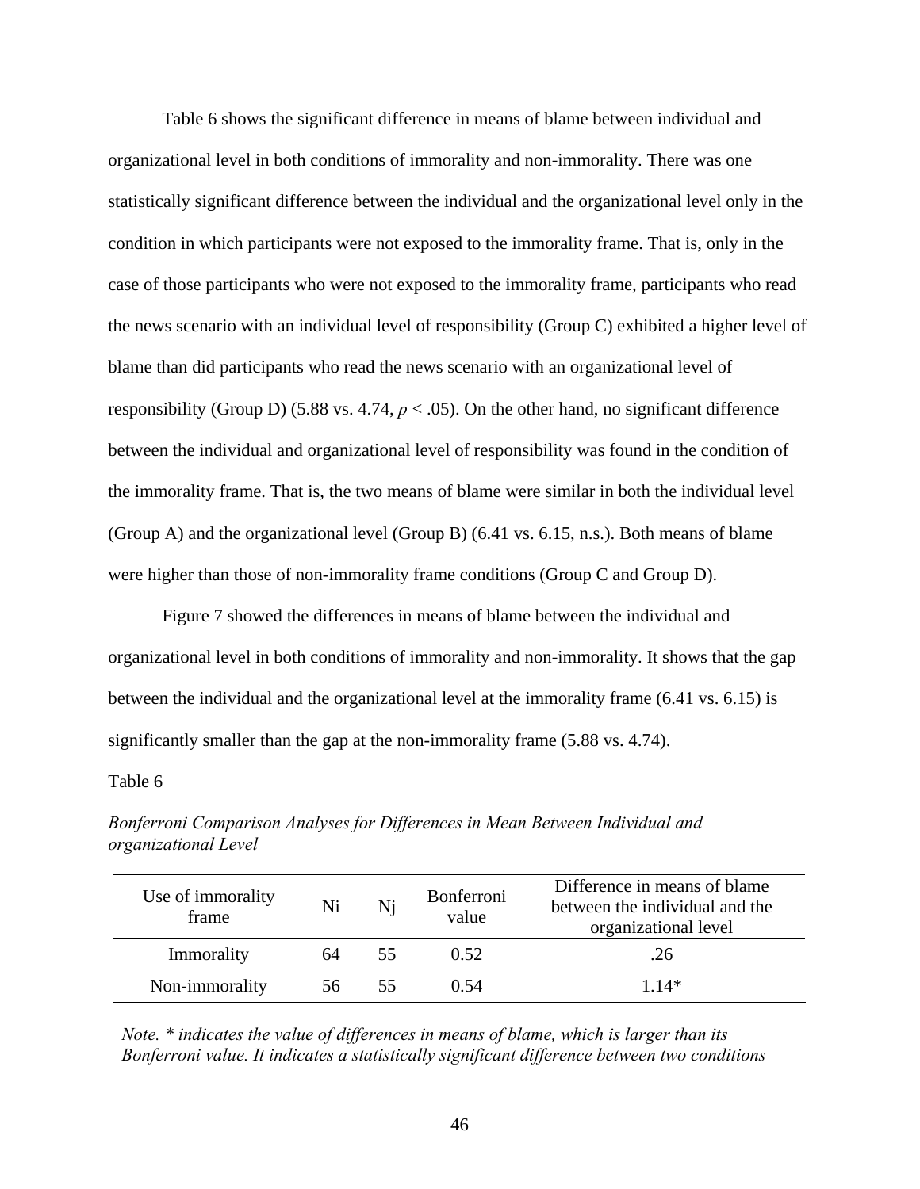Table 6 shows the significant difference in means of blame between individual and organizational level in both conditions of immorality and non-immorality. There was one statistically significant difference between the individual and the organizational level only in the condition in which participants were not exposed to the immorality frame. That is, only in the case of those participants who were not exposed to the immorality frame, participants who read the news scenario with an individual level of responsibility (Group C) exhibited a higher level of blame than did participants who read the news scenario with an organizational level of responsibility (Group D) (5.88 vs. 4.74, $p < .05$). On the other hand, no significant difference between the individual and organizational level of responsibility was found in the condition of the immorality frame. That is, the two means of blame were similar in both the individual level (Group A) and the organizational level (Group B) (6.41 vs. 6.15, n.s.). Both means of blame were higher than those of non-immorality frame conditions (Group C and Group D).

Figure 7 showed the differences in means of blame between the individual and organizational level in both conditions of immorality and non-immorality. It shows that the gap between the individual and the organizational level at the immorality frame (6.41 vs. 6.15) is significantly smaller than the gap at the non-immorality frame (5.88 vs. 4.74).

Table 6

*Bonferroni Comparison Analyses for Differences in Mean Between Individual and organizational Level*

| Use of immorality frame | Ni | Nj | Bonferroni value | Difference in means of blame between the individual and the organizational level |
|---|---|---|---|---|
| Immorality | 64 | 55 | 0.52 | .26 |
| Non-immorality | 56 | 55 | 0.54 | 1.14* |

*Note. * indicates the value of differences in means of blame, which is larger than its Bonferroni value. It indicates a statistically significant difference between two conditions*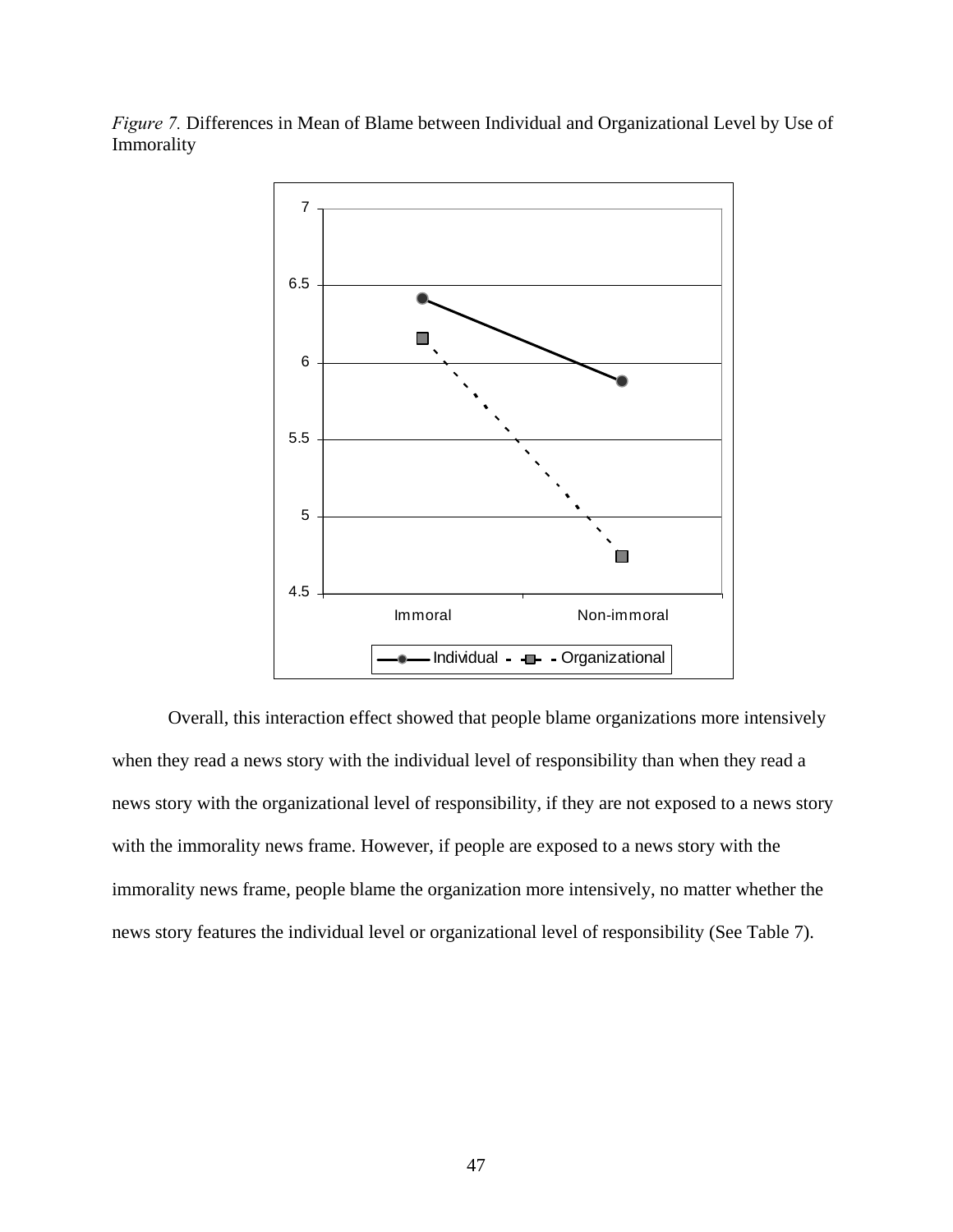*Figure 7.* Differences in Mean of Blame between Individual and Organizational Level by Use of Immorality

Overall, this interaction effect showed that people blame organizations more intensively when they read a news story with the individual level of responsibility than when they read a news story with the organizational level of responsibility, if they are not exposed to a news story with the immorality news frame. However, if people are exposed to a news story with the immorality news frame, people blame the organization more intensively, no matter whether the news story features the individual level or organizational level of responsibility (See Table 7).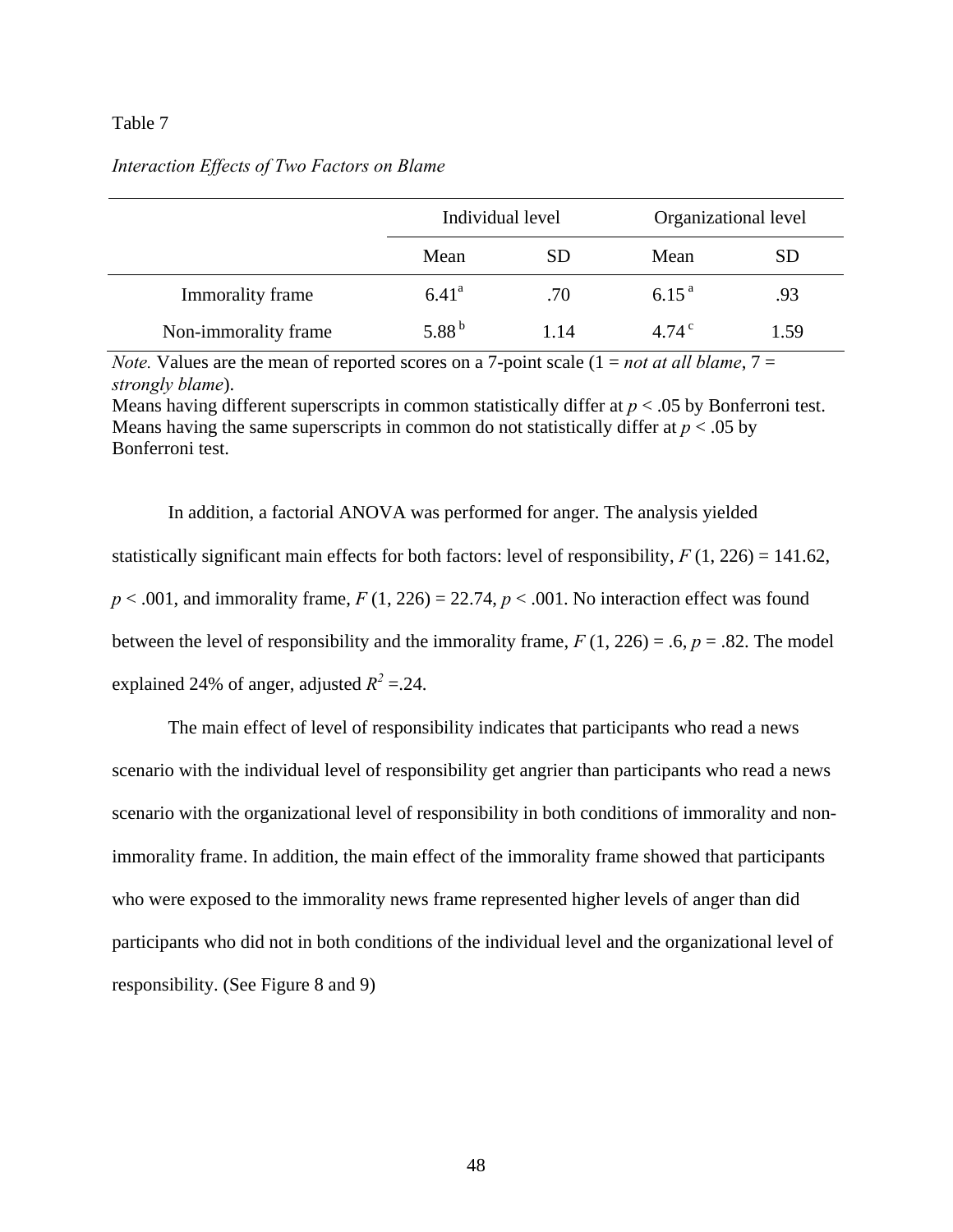Table 7

*Interaction Effects of Two Factors on Blame*

| | Individual level | | Organizational level | |
|---|---|---|---|---|
| | Mean | SD | Mean | SD |
| Immorality frame | 6.41[a] | .70 | 6.15[a] | .93 |
| Non-immorality frame | 5.88[b] | 1.14 | 4.74[c] | 1.59 |

*Note.* Values are the mean of reported scores on a 7-point scale (1 = *not at all blame*, 7 = *strongly blame*).
Means having different superscripts in common statistically differ at $p < .05$ by Bonferroni test. Means having the same superscripts in common do not statistically differ at $p < .05$ by Bonferroni test.

In addition, a factorial ANOVA was performed for anger. The analysis yielded statistically significant main effects for both factors: level of responsibility, $F(1, 226) = 141.62$, $p < .001$, and immorality frame, $F(1, 226) = 22.74$, $p < .001$. No interaction effect was found between the level of responsibility and the immorality frame, $F(1, 226) = .6$, $p = .82$. The model explained 24% of anger, adjusted $R^2 = .24$.

The main effect of level of responsibility indicates that participants who read a news scenario with the individual level of responsibility get angrier than participants who read a news scenario with the organizational level of responsibility in both conditions of immorality and non-immorality frame. In addition, the main effect of the immorality frame showed that participants who were exposed to the immorality news frame represented higher levels of anger than did participants who did not in both conditions of the individual level and the organizational level of responsibility. (See Figure 8 and 9)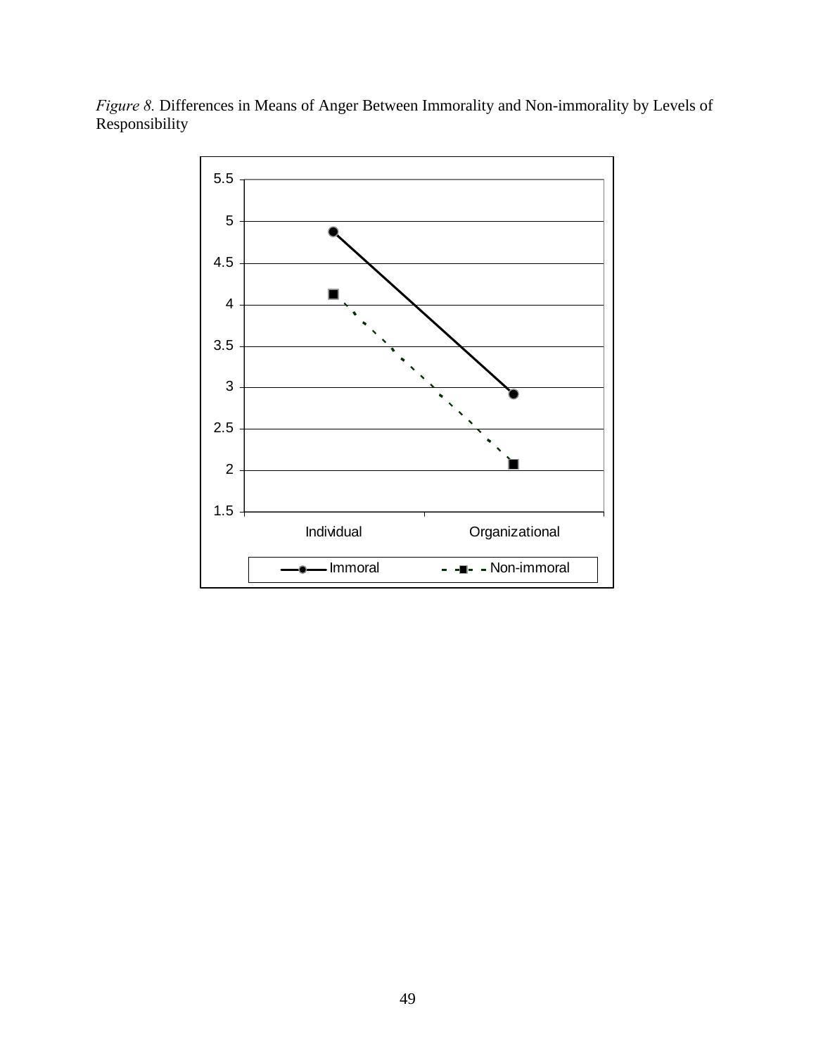*Figure 8.* Differences in Means of Anger Between Immorality and Non-immorality by Levels of Responsibility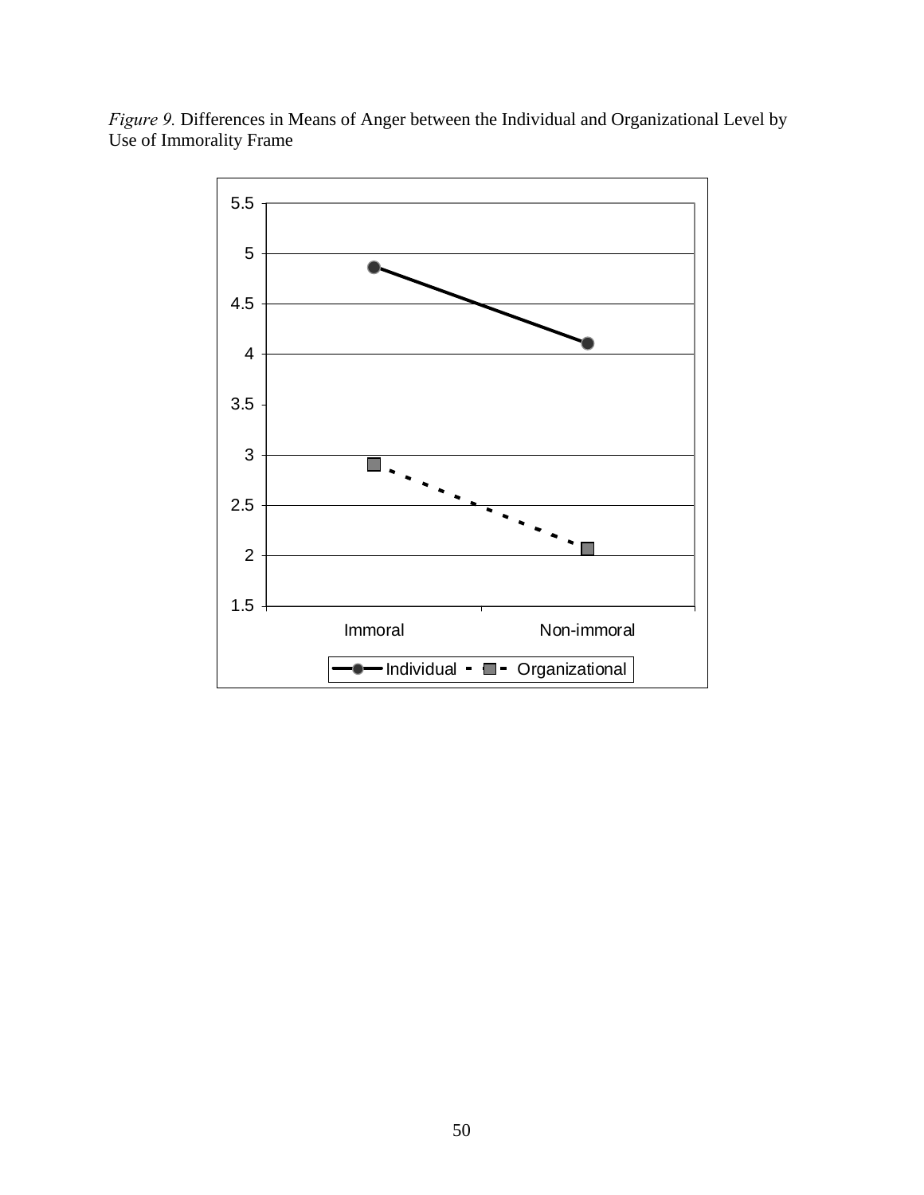*Figure 9.* Differences in Means of Anger between the Individual and Organizational Level by Use of Immorality Frame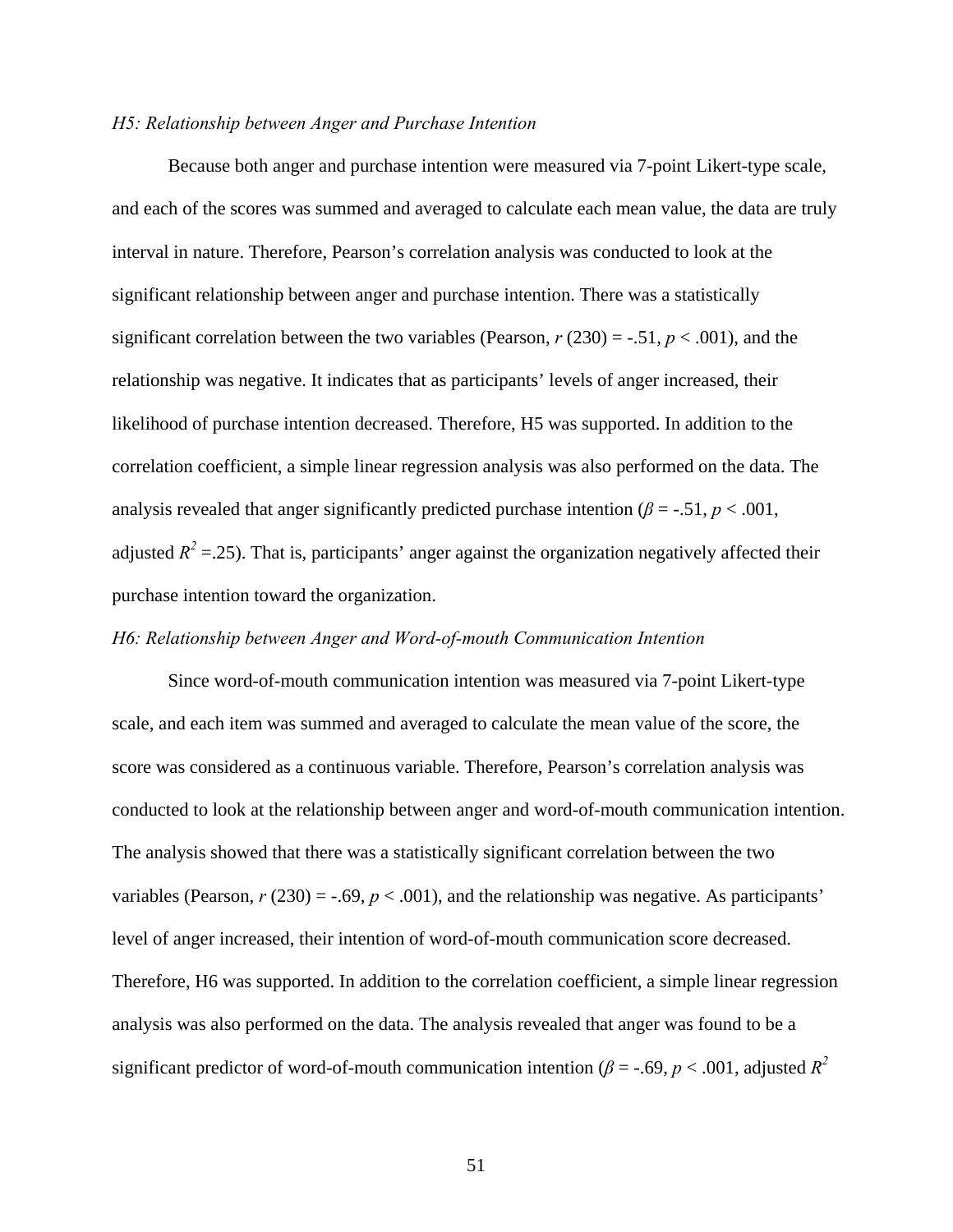*H5: Relationship between Anger and Purchase Intention*

Because both anger and purchase intention were measured via 7-point Likert-type scale, and each of the scores was summed and averaged to calculate each mean value, the data are truly interval in nature. Therefore, Pearson's correlation analysis was conducted to look at the significant relationship between anger and purchase intention. There was a statistically significant correlation between the two variables (Pearson, $r$ (230) = -.51, $p$ < .001), and the relationship was negative. It indicates that as participants' levels of anger increased, their likelihood of purchase intention decreased. Therefore, H5 was supported. In addition to the correlation coefficient, a simple linear regression analysis was also performed on the data. The analysis revealed that anger significantly predicted purchase intention ($\beta$ = -.51, $p$ < .001, adjusted $R^2$ =.25). That is, participants' anger against the organization negatively affected their purchase intention toward the organization.

*H6: Relationship between Anger and Word-of-mouth Communication Intention*

Since word-of-mouth communication intention was measured via 7-point Likert-type scale, and each item was summed and averaged to calculate the mean value of the score, the score was considered as a continuous variable. Therefore, Pearson's correlation analysis was conducted to look at the relationship between anger and word-of-mouth communication intention. The analysis showed that there was a statistically significant correlation between the two variables (Pearson, $r$ (230) = -.69, $p$ < .001), and the relationship was negative. As participants' level of anger increased, their intention of word-of-mouth communication score decreased. Therefore, H6 was supported. In addition to the correlation coefficient, a simple linear regression analysis was also performed on the data. The analysis revealed that anger was found to be a significant predictor of word-of-mouth communication intention ($\beta$ = -.69, $p$ < .001, adjusted $R^2$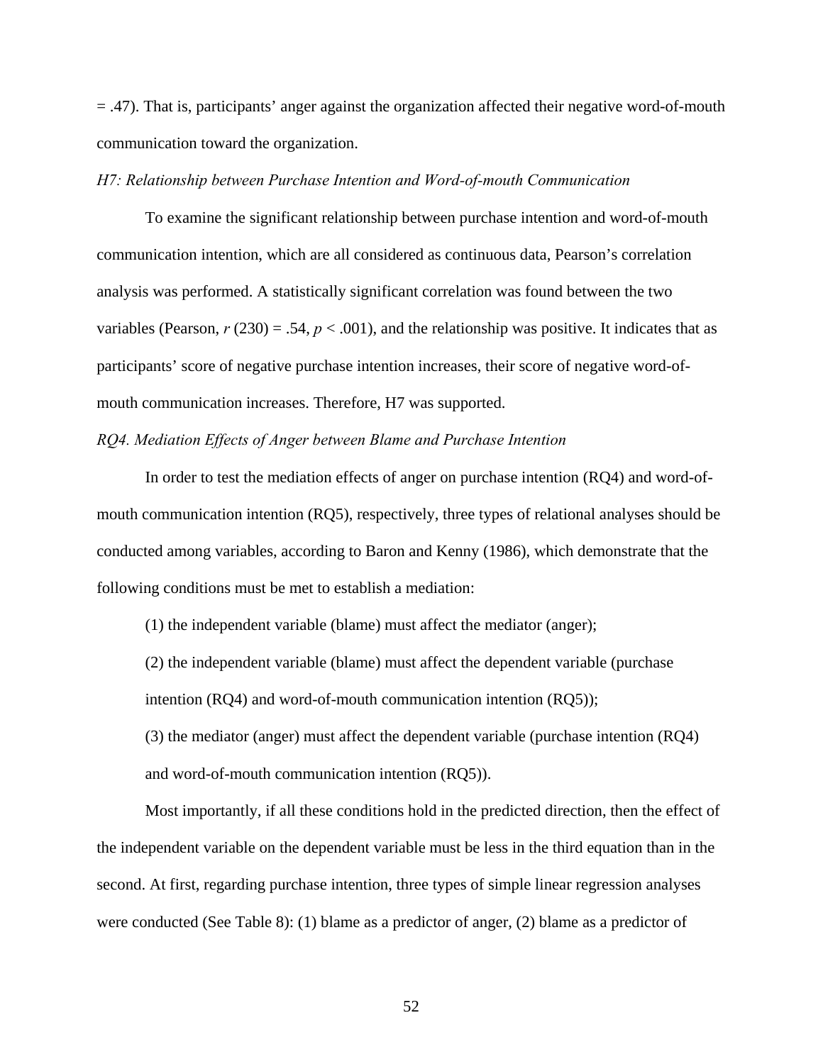= .47). That is, participants' anger against the organization affected their negative word-of-mouth communication toward the organization.

*H7: Relationship between Purchase Intention and Word-of-mouth Communication*

To examine the significant relationship between purchase intention and word-of-mouth communication intention, which are all considered as continuous data, Pearson's correlation analysis was performed. A statistically significant correlation was found between the two variables (Pearson, $r$ (230) = .54, $p$ < .001), and the relationship was positive. It indicates that as participants' score of negative purchase intention increases, their score of negative word-of-mouth communication increases. Therefore, H7 was supported.

*RQ4. Mediation Effects of Anger between Blame and Purchase Intention*

In order to test the mediation effects of anger on purchase intention (RQ4) and word-of-mouth communication intention (RQ5), respectively, three types of relational analyses should be conducted among variables, according to Baron and Kenny (1986), which demonstrate that the following conditions must be met to establish a mediation:

(1) the independent variable (blame) must affect the mediator (anger);

(2) the independent variable (blame) must affect the dependent variable (purchase intention (RQ4) and word-of-mouth communication intention (RQ5));

(3) the mediator (anger) must affect the dependent variable (purchase intention (RQ4) and word-of-mouth communication intention (RQ5)).

Most importantly, if all these conditions hold in the predicted direction, then the effect of the independent variable on the dependent variable must be less in the third equation than in the second. At first, regarding purchase intention, three types of simple linear regression analyses were conducted (See Table 8): (1) blame as a predictor of anger, (2) blame as a predictor of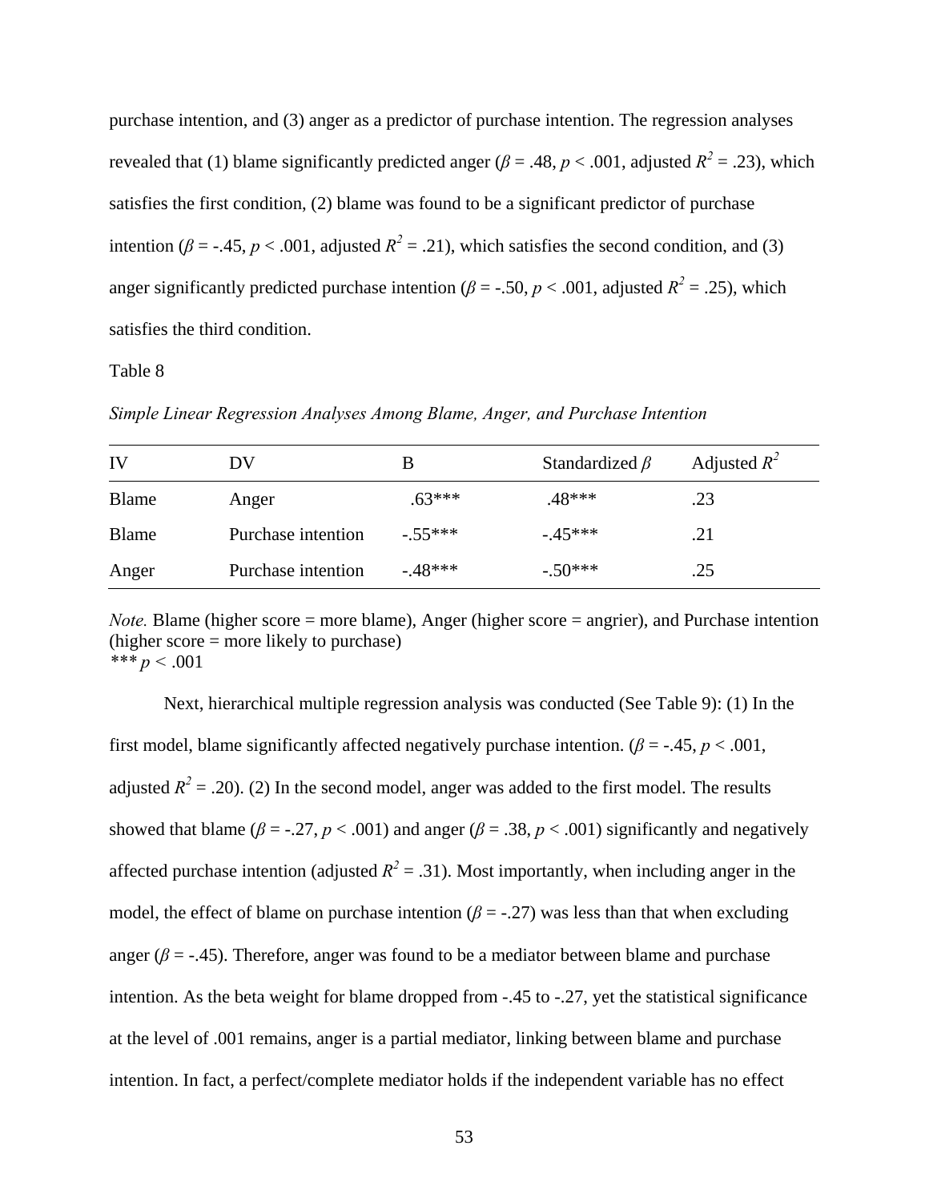purchase intention, and (3) anger as a predictor of purchase intention. The regression analyses revealed that (1) blame significantly predicted anger ($\beta$ = .48, $p$ < .001, adjusted $R^2$ = .23), which satisfies the first condition, (2) blame was found to be a significant predictor of purchase intention ($\beta$ = -.45, $p$ < .001, adjusted $R^2$ = .21), which satisfies the second condition, and (3) anger significantly predicted purchase intention ($\beta$ = -.50, $p$ < .001, adjusted $R^2$ = .25), which satisfies the third condition.

Table 8

*Simple Linear Regression Analyses Among Blame, Anger, and Purchase Intention*

| IV | DV | B | Standardized $\beta$ | Adjusted $R^2$ |
|---|---|---|---|---|
| Blame | Anger | .63*** | .48*** | .23 |
| Blame | Purchase intention | -.55*** | -.45*** | .21 |
| Anger | Purchase intention | -.48*** | -.50*** | .25 |

*Note.* Blame (higher score = more blame), Anger (higher score = angrier), and Purchase intention (higher score = more likely to purchase)
*** $p$ < .001

Next, hierarchical multiple regression analysis was conducted (See Table 9): (1) In the first model, blame significantly affected negatively purchase intention. ($\beta$ = -.45, $p$ < .001, adjusted $R^2$ = .20). (2) In the second model, anger was added to the first model. The results showed that blame ($\beta$ = -.27, $p$ < .001) and anger ($\beta$ = .38, $p$ < .001) significantly and negatively affected purchase intention (adjusted $R^2$ = .31). Most importantly, when including anger in the model, the effect of blame on purchase intention ($\beta$ = -.27) was less than that when excluding anger ($\beta$ = -.45). Therefore, anger was found to be a mediator between blame and purchase intention. As the beta weight for blame dropped from -.45 to -.27, yet the statistical significance at the level of .001 remains, anger is a partial mediator, linking between blame and purchase intention. In fact, a perfect/complete mediator holds if the independent variable has no effect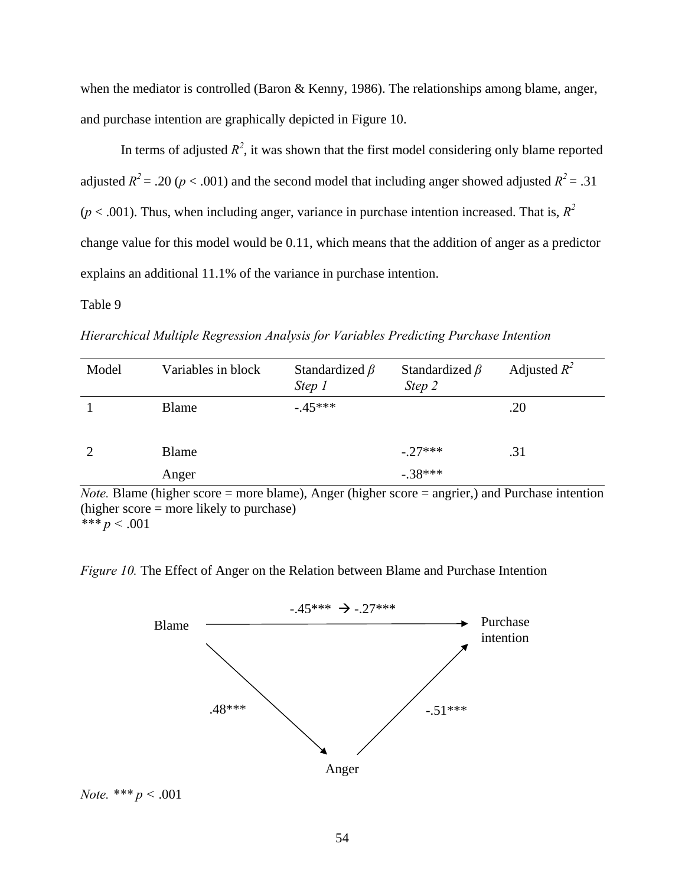when the mediator is controlled (Baron & Kenny, 1986). The relationships among blame, anger, and purchase intention are graphically depicted in Figure 10.

In terms of adjusted $R^2$, it was shown that the first model considering only blame reported adjusted $R^2 = .20$ ($p < .001$) and the second model that including anger showed adjusted $R^2 = .31$ ($p < .001$). Thus, when including anger, variance in purchase intention increased. That is, $R^2$ change value for this model would be 0.11, which means that the addition of anger as a predictor explains an additional 11.1% of the variance in purchase intention.

Table 9

*Hierarchical Multiple Regression Analysis for Variables Predicting Purchase Intention*

| Model | Variables in block | Standardized $\beta$ *Step 1* | Standardized $\beta$ *Step 2* | Adjusted $R^2$ |
|---|---|---|---|---|
| 1 | Blame | -.45*** | | .20 |
| 2 | Blame | | -.27*** | .31 |
| | Anger | | -.38*** | |

*Note.* Blame (higher score = more blame), Anger (higher score = angrier,) and Purchase intention (higher score = more likely to purchase)
*** $p < .001$

*Figure 10.* The Effect of Anger on the Relation between Blame and Purchase Intention

Blame → Purchase intention: -.45*** → -.27***

Blame → Anger: .48***

Anger → Purchase intention: -.51***

*Note.* *** $p < .001$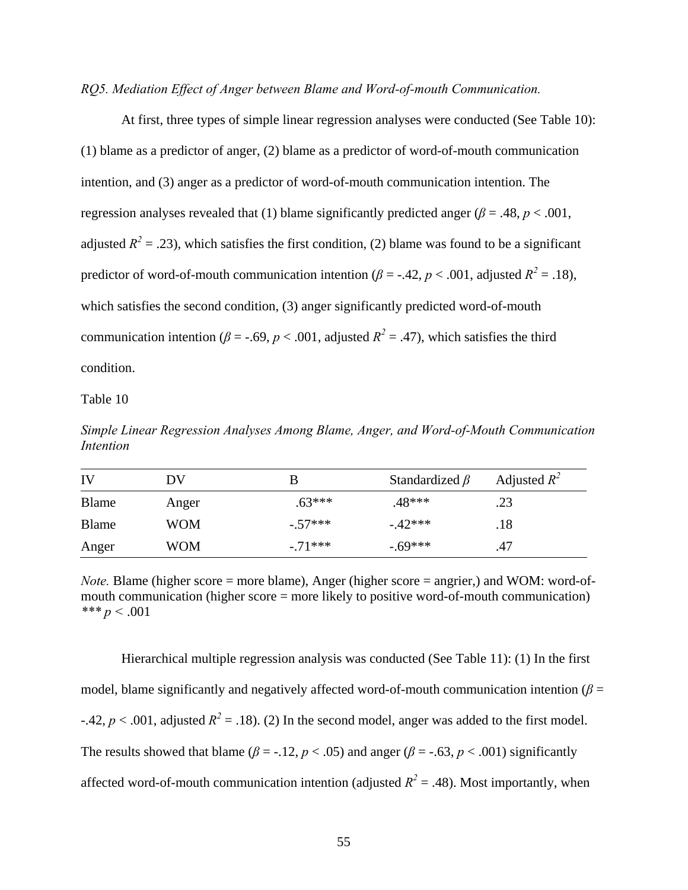*RQ5. Mediation Effect of Anger between Blame and Word-of-mouth Communication.*

At first, three types of simple linear regression analyses were conducted (See Table 10): (1) blame as a predictor of anger, (2) blame as a predictor of word-of-mouth communication intention, and (3) anger as a predictor of word-of-mouth communication intention. The regression analyses revealed that (1) blame significantly predicted anger ($\beta$ = .48, $p$ < .001, adjusted $R^2$ = .23), which satisfies the first condition, (2) blame was found to be a significant predictor of word-of-mouth communication intention ($\beta$ = -.42, $p$ < .001, adjusted $R^2$ = .18), which satisfies the second condition, (3) anger significantly predicted word-of-mouth communication intention ($\beta$ = -.69, $p$ < .001, adjusted $R^2$ = .47), which satisfies the third condition.

Table 10

*Simple Linear Regression Analyses Among Blame, Anger, and Word-of-Mouth Communication Intention*

| IV | DV | B | Standardized $\beta$ | Adjusted $R^2$ |
|---|---|---|---|---|
| Blame | Anger | .63*** | .48*** | .23 |
| Blame | WOM | -.57*** | -.42*** | .18 |
| Anger | WOM | -.71*** | -.69*** | .47 |

*Note.* Blame (higher score = more blame), Anger (higher score = angrier,) and WOM: word-of-mouth communication (higher score = more likely to positive word-of-mouth communication)
*** $p$ < .001

Hierarchical multiple regression analysis was conducted (See Table 11): (1) In the first model, blame significantly and negatively affected word-of-mouth communication intention ($\beta$ = -.42, $p$ < .001, adjusted $R^2$ = .18). (2) In the second model, anger was added to the first model. The results showed that blame ($\beta$ = -.12, $p$ < .05) and anger ($\beta$ = -.63, $p$ < .001) significantly affected word-of-mouth communication intention (adjusted $R^2$ = .48). Most importantly, when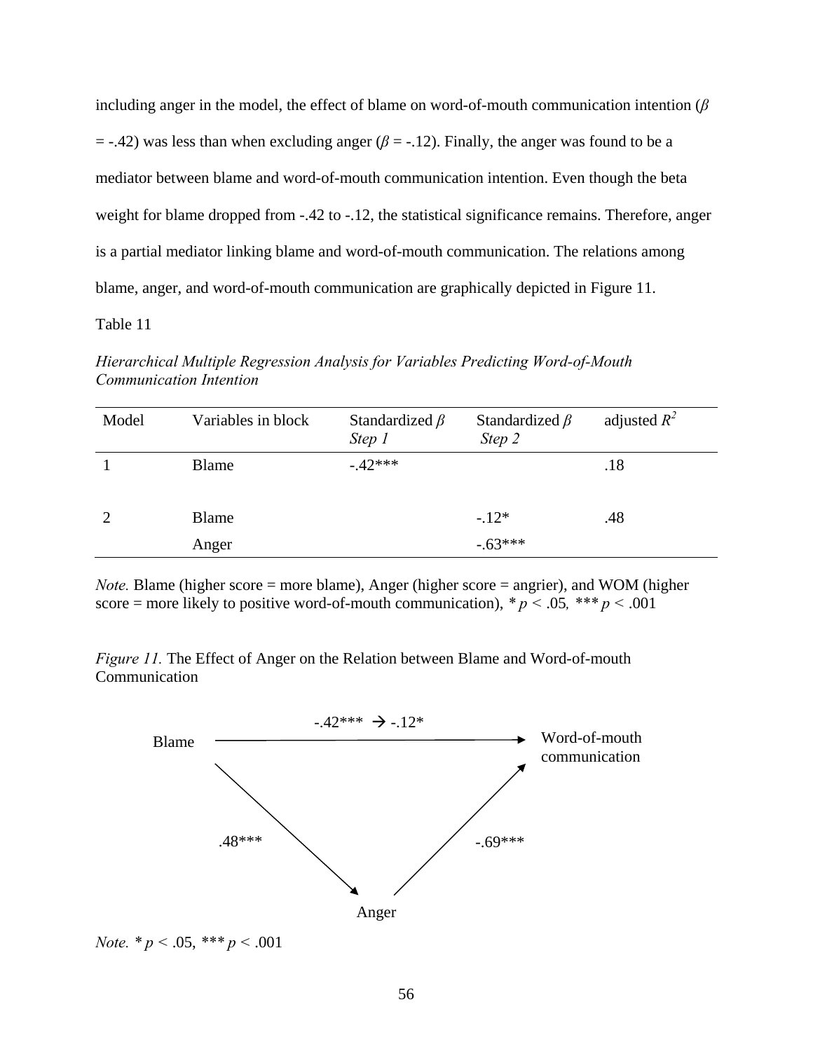including anger in the model, the effect of blame on word-of-mouth communication intention ($\beta$ = -.42) was less than when excluding anger ($\beta$ = -.12). Finally, the anger was found to be a mediator between blame and word-of-mouth communication intention. Even though the beta weight for blame dropped from -.42 to -.12, the statistical significance remains. Therefore, anger is a partial mediator linking blame and word-of-mouth communication. The relations among blame, anger, and word-of-mouth communication are graphically depicted in Figure 11.

Table 11

*Hierarchical Multiple Regression Analysis for Variables Predicting Word-of-Mouth Communication Intention*

| Model | Variables in block | Standardized $\beta$ *Step 1* | Standardized $\beta$ *Step 2* | adjusted $R^2$ |
|---|---|---|---|---|
| 1 | Blame | -.42*** | | .18 |
| 2 | Blame | | -.12* | .48 |
| | Anger | | -.63*** | |

*Note.* Blame (higher score = more blame), Anger (higher score = angrier), and WOM (higher score = more likely to positive word-of-mouth communication), * $p < .05$, *** $p < .001$

*Figure 11.* The Effect of Anger on the Relation between Blame and Word-of-mouth Communication

Blame → Word-of-mouth communication: -.42*** → -.12*

Blame → Anger: .48***

Anger → Word-of-mouth communication: -.69***

*Note.* * $p < .05$, *** $p < .001$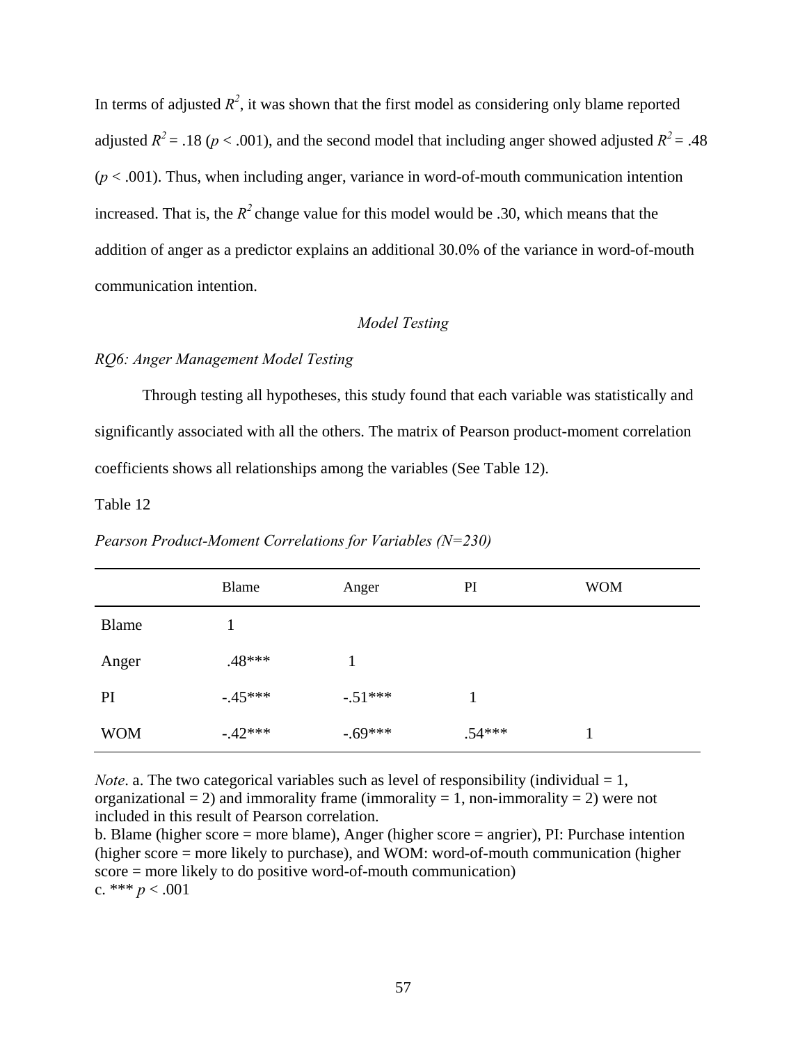In terms of adjusted $R^2$, it was shown that the first model as considering only blame reported adjusted $R^2 = .18$ ($p < .001$), and the second model that including anger showed adjusted $R^2 = .48$ ($p < .001$). Thus, when including anger, variance in word-of-mouth communication intention increased. That is, the $R^2$ change value for this model would be .30, which means that the addition of anger as a predictor explains an additional 30.0% of the variance in word-of-mouth communication intention.

*Model Testing*

*RQ6: Anger Management Model Testing*

Through testing all hypotheses, this study found that each variable was statistically and significantly associated with all the others. The matrix of Pearson product-moment correlation coefficients shows all relationships among the variables (See Table 12).

Table 12

*Pearson Product-Moment Correlations for Variables (N=230)*

| | Blame | Anger | PI | WOM |
|---|---|---|---|---|
| Blame | 1 | | | |
| Anger | .48*** | 1 | | |
| PI | -.45*** | -.51*** | 1 | |
| WOM | -.42*** | -.69*** | .54*** | 1 |

*Note*. a. The two categorical variables such as level of responsibility (individual = 1, organizational = 2) and immorality frame (immorality = 1, non-immorality = 2) were not included in this result of Pearson correlation.
b. Blame (higher score = more blame), Anger (higher score = angrier), PI: Purchase intention (higher score = more likely to purchase), and WOM: word-of-mouth communication (higher score = more likely to do positive word-of-mouth communication)
c. *** $p < .001$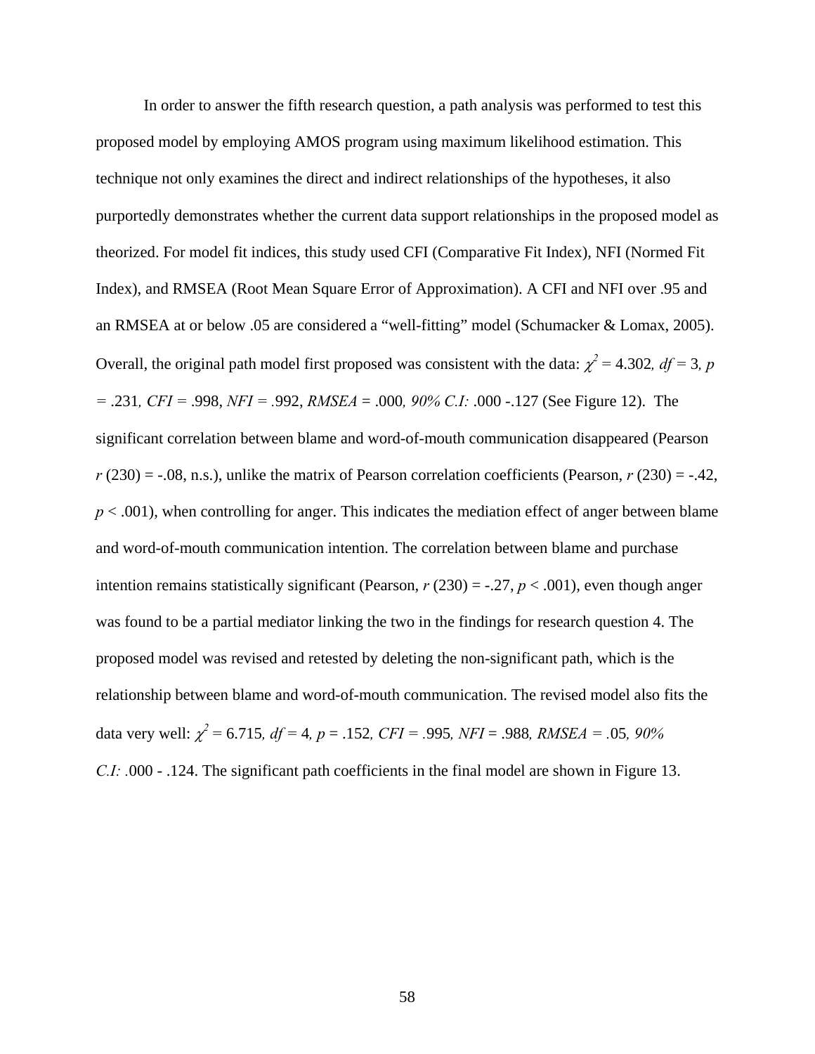In order to answer the fifth research question, a path analysis was performed to test this proposed model by employing AMOS program using maximum likelihood estimation. This technique not only examines the direct and indirect relationships of the hypotheses, it also purportedly demonstrates whether the current data support relationships in the proposed model as theorized. For model fit indices, this study used CFI (Comparative Fit Index), NFI (Normed Fit Index), and RMSEA (Root Mean Square Error of Approximation). A CFI and NFI over .95 and an RMSEA at or below .05 are considered a “well-fitting” model (Schumacker & Lomax, 2005). Overall, the original path model first proposed was consistent with the data: $\chi^2 = 4.302$, *df* = 3, *p* = .231, *CFI* = .998, *NFI* = .992, *RMSEA* = .000, *90% C.I:* .000 -.127 (See Figure 12). The significant correlation between blame and word-of-mouth communication disappeared (Pearson *r* (230) = -.08, n.s.), unlike the matrix of Pearson correlation coefficients (Pearson, *r* (230) = -.42, $p < .001$), when controlling for anger. This indicates the mediation effect of anger between blame and word-of-mouth communication intention. The correlation between blame and purchase intention remains statistically significant (Pearson, *r* (230) = -.27, $p < .001$), even though anger was found to be a partial mediator linking the two in the findings for research question 4. The proposed model was revised and retested by deleting the non-significant path, which is the relationship between blame and word-of-mouth communication. The revised model also fits the data very well: $\chi^2 = 6.715$, *df* = 4, *p* = .152, *CFI* = .995, *NFI* = .988, *RMSEA* = .05, *90% C.I:* .000 - .124. The significant path coefficients in the final model are shown in Figure 13.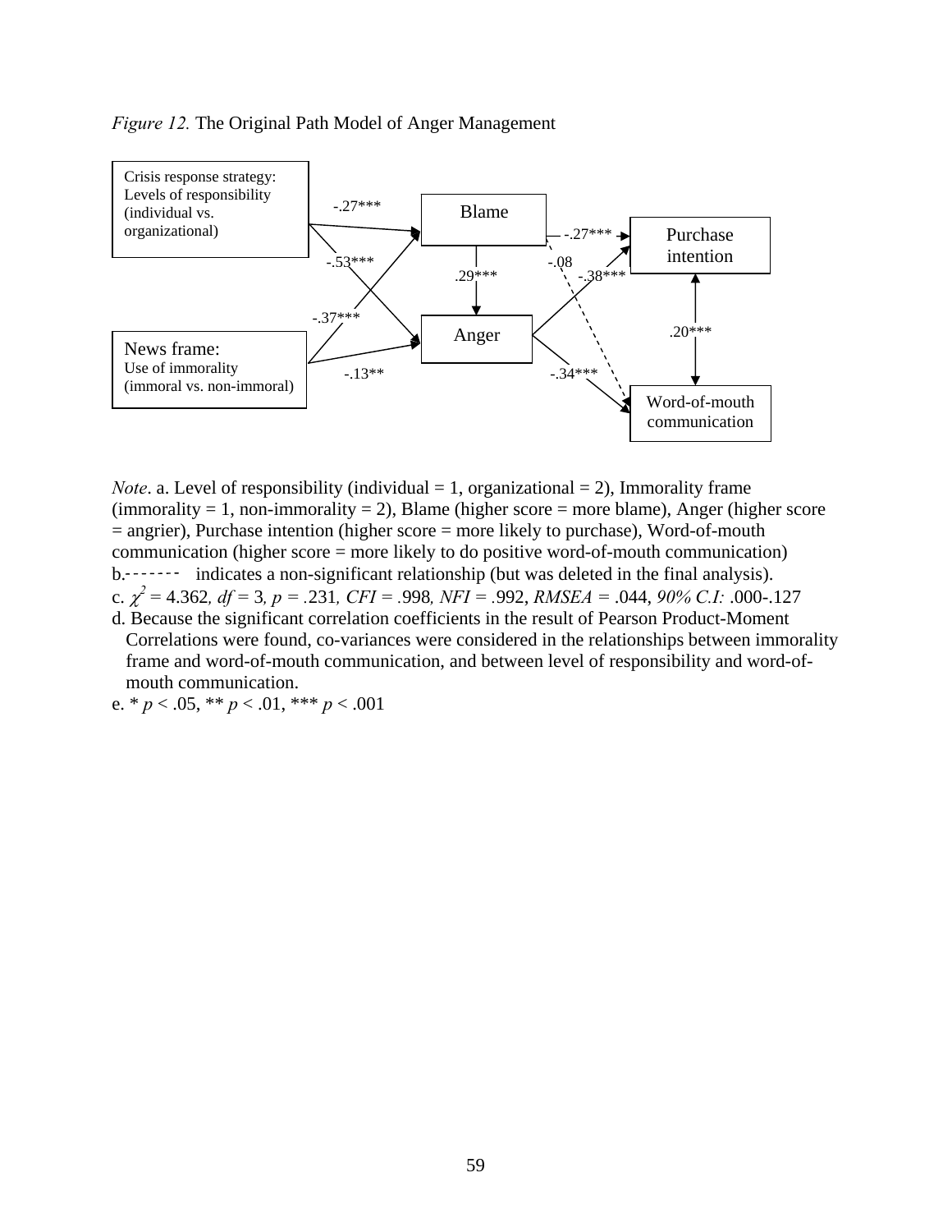*Figure 12.* The Original Path Model of Anger Management

Crisis response strategy: Levels of responsibility (individual vs. organizational)

News frame: Use of immorality (immoral vs. non-immoral)

Blame

Anger

Purchase intention

Word-of-mouth communication

-.27***

-.53***

-.37***

-.13**

.29***

-.27***

-.08

-.38***

-.34***

.20***

*Note*. a. Level of responsibility (individual = 1, organizational = 2), Immorality frame (immorality = 1, non-immorality = 2), Blame (higher score = more blame), Anger (higher score = angrier), Purchase intention (higher score = more likely to purchase), Word-of-mouth communication (higher score = more likely to do positive word-of-mouth communication)

b.------- indicates a non-significant relationship (but was deleted in the final analysis).

c. $\chi^2$ = 4.362, *df* = 3, *p* = .231, *CFI* = .998, *NFI* = .992, *RMSEA* = .044, *90% C.I:* .000-.127

d. Because the significant correlation coefficients in the result of Pearson Product-Moment Correlations were found, co-variances were considered in the relationships between immorality frame and word-of-mouth communication, and between level of responsibility and word-of-mouth communication.

e. * $p < .05$, ** $p < .01$, *** $p < .001$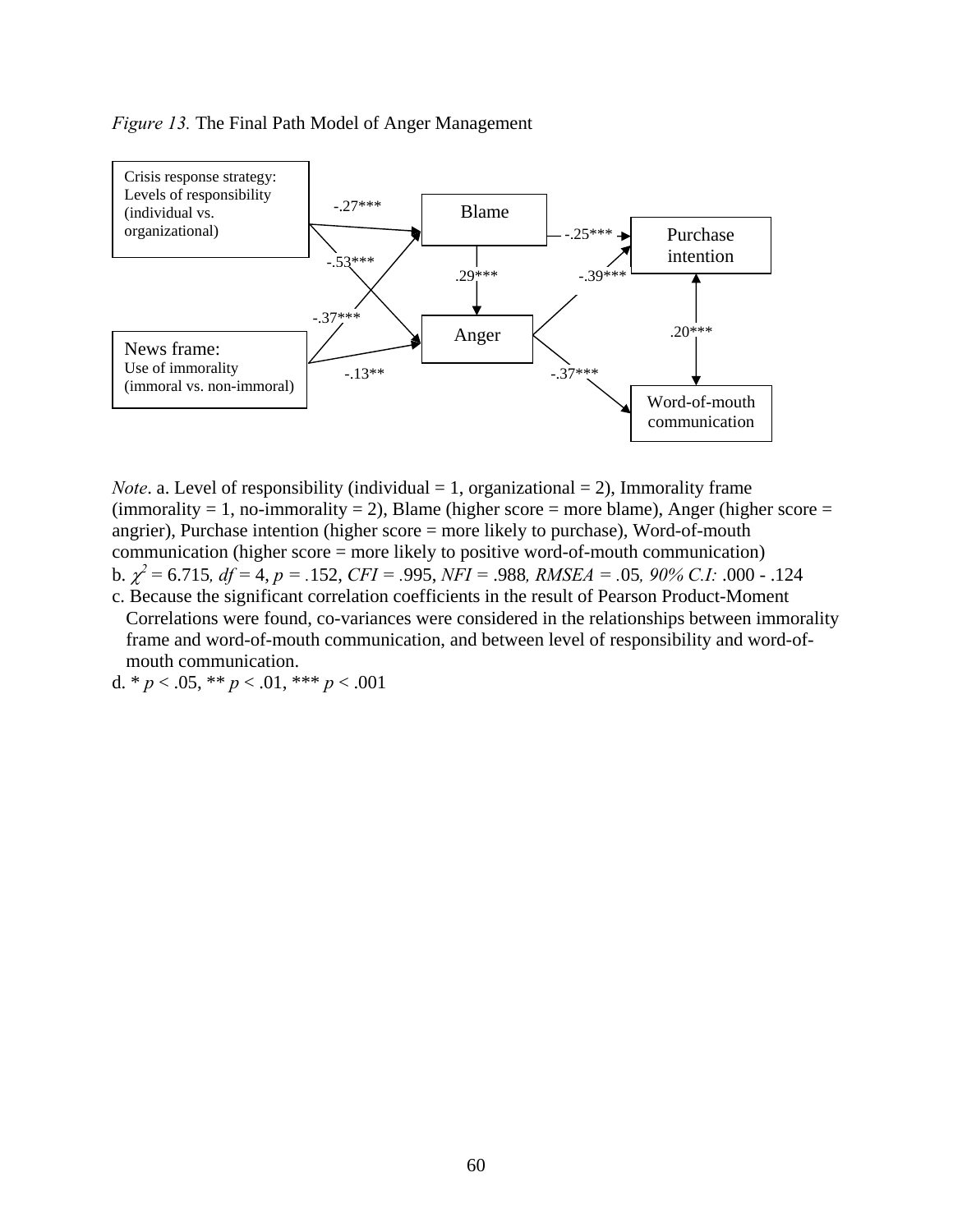*Figure 13.* The Final Path Model of Anger Management

Crisis response strategy: Levels of responsibility (individual vs. organizational)

News frame: Use of immorality (immoral vs. non-immoral)

Blame

Anger

Purchase intention

Word-of-mouth communication

-.27***

-.53***

-.37***

-.13**

.29***

-.25***

-.39***

-.37***

.20***

*Note*. a. Level of responsibility (individual = 1, organizational = 2), Immorality frame (immorality = 1, no-immorality = 2), Blame (higher score = more blame), Anger (higher score = angrier), Purchase intention (higher score = more likely to purchase), Word-of-mouth communication (higher score = more likely to positive word-of-mouth communication)

b. $\chi^2$ = 6.715*, df* = 4, *p* = .152, *CFI* = .995, *NFI* = .988*, RMSEA* = .05*, 90% C.I:* .000 - .124

c. Because the significant correlation coefficients in the result of Pearson Product-Moment Correlations were found, co-variances were considered in the relationships between immorality frame and word-of-mouth communication, and between level of responsibility and word-of-mouth communication.

d. * $p < .05$, ** $p < .01$, *** $p < .001$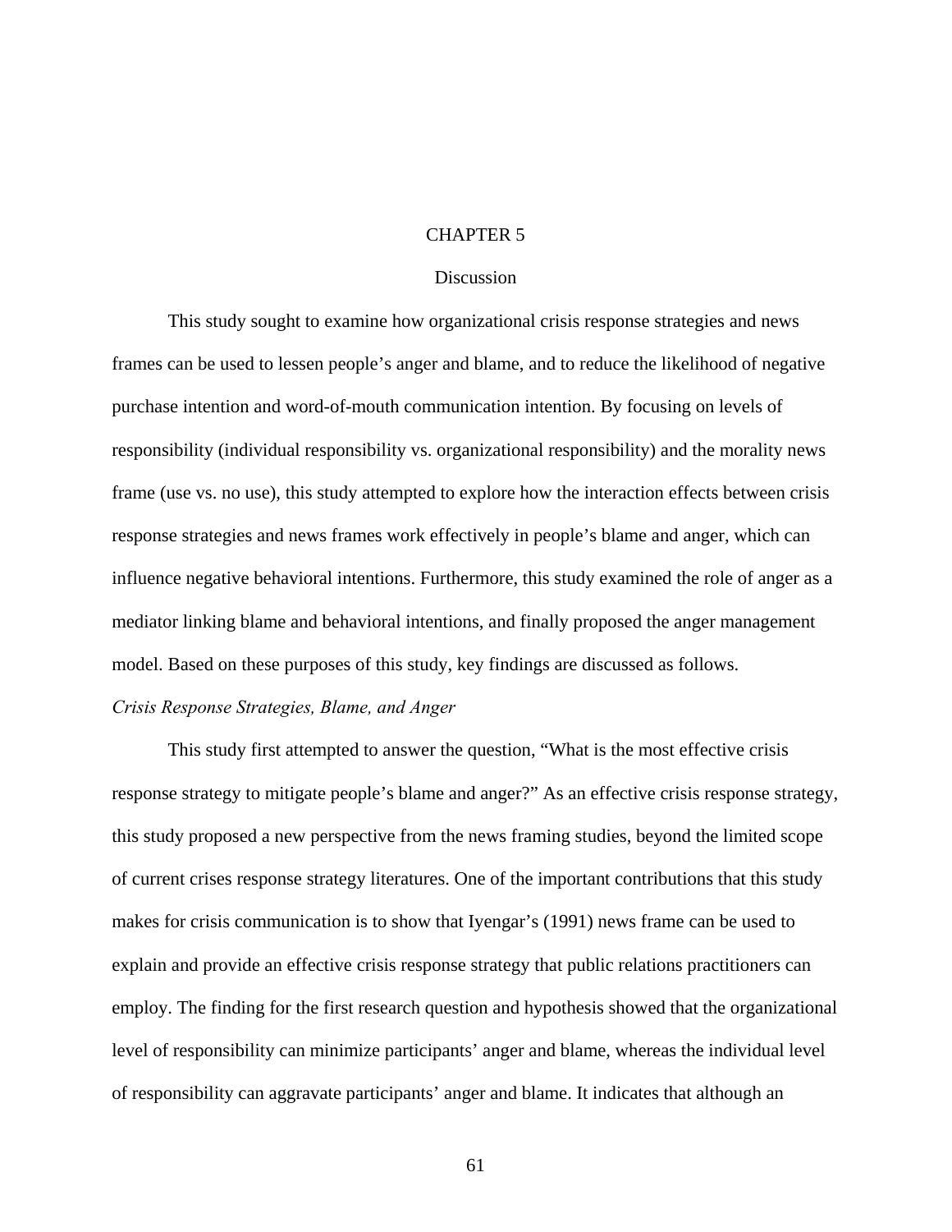# CHAPTER 5

## Discussion

This study sought to examine how organizational crisis response strategies and news frames can be used to lessen people's anger and blame, and to reduce the likelihood of negative purchase intention and word-of-mouth communication intention. By focusing on levels of responsibility (individual responsibility vs. organizational responsibility) and the morality news frame (use vs. no use), this study attempted to explore how the interaction effects between crisis response strategies and news frames work effectively in people's blame and anger, which can influence negative behavioral intentions. Furthermore, this study examined the role of anger as a mediator linking blame and behavioral intentions, and finally proposed the anger management model. Based on these purposes of this study, key findings are discussed as follows.

### *Crisis Response Strategies, Blame, and Anger*

This study first attempted to answer the question, "What is the most effective crisis response strategy to mitigate people's blame and anger?" As an effective crisis response strategy, this study proposed a new perspective from the news framing studies, beyond the limited scope of current crises response strategy literatures. One of the important contributions that this study makes for crisis communication is to show that Iyengar's (1991) news frame can be used to explain and provide an effective crisis response strategy that public relations practitioners can employ. The finding for the first research question and hypothesis showed that the organizational level of responsibility can minimize participants' anger and blame, whereas the individual level of responsibility can aggravate participants' anger and blame. It indicates that although an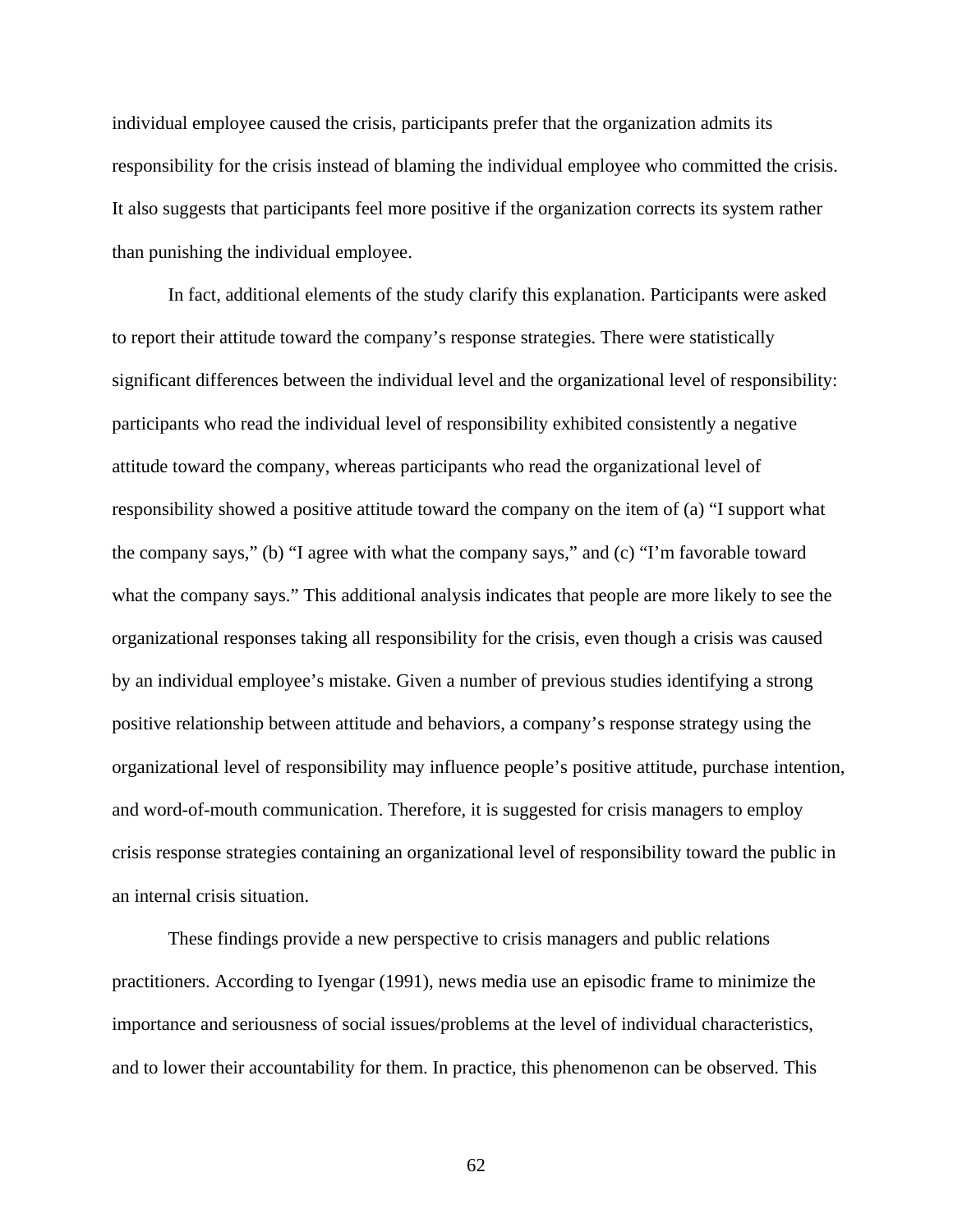individual employee caused the crisis, participants prefer that the organization admits its responsibility for the crisis instead of blaming the individual employee who committed the crisis. It also suggests that participants feel more positive if the organization corrects its system rather than punishing the individual employee.

In fact, additional elements of the study clarify this explanation. Participants were asked to report their attitude toward the company's response strategies. There were statistically significant differences between the individual level and the organizational level of responsibility: participants who read the individual level of responsibility exhibited consistently a negative attitude toward the company, whereas participants who read the organizational level of responsibility showed a positive attitude toward the company on the item of (a) "I support what the company says," (b) "I agree with what the company says," and (c) "I'm favorable toward what the company says." This additional analysis indicates that people are more likely to see the organizational responses taking all responsibility for the crisis, even though a crisis was caused by an individual employee's mistake. Given a number of previous studies identifying a strong positive relationship between attitude and behaviors, a company's response strategy using the organizational level of responsibility may influence people's positive attitude, purchase intention, and word-of-mouth communication. Therefore, it is suggested for crisis managers to employ crisis response strategies containing an organizational level of responsibility toward the public in an internal crisis situation.

These findings provide a new perspective to crisis managers and public relations practitioners. According to Iyengar (1991), news media use an episodic frame to minimize the importance and seriousness of social issues/problems at the level of individual characteristics, and to lower their accountability for them. In practice, this phenomenon can be observed. This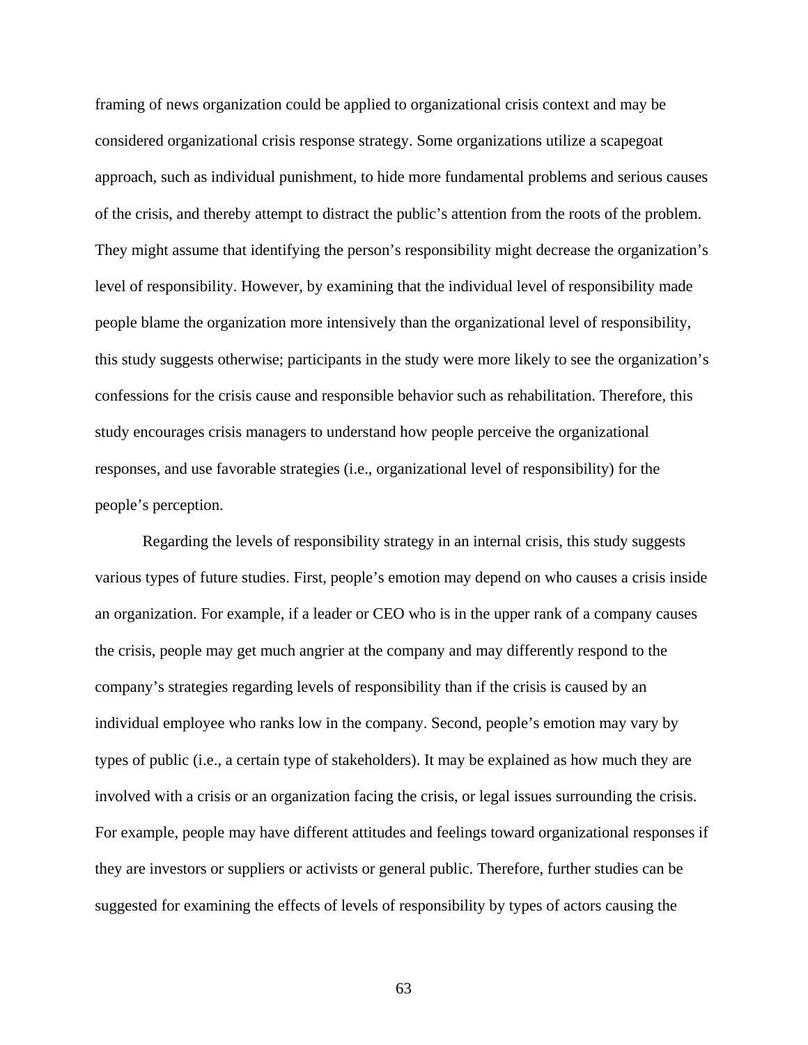framing of news organization could be applied to organizational crisis context and may be considered organizational crisis response strategy. Some organizations utilize a scapegoat approach, such as individual punishment, to hide more fundamental problems and serious causes of the crisis, and thereby attempt to distract the public's attention from the roots of the problem. They might assume that identifying the person's responsibility might decrease the organization's level of responsibility. However, by examining that the individual level of responsibility made people blame the organization more intensively than the organizational level of responsibility, this study suggests otherwise; participants in the study were more likely to see the organization's confessions for the crisis cause and responsible behavior such as rehabilitation. Therefore, this study encourages crisis managers to understand how people perceive the organizational responses, and use favorable strategies (i.e., organizational level of responsibility) for the people's perception.

Regarding the levels of responsibility strategy in an internal crisis, this study suggests various types of future studies. First, people's emotion may depend on who causes a crisis inside an organization. For example, if a leader or CEO who is in the upper rank of a company causes the crisis, people may get much angrier at the company and may differently respond to the company's strategies regarding levels of responsibility than if the crisis is caused by an individual employee who ranks low in the company. Second, people's emotion may vary by types of public (i.e., a certain type of stakeholders). It may be explained as how much they are involved with a crisis or an organization facing the crisis, or legal issues surrounding the crisis. For example, people may have different attitudes and feelings toward organizational responses if they are investors or suppliers or activists or general public. Therefore, further studies can be suggested for examining the effects of levels of responsibility by types of actors causing the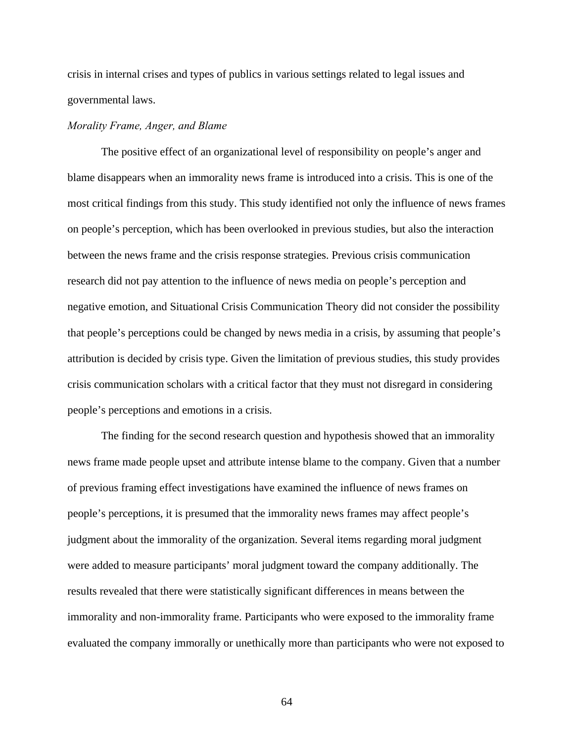crisis in internal crises and types of publics in various settings related to legal issues and governmental laws.

*Morality Frame, Anger, and Blame*

The positive effect of an organizational level of responsibility on people's anger and blame disappears when an immorality news frame is introduced into a crisis. This is one of the most critical findings from this study. This study identified not only the influence of news frames on people's perception, which has been overlooked in previous studies, but also the interaction between the news frame and the crisis response strategies. Previous crisis communication research did not pay attention to the influence of news media on people's perception and negative emotion, and Situational Crisis Communication Theory did not consider the possibility that people's perceptions could be changed by news media in a crisis, by assuming that people's attribution is decided by crisis type. Given the limitation of previous studies, this study provides crisis communication scholars with a critical factor that they must not disregard in considering people's perceptions and emotions in a crisis.

The finding for the second research question and hypothesis showed that an immorality news frame made people upset and attribute intense blame to the company. Given that a number of previous framing effect investigations have examined the influence of news frames on people's perceptions, it is presumed that the immorality news frames may affect people's judgment about the immorality of the organization. Several items regarding moral judgment were added to measure participants' moral judgment toward the company additionally. The results revealed that there were statistically significant differences in means between the immorality and non-immorality frame. Participants who were exposed to the immorality frame evaluated the company immorally or unethically more than participants who were not exposed to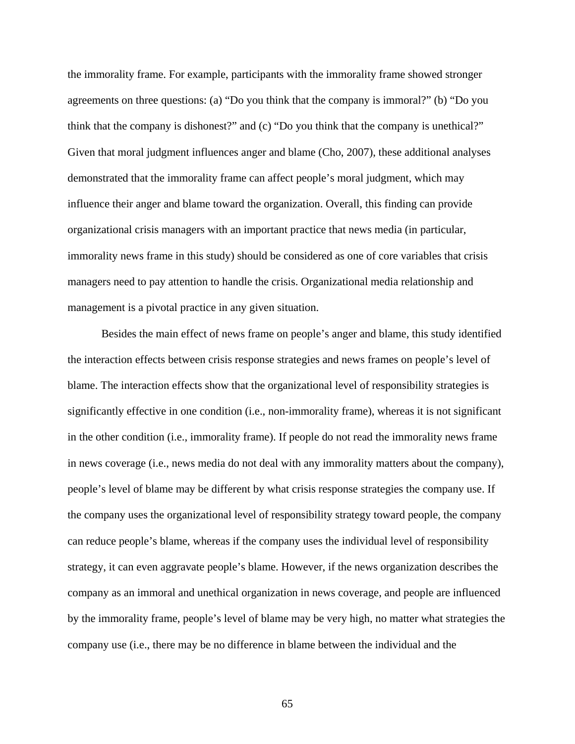the immorality frame. For example, participants with the immorality frame showed stronger agreements on three questions: (a) "Do you think that the company is immoral?" (b) "Do you think that the company is dishonest?" and (c) "Do you think that the company is unethical?" Given that moral judgment influences anger and blame (Cho, 2007), these additional analyses demonstrated that the immorality frame can affect people's moral judgment, which may influence their anger and blame toward the organization. Overall, this finding can provide organizational crisis managers with an important practice that news media (in particular, immorality news frame in this study) should be considered as one of core variables that crisis managers need to pay attention to handle the crisis. Organizational media relationship and management is a pivotal practice in any given situation.

Besides the main effect of news frame on people's anger and blame, this study identified the interaction effects between crisis response strategies and news frames on people's level of blame. The interaction effects show that the organizational level of responsibility strategies is significantly effective in one condition (i.e., non-immorality frame), whereas it is not significant in the other condition (i.e., immorality frame). If people do not read the immorality news frame in news coverage (i.e., news media do not deal with any immorality matters about the company), people's level of blame may be different by what crisis response strategies the company use. If the company uses the organizational level of responsibility strategy toward people, the company can reduce people's blame, whereas if the company uses the individual level of responsibility strategy, it can even aggravate people's blame. However, if the news organization describes the company as an immoral and unethical organization in news coverage, and people are influenced by the immorality frame, people's level of blame may be very high, no matter what strategies the company use (i.e., there may be no difference in blame between the individual and the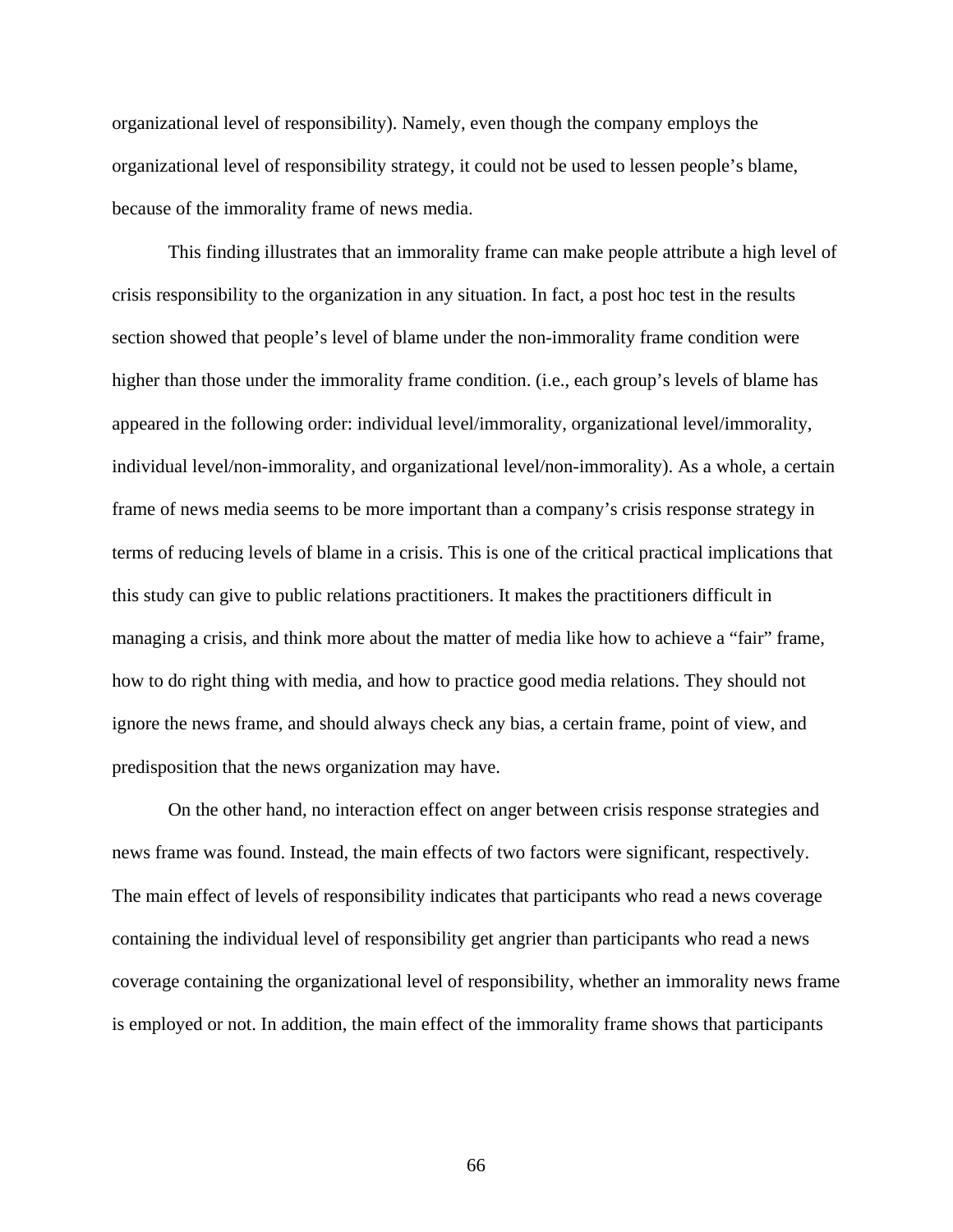organizational level of responsibility). Namely, even though the company employs the organizational level of responsibility strategy, it could not be used to lessen people's blame, because of the immorality frame of news media.

This finding illustrates that an immorality frame can make people attribute a high level of crisis responsibility to the organization in any situation. In fact, a post hoc test in the results section showed that people's level of blame under the non-immorality frame condition were higher than those under the immorality frame condition. (i.e., each group's levels of blame has appeared in the following order: individual level/immorality, organizational level/immorality, individual level/non-immorality, and organizational level/non-immorality). As a whole, a certain frame of news media seems to be more important than a company's crisis response strategy in terms of reducing levels of blame in a crisis. This is one of the critical practical implications that this study can give to public relations practitioners. It makes the practitioners difficult in managing a crisis, and think more about the matter of media like how to achieve a "fair" frame, how to do right thing with media, and how to practice good media relations. They should not ignore the news frame, and should always check any bias, a certain frame, point of view, and predisposition that the news organization may have.

On the other hand, no interaction effect on anger between crisis response strategies and news frame was found. Instead, the main effects of two factors were significant, respectively. The main effect of levels of responsibility indicates that participants who read a news coverage containing the individual level of responsibility get angrier than participants who read a news coverage containing the organizational level of responsibility, whether an immorality news frame is employed or not. In addition, the main effect of the immorality frame shows that participants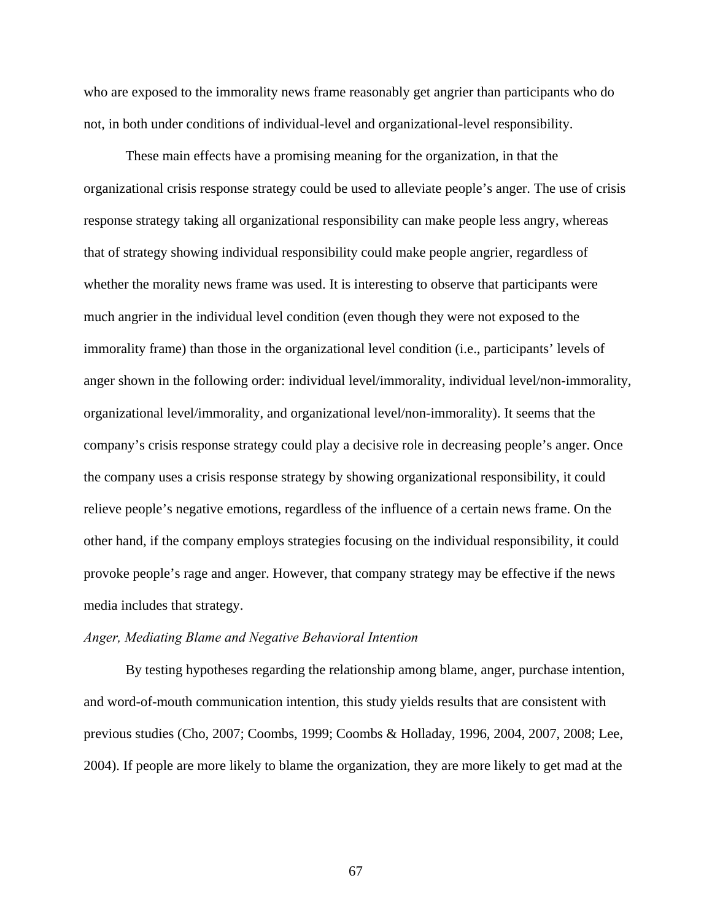who are exposed to the immorality news frame reasonably get angrier than participants who do not, in both under conditions of individual-level and organizational-level responsibility.

These main effects have a promising meaning for the organization, in that the organizational crisis response strategy could be used to alleviate people's anger. The use of crisis response strategy taking all organizational responsibility can make people less angry, whereas that of strategy showing individual responsibility could make people angrier, regardless of whether the morality news frame was used. It is interesting to observe that participants were much angrier in the individual level condition (even though they were not exposed to the immorality frame) than those in the organizational level condition (i.e., participants' levels of anger shown in the following order: individual level/immorality, individual level/non-immorality, organizational level/immorality, and organizational level/non-immorality). It seems that the company's crisis response strategy could play a decisive role in decreasing people's anger. Once the company uses a crisis response strategy by showing organizational responsibility, it could relieve people's negative emotions, regardless of the influence of a certain news frame. On the other hand, if the company employs strategies focusing on the individual responsibility, it could provoke people's rage and anger. However, that company strategy may be effective if the news media includes that strategy.

*Anger, Mediating Blame and Negative Behavioral Intention*

By testing hypotheses regarding the relationship among blame, anger, purchase intention, and word-of-mouth communication intention, this study yields results that are consistent with previous studies (Cho, 2007; Coombs, 1999; Coombs & Holladay, 1996, 2004, 2007, 2008; Lee, 2004). If people are more likely to blame the organization, they are more likely to get mad at the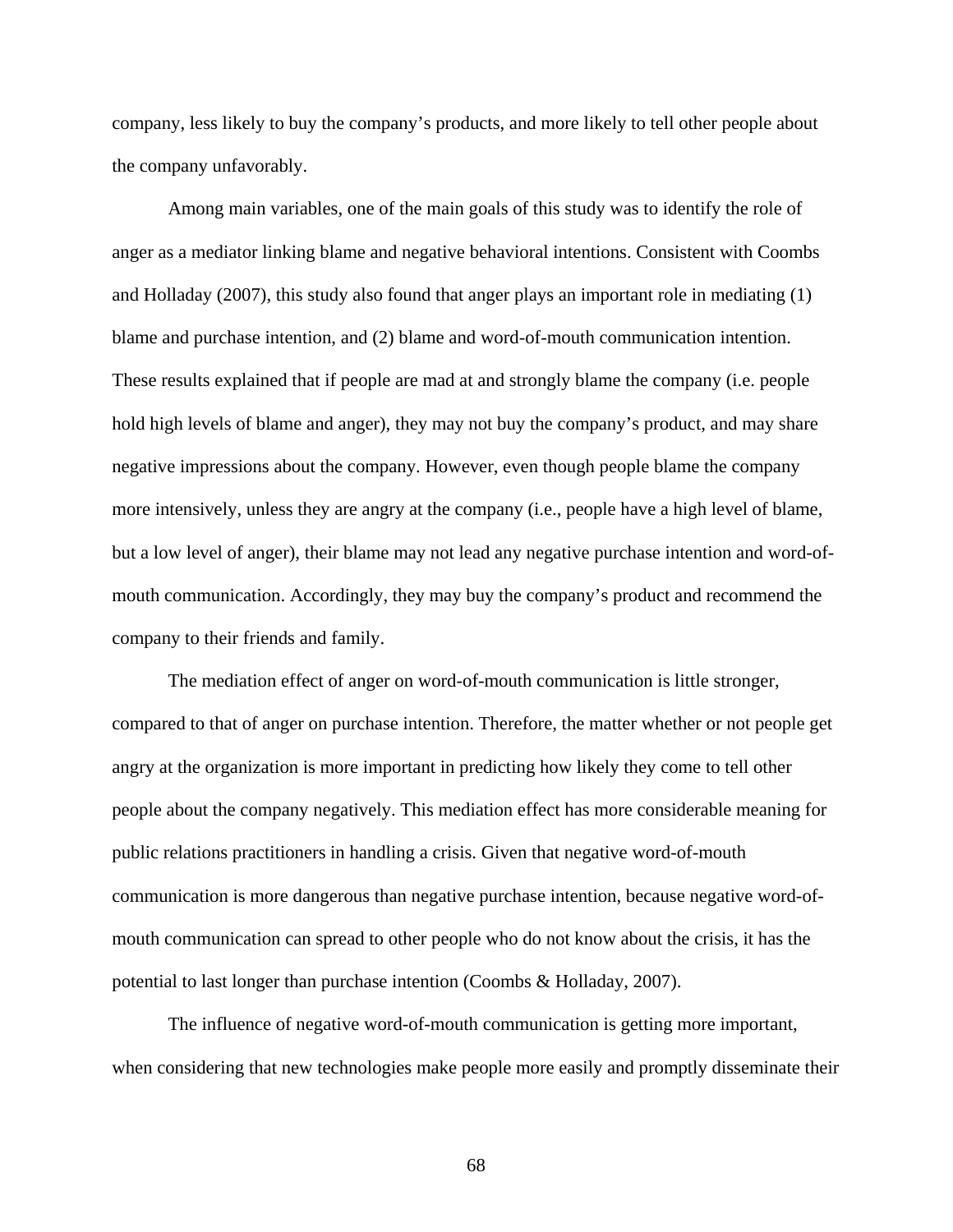company, less likely to buy the company's products, and more likely to tell other people about the company unfavorably.

Among main variables, one of the main goals of this study was to identify the role of anger as a mediator linking blame and negative behavioral intentions. Consistent with Coombs and Holladay (2007), this study also found that anger plays an important role in mediating (1) blame and purchase intention, and (2) blame and word-of-mouth communication intention. These results explained that if people are mad at and strongly blame the company (i.e. people hold high levels of blame and anger), they may not buy the company's product, and may share negative impressions about the company. However, even though people blame the company more intensively, unless they are angry at the company (i.e., people have a high level of blame, but a low level of anger), their blame may not lead any negative purchase intention and word-of-mouth communication. Accordingly, they may buy the company's product and recommend the company to their friends and family.

The mediation effect of anger on word-of-mouth communication is little stronger, compared to that of anger on purchase intention. Therefore, the matter whether or not people get angry at the organization is more important in predicting how likely they come to tell other people about the company negatively. This mediation effect has more considerable meaning for public relations practitioners in handling a crisis. Given that negative word-of-mouth communication is more dangerous than negative purchase intention, because negative word-of-mouth communication can spread to other people who do not know about the crisis, it has the potential to last longer than purchase intention (Coombs & Holladay, 2007).

The influence of negative word-of-mouth communication is getting more important, when considering that new technologies make people more easily and promptly disseminate their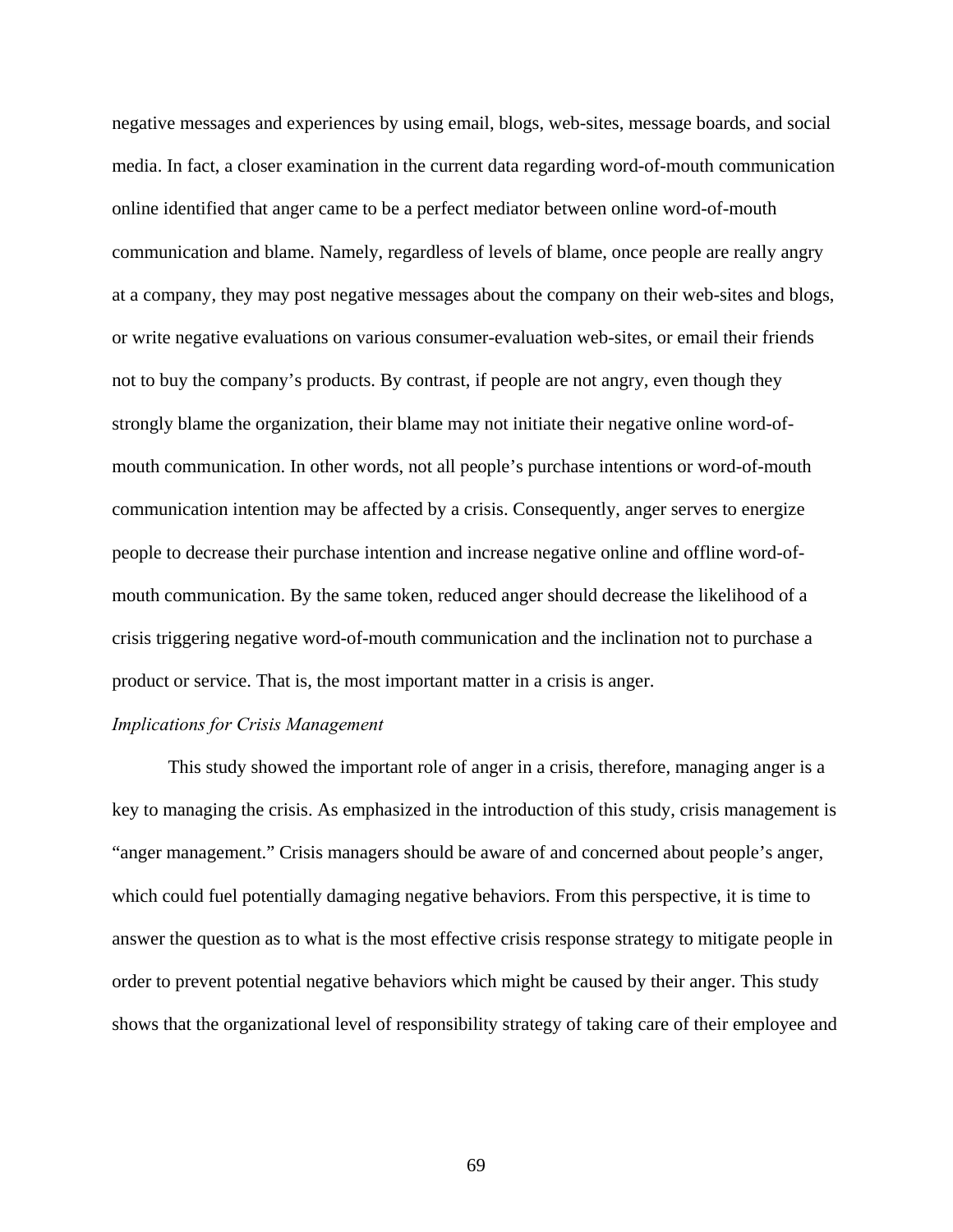negative messages and experiences by using email, blogs, web-sites, message boards, and social media. In fact, a closer examination in the current data regarding word-of-mouth communication online identified that anger came to be a perfect mediator between online word-of-mouth communication and blame. Namely, regardless of levels of blame, once people are really angry at a company, they may post negative messages about the company on their web-sites and blogs, or write negative evaluations on various consumer-evaluation web-sites, or email their friends not to buy the company's products. By contrast, if people are not angry, even though they strongly blame the organization, their blame may not initiate their negative online word-of-mouth communication. In other words, not all people's purchase intentions or word-of-mouth communication intention may be affected by a crisis. Consequently, anger serves to energize people to decrease their purchase intention and increase negative online and offline word-of-mouth communication. By the same token, reduced anger should decrease the likelihood of a crisis triggering negative word-of-mouth communication and the inclination not to purchase a product or service. That is, the most important matter in a crisis is anger.

*Implications for Crisis Management*

This study showed the important role of anger in a crisis, therefore, managing anger is a key to managing the crisis. As emphasized in the introduction of this study, crisis management is "anger management." Crisis managers should be aware of and concerned about people's anger, which could fuel potentially damaging negative behaviors. From this perspective, it is time to answer the question as to what is the most effective crisis response strategy to mitigate people in order to prevent potential negative behaviors which might be caused by their anger. This study shows that the organizational level of responsibility strategy of taking care of their employee and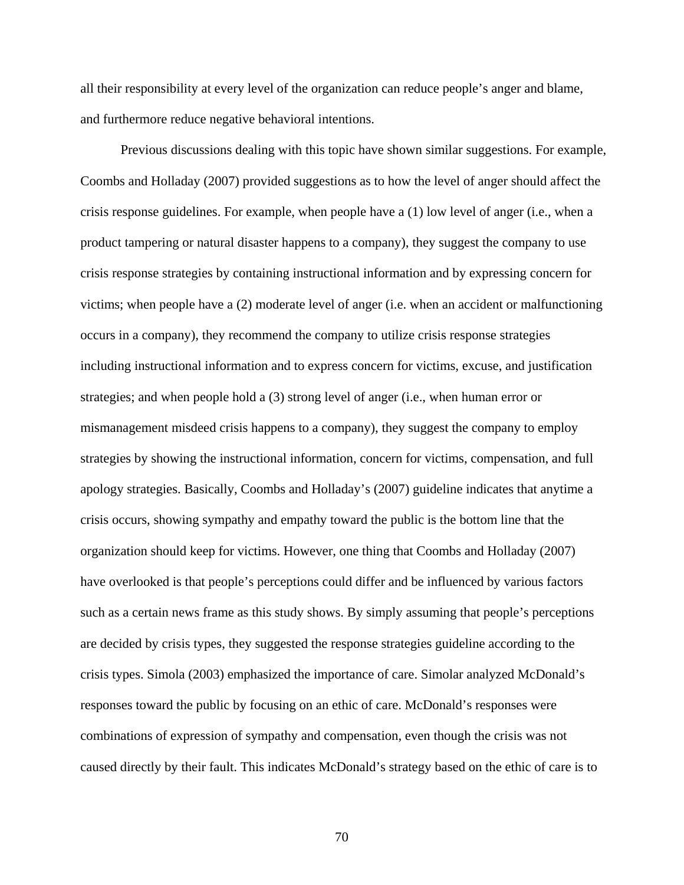all their responsibility at every level of the organization can reduce people's anger and blame, and furthermore reduce negative behavioral intentions.

Previous discussions dealing with this topic have shown similar suggestions. For example, Coombs and Holladay (2007) provided suggestions as to how the level of anger should affect the crisis response guidelines. For example, when people have a (1) low level of anger (i.e., when a product tampering or natural disaster happens to a company), they suggest the company to use crisis response strategies by containing instructional information and by expressing concern for victims; when people have a (2) moderate level of anger (i.e. when an accident or malfunctioning occurs in a company), they recommend the company to utilize crisis response strategies including instructional information and to express concern for victims, excuse, and justification strategies; and when people hold a (3) strong level of anger (i.e., when human error or mismanagement misdeed crisis happens to a company), they suggest the company to employ strategies by showing the instructional information, concern for victims, compensation, and full apology strategies. Basically, Coombs and Holladay's (2007) guideline indicates that anytime a crisis occurs, showing sympathy and empathy toward the public is the bottom line that the organization should keep for victims. However, one thing that Coombs and Holladay (2007) have overlooked is that people's perceptions could differ and be influenced by various factors such as a certain news frame as this study shows. By simply assuming that people's perceptions are decided by crisis types, they suggested the response strategies guideline according to the crisis types. Simola (2003) emphasized the importance of care. Simolar analyzed McDonald's responses toward the public by focusing on an ethic of care. McDonald's responses were combinations of expression of sympathy and compensation, even though the crisis was not caused directly by their fault. This indicates McDonald's strategy based on the ethic of care is to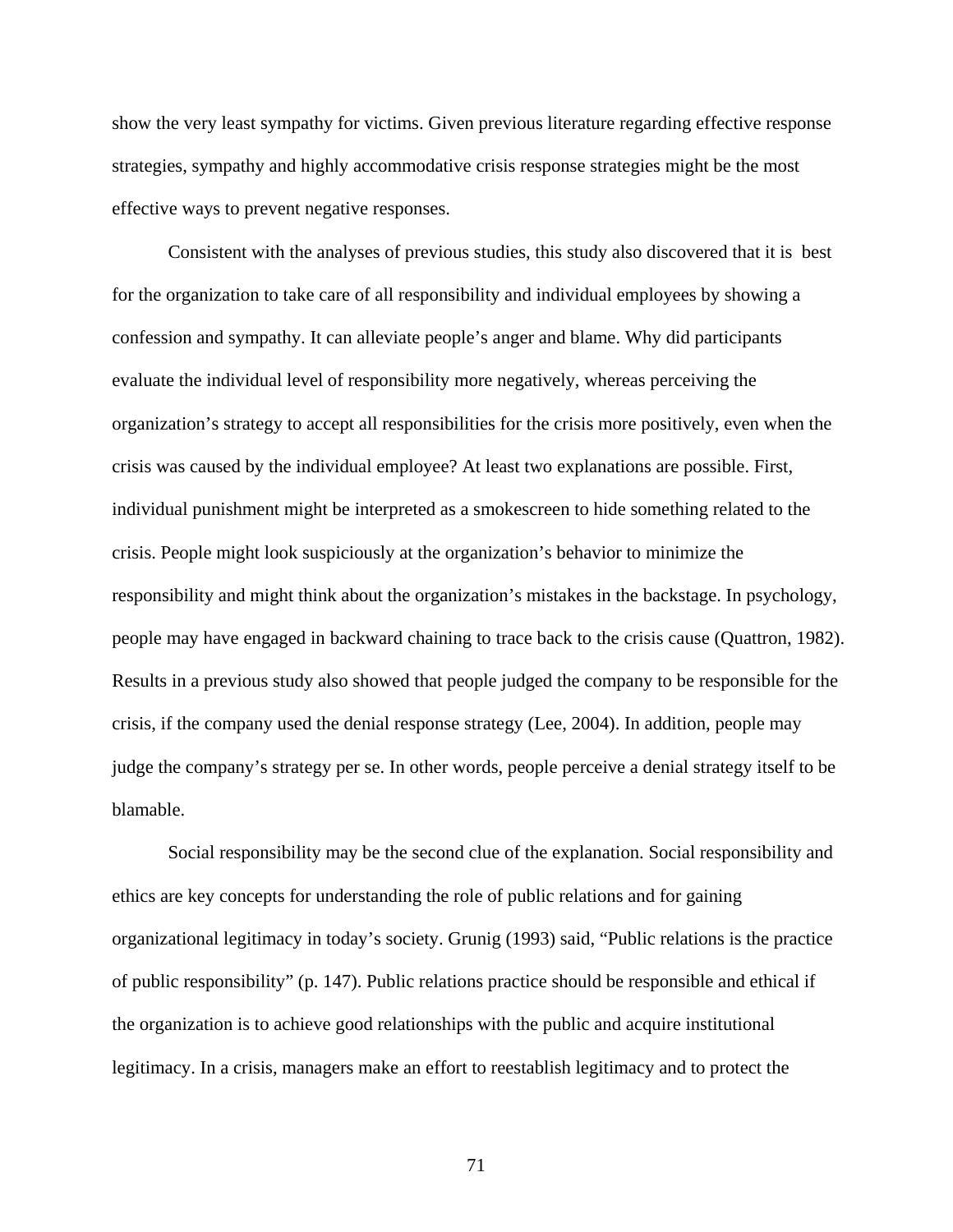show the very least sympathy for victims. Given previous literature regarding effective response strategies, sympathy and highly accommodative crisis response strategies might be the most effective ways to prevent negative responses.

Consistent with the analyses of previous studies, this study also discovered that it is best for the organization to take care of all responsibility and individual employees by showing a confession and sympathy. It can alleviate people's anger and blame. Why did participants evaluate the individual level of responsibility more negatively, whereas perceiving the organization's strategy to accept all responsibilities for the crisis more positively, even when the crisis was caused by the individual employee? At least two explanations are possible. First, individual punishment might be interpreted as a smokescreen to hide something related to the crisis. People might look suspiciously at the organization's behavior to minimize the responsibility and might think about the organization's mistakes in the backstage. In psychology, people may have engaged in backward chaining to trace back to the crisis cause (Quattron, 1982). Results in a previous study also showed that people judged the company to be responsible for the crisis, if the company used the denial response strategy (Lee, 2004). In addition, people may judge the company's strategy per se. In other words, people perceive a denial strategy itself to be blamable.

Social responsibility may be the second clue of the explanation. Social responsibility and ethics are key concepts for understanding the role of public relations and for gaining organizational legitimacy in today's society. Grunig (1993) said, "Public relations is the practice of public responsibility" (p. 147). Public relations practice should be responsible and ethical if the organization is to achieve good relationships with the public and acquire institutional legitimacy. In a crisis, managers make an effort to reestablish legitimacy and to protect the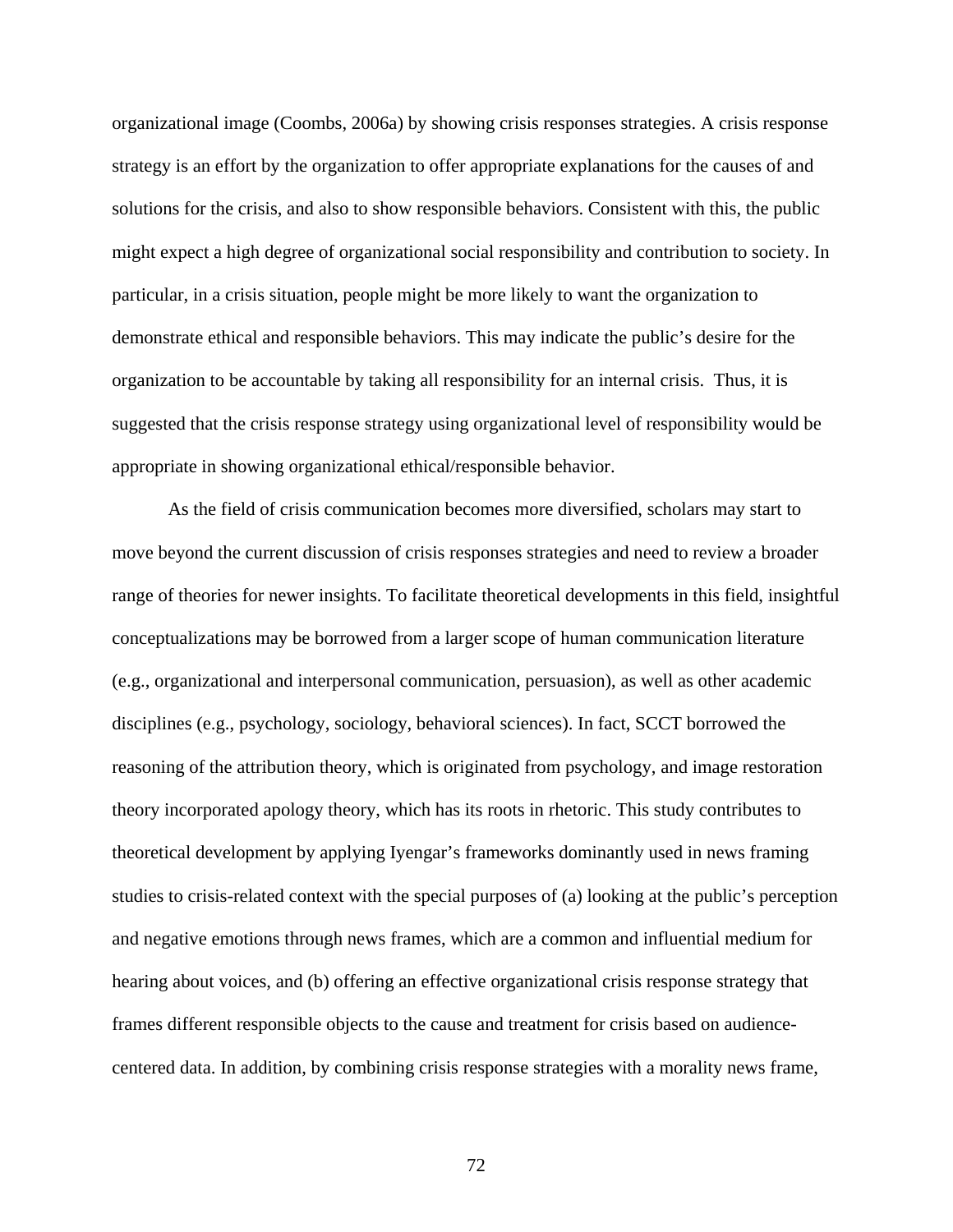organizational image (Coombs, 2006a) by showing crisis responses strategies. A crisis response strategy is an effort by the organization to offer appropriate explanations for the causes of and solutions for the crisis, and also to show responsible behaviors. Consistent with this, the public might expect a high degree of organizational social responsibility and contribution to society. In particular, in a crisis situation, people might be more likely to want the organization to demonstrate ethical and responsible behaviors. This may indicate the public's desire for the organization to be accountable by taking all responsibility for an internal crisis. Thus, it is suggested that the crisis response strategy using organizational level of responsibility would be appropriate in showing organizational ethical/responsible behavior.

As the field of crisis communication becomes more diversified, scholars may start to move beyond the current discussion of crisis responses strategies and need to review a broader range of theories for newer insights. To facilitate theoretical developments in this field, insightful conceptualizations may be borrowed from a larger scope of human communication literature (e.g., organizational and interpersonal communication, persuasion), as well as other academic disciplines (e.g., psychology, sociology, behavioral sciences). In fact, SCCT borrowed the reasoning of the attribution theory, which is originated from psychology, and image restoration theory incorporated apology theory, which has its roots in rhetoric. This study contributes to theoretical development by applying Iyengar's frameworks dominantly used in news framing studies to crisis-related context with the special purposes of (a) looking at the public's perception and negative emotions through news frames, which are a common and influential medium for hearing about voices, and (b) offering an effective organizational crisis response strategy that frames different responsible objects to the cause and treatment for crisis based on audience-centered data. In addition, by combining crisis response strategies with a morality news frame,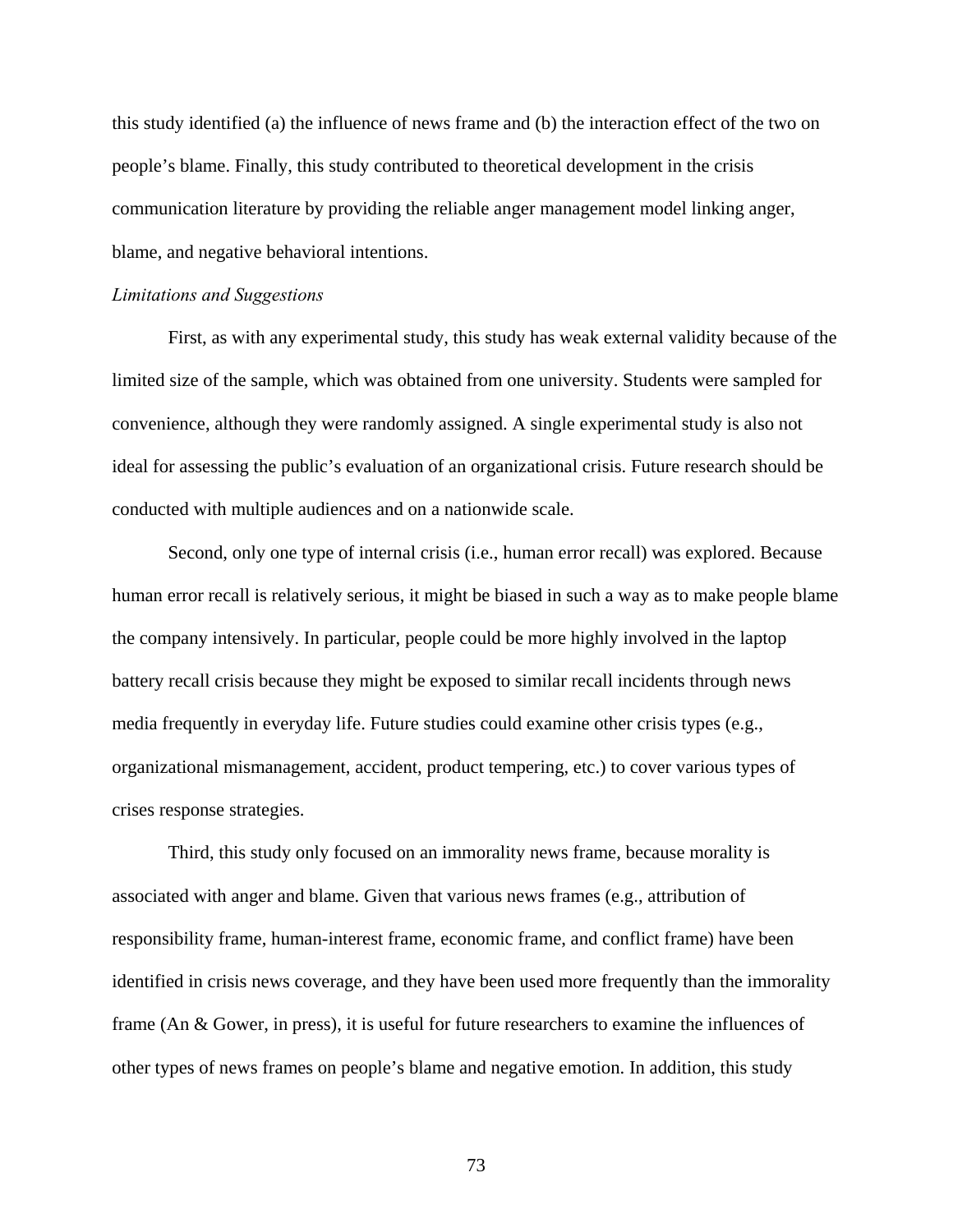this study identified (a) the influence of news frame and (b) the interaction effect of the two on people's blame. Finally, this study contributed to theoretical development in the crisis communication literature by providing the reliable anger management model linking anger, blame, and negative behavioral intentions.

*Limitations and Suggestions*

First, as with any experimental study, this study has weak external validity because of the limited size of the sample, which was obtained from one university. Students were sampled for convenience, although they were randomly assigned. A single experimental study is also not ideal for assessing the public's evaluation of an organizational crisis. Future research should be conducted with multiple audiences and on a nationwide scale.

Second, only one type of internal crisis (i.e., human error recall) was explored. Because human error recall is relatively serious, it might be biased in such a way as to make people blame the company intensively. In particular, people could be more highly involved in the laptop battery recall crisis because they might be exposed to similar recall incidents through news media frequently in everyday life. Future studies could examine other crisis types (e.g., organizational mismanagement, accident, product tempering, etc.) to cover various types of crises response strategies.

Third, this study only focused on an immorality news frame, because morality is associated with anger and blame. Given that various news frames (e.g., attribution of responsibility frame, human-interest frame, economic frame, and conflict frame) have been identified in crisis news coverage, and they have been used more frequently than the immorality frame (An & Gower, in press), it is useful for future researchers to examine the influences of other types of news frames on people's blame and negative emotion. In addition, this study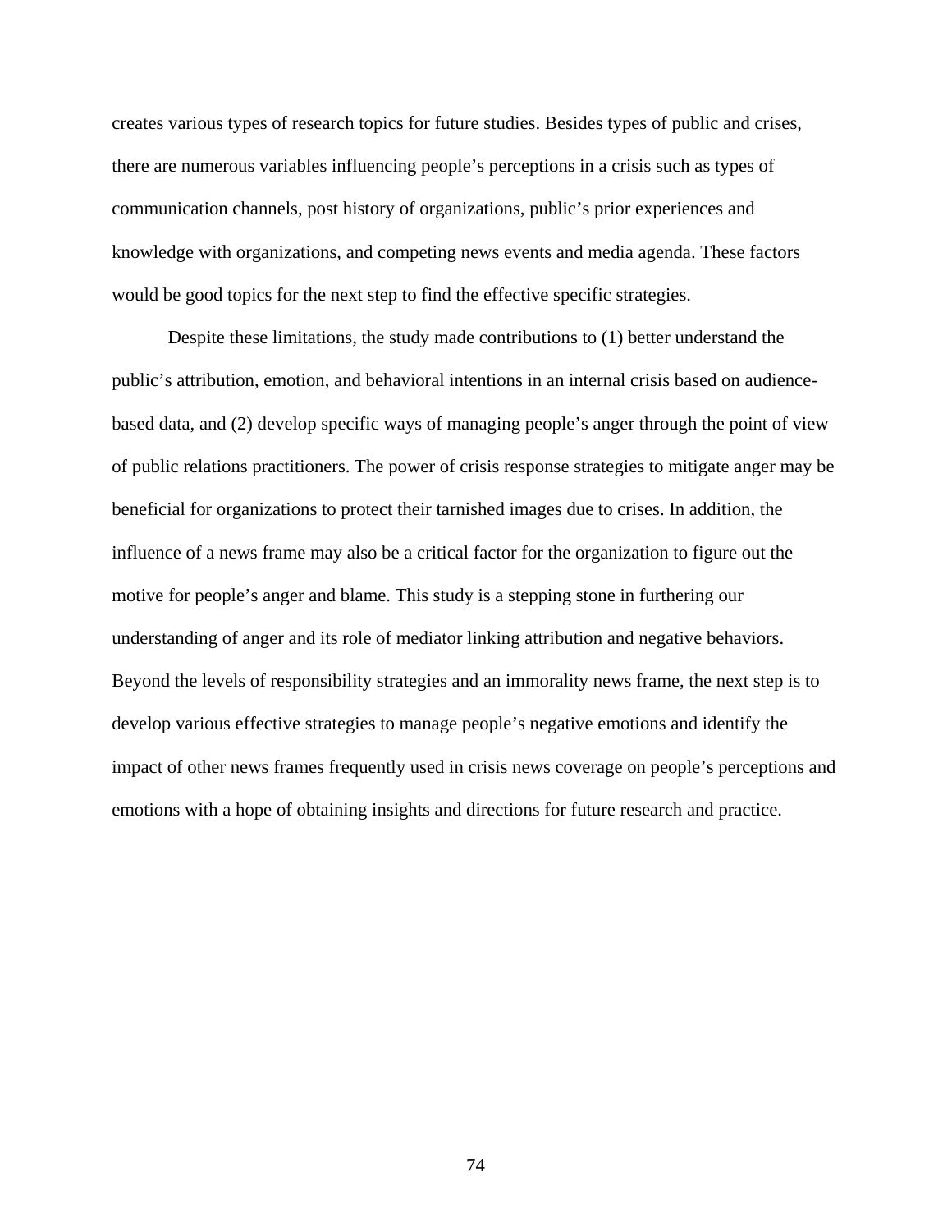creates various types of research topics for future studies. Besides types of public and crises, there are numerous variables influencing people's perceptions in a crisis such as types of communication channels, post history of organizations, public's prior experiences and knowledge with organizations, and competing news events and media agenda. These factors would be good topics for the next step to find the effective specific strategies.

Despite these limitations, the study made contributions to (1) better understand the public's attribution, emotion, and behavioral intentions in an internal crisis based on audience-based data, and (2) develop specific ways of managing people's anger through the point of view of public relations practitioners. The power of crisis response strategies to mitigate anger may be beneficial for organizations to protect their tarnished images due to crises. In addition, the influence of a news frame may also be a critical factor for the organization to figure out the motive for people's anger and blame. This study is a stepping stone in furthering our understanding of anger and its role of mediator linking attribution and negative behaviors. Beyond the levels of responsibility strategies and an immorality news frame, the next step is to develop various effective strategies to manage people's negative emotions and identify the impact of other news frames frequently used in crisis news coverage on people's perceptions and emotions with a hope of obtaining insights and directions for future research and practice.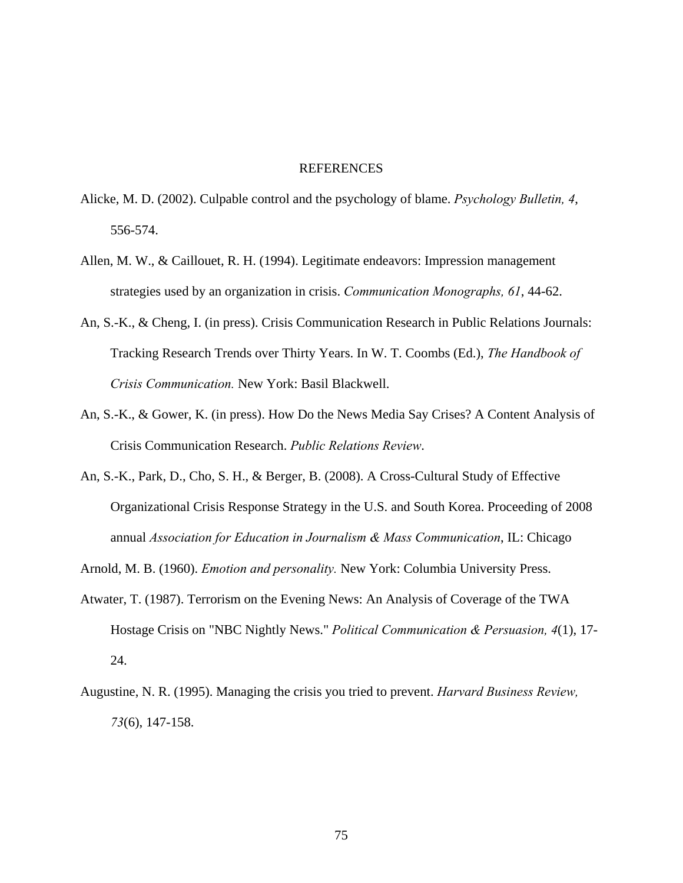# REFERENCES

Alicke, M. D. (2002). Culpable control and the psychology of blame. *Psychology Bulletin, 4*, 556-574.

Allen, M. W., & Caillouet, R. H. (1994). Legitimate endeavors: Impression management strategies used by an organization in crisis. *Communication Monographs, 61*, 44-62.

An, S.-K., & Cheng, I. (in press). Crisis Communication Research in Public Relations Journals: Tracking Research Trends over Thirty Years. In W. T. Coombs (Ed.), *The Handbook of Crisis Communication.* New York: Basil Blackwell.

An, S.-K., & Gower, K. (in press). How Do the News Media Say Crises? A Content Analysis of Crisis Communication Research. *Public Relations Review*.

An, S.-K., Park, D., Cho, S. H., & Berger, B. (2008). A Cross-Cultural Study of Effective Organizational Crisis Response Strategy in the U.S. and South Korea. Proceeding of 2008 annual *Association for Education in Journalism & Mass Communication*, IL: Chicago

Arnold, M. B. (1960). *Emotion and personality.* New York: Columbia University Press.

Atwater, T. (1987). Terrorism on the Evening News: An Analysis of Coverage of the TWA Hostage Crisis on "NBC Nightly News." *Political Communication & Persuasion, 4*(1), 17-24.

Augustine, N. R. (1995). Managing the crisis you tried to prevent. *Harvard Business Review, 73*(6), 147-158.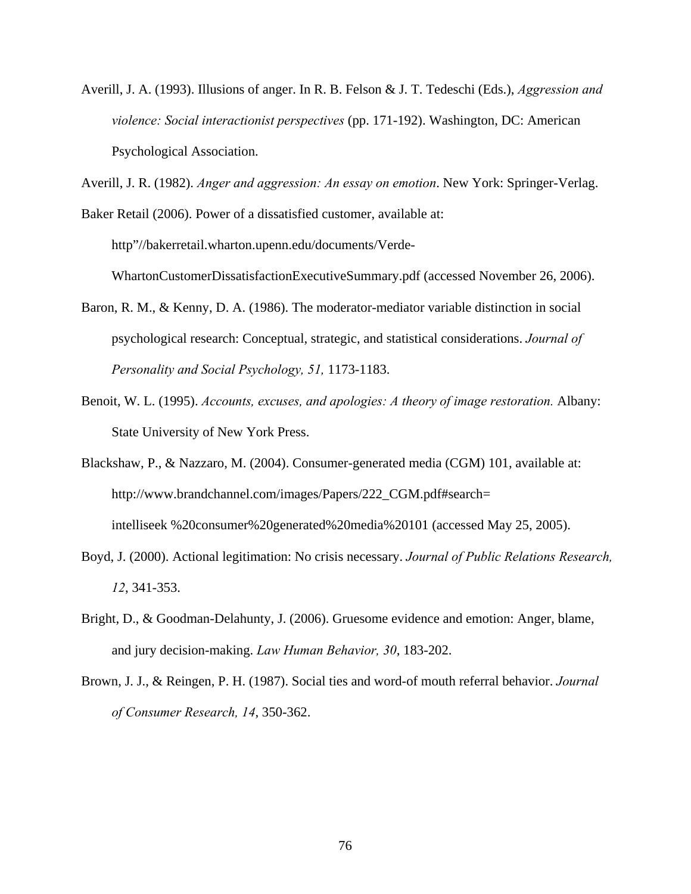Averill, J. A. (1993). Illusions of anger. In R. B. Felson & J. T. Tedeschi (Eds.), *Aggression and violence: Social interactionist perspectives* (pp. 171-192). Washington, DC: American Psychological Association.

Averill, J. R. (1982). *Anger and aggression: An essay on emotion*. New York: Springer-Verlag.

Baker Retail (2006). Power of a dissatisfied customer, available at: http"//bakerretail.wharton.upenn.edu/documents/Verde-WhartonCustomerDissatisfactionExecutiveSummary.pdf (accessed November 26, 2006).

Baron, R. M., & Kenny, D. A. (1986). The moderator-mediator variable distinction in social psychological research: Conceptual, strategic, and statistical considerations. *Journal of Personality and Social Psychology, 51,* 1173-1183.

Benoit, W. L. (1995). *Accounts, excuses, and apologies: A theory of image restoration.* Albany: State University of New York Press.

Blackshaw, P., & Nazzaro, M. (2004). Consumer-generated media (CGM) 101, available at: http://www.brandchannel.com/images/Papers/222_CGM.pdf#search= intelliseek %20consumer%20generated%20media%20101 (accessed May 25, 2005).

Boyd, J. (2000). Actional legitimation: No crisis necessary. *Journal of Public Relations Research, 12*, 341-353.

Bright, D., & Goodman-Delahunty, J. (2006). Gruesome evidence and emotion: Anger, blame, and jury decision-making. *Law Human Behavior, 30*, 183-202.

Brown, J. J., & Reingen, P. H. (1987). Social ties and word-of mouth referral behavior. *Journal of Consumer Research, 14*, 350-362.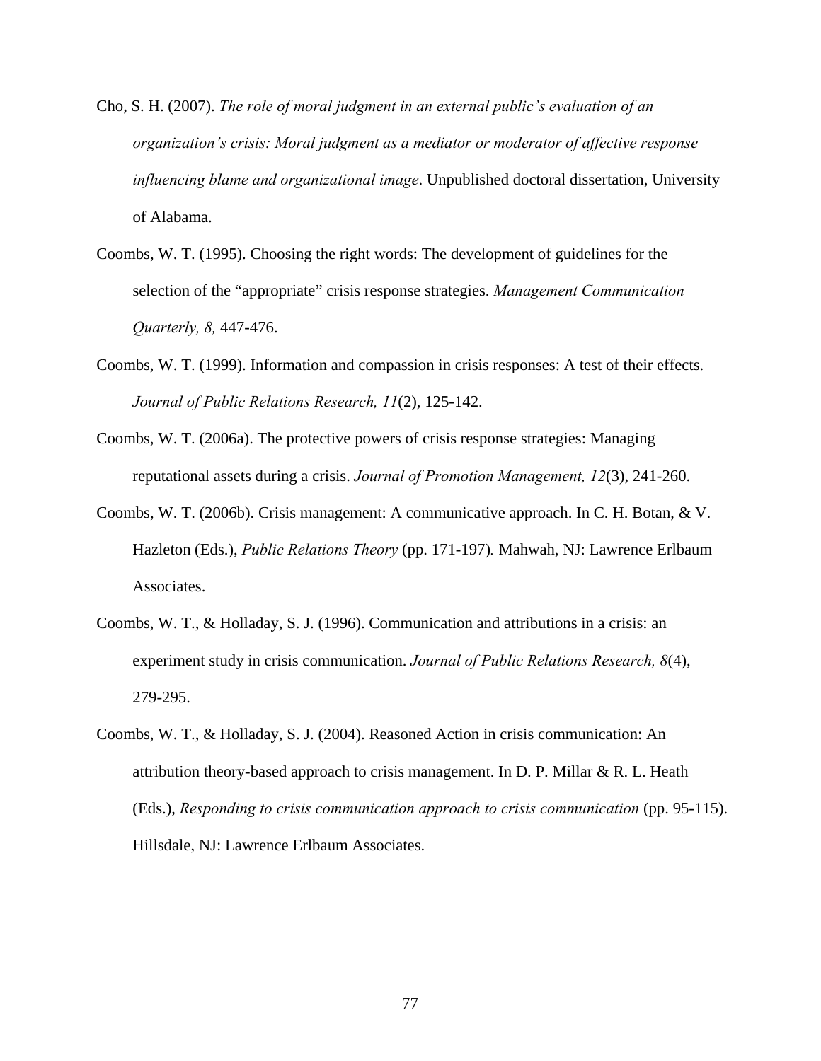Cho, S. H. (2007). *The role of moral judgment in an external public's evaluation of an organization's crisis: Moral judgment as a mediator or moderator of affective response influencing blame and organizational image*. Unpublished doctoral dissertation, University of Alabama.

Coombs, W. T. (1995). Choosing the right words: The development of guidelines for the selection of the "appropriate" crisis response strategies. *Management Communication Quarterly, 8,* 447-476.

Coombs, W. T. (1999). Information and compassion in crisis responses: A test of their effects. *Journal of Public Relations Research, 11*(2), 125-142.

Coombs, W. T. (2006a). The protective powers of crisis response strategies: Managing reputational assets during a crisis. *Journal of Promotion Management, 12*(3), 241-260.

Coombs, W. T. (2006b). Crisis management: A communicative approach. In C. H. Botan, & V. Hazleton (Eds.), *Public Relations Theory* (pp. 171-197). Mahwah, NJ: Lawrence Erlbaum Associates.

Coombs, W. T., & Holladay, S. J. (1996). Communication and attributions in a crisis: an experiment study in crisis communication. *Journal of Public Relations Research, 8*(4), 279-295.

Coombs, W. T., & Holladay, S. J. (2004). Reasoned Action in crisis communication: An attribution theory-based approach to crisis management. In D. P. Millar & R. L. Heath (Eds.), *Responding to crisis communication approach to crisis communication* (pp. 95-115). Hillsdale, NJ: Lawrence Erlbaum Associates.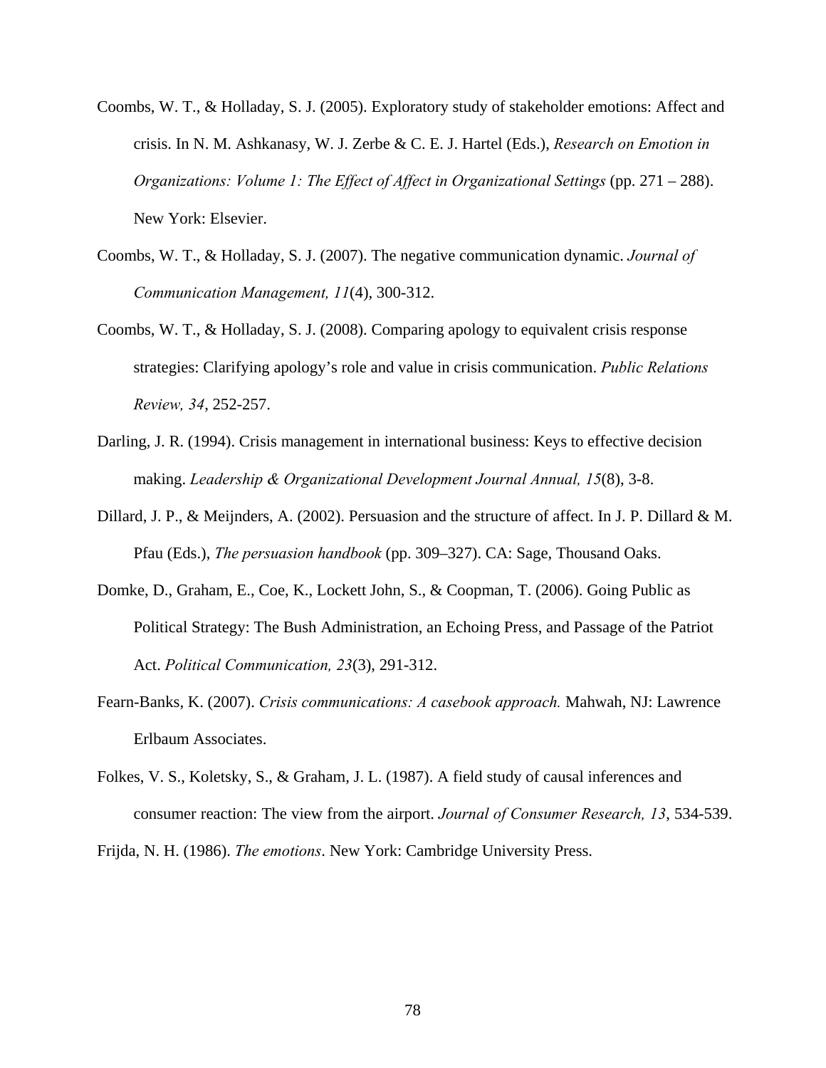Coombs, W. T., & Holladay, S. J. (2005). Exploratory study of stakeholder emotions: Affect and crisis. In N. M. Ashkanasy, W. J. Zerbe & C. E. J. Hartel (Eds.), *Research on Emotion in Organizations: Volume 1: The Effect of Affect in Organizational Settings* (pp. 271 – 288). New York: Elsevier.

Coombs, W. T., & Holladay, S. J. (2007). The negative communication dynamic. *Journal of Communication Management, 11*(4), 300-312.

Coombs, W. T., & Holladay, S. J. (2008). Comparing apology to equivalent crisis response strategies: Clarifying apology's role and value in crisis communication. *Public Relations Review, 34*, 252-257.

Darling, J. R. (1994). Crisis management in international business: Keys to effective decision making. *Leadership & Organizational Development Journal Annual, 15*(8), 3-8.

Dillard, J. P., & Meijnders, A. (2002). Persuasion and the structure of affect. In J. P. Dillard & M. Pfau (Eds.), *The persuasion handbook* (pp. 309–327). CA: Sage, Thousand Oaks.

Domke, D., Graham, E., Coe, K., Lockett John, S., & Coopman, T. (2006). Going Public as Political Strategy: The Bush Administration, an Echoing Press, and Passage of the Patriot Act. *Political Communication, 23*(3), 291-312.

Fearn-Banks, K. (2007). *Crisis communications: A casebook approach.* Mahwah, NJ: Lawrence Erlbaum Associates.

Folkes, V. S., Koletsky, S., & Graham, J. L. (1987). A field study of causal inferences and consumer reaction: The view from the airport. *Journal of Consumer Research, 13*, 534-539.

Frijda, N. H. (1986). *The emotions*. New York: Cambridge University Press.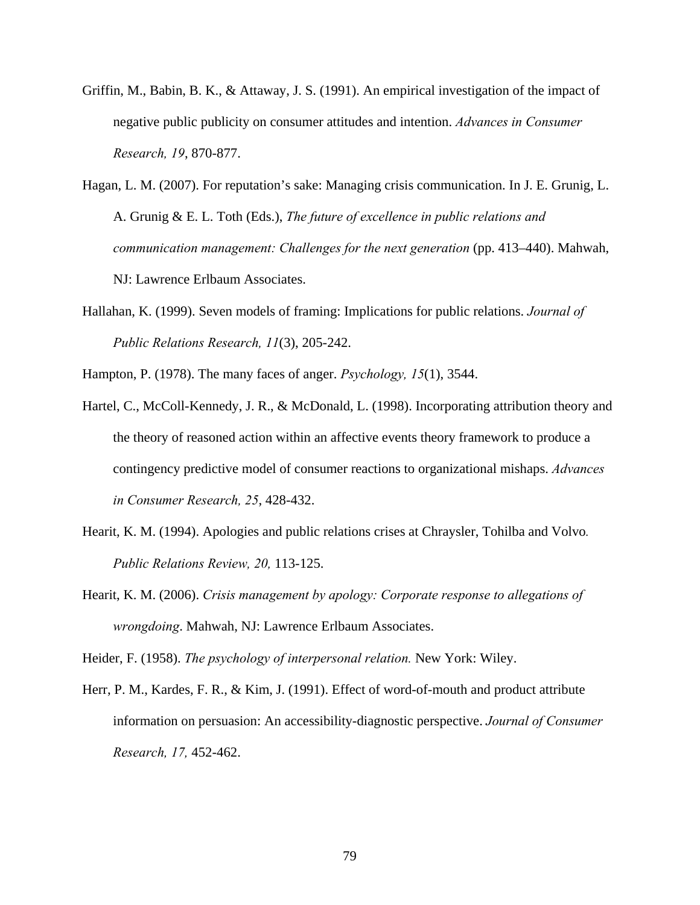Griffin, M., Babin, B. K., & Attaway, J. S. (1991). An empirical investigation of the impact of negative public publicity on consumer attitudes and intention. *Advances in Consumer Research, 19*, 870-877.

Hagan, L. M. (2007). For reputation's sake: Managing crisis communication. In J. E. Grunig, L. A. Grunig & E. L. Toth (Eds.), *The future of excellence in public relations and communication management: Challenges for the next generation* (pp. 413–440). Mahwah, NJ: Lawrence Erlbaum Associates.

Hallahan, K. (1999). Seven models of framing: Implications for public relations. *Journal of Public Relations Research, 11*(3), 205-242.

Hampton, P. (1978). The many faces of anger. *Psychology, 15*(1), 3544.

Hartel, C., McColl-Kennedy, J. R., & McDonald, L. (1998). Incorporating attribution theory and the theory of reasoned action within an affective events theory framework to produce a contingency predictive model of consumer reactions to organizational mishaps. *Advances in Consumer Research, 25*, 428-432.

Hearit, K. M. (1994). Apologies and public relations crises at Chraysler, Tohilba and Volvo. *Public Relations Review, 20,* 113-125.

Hearit, K. M. (2006). *Crisis management by apology: Corporate response to allegations of wrongdoing*. Mahwah, NJ: Lawrence Erlbaum Associates.

Heider, F. (1958). *The psychology of interpersonal relation.* New York: Wiley.

Herr, P. M., Kardes, F. R., & Kim, J. (1991). Effect of word-of-mouth and product attribute information on persuasion: An accessibility-diagnostic perspective. *Journal of Consumer Research, 17,* 452-462.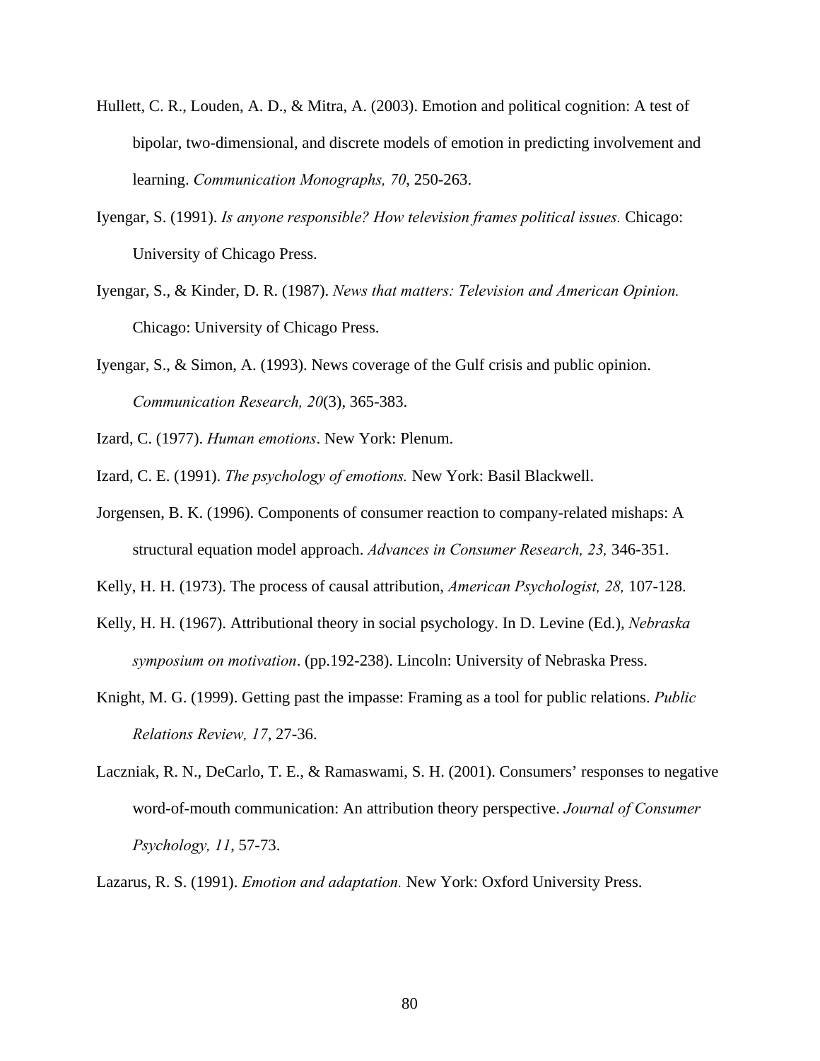Hullett, C. R., Louden, A. D., & Mitra, A. (2003). Emotion and political cognition: A test of bipolar, two-dimensional, and discrete models of emotion in predicting involvement and learning. *Communication Monographs, 70*, 250-263.

Iyengar, S. (1991). *Is anyone responsible? How television frames political issues.* Chicago: University of Chicago Press.

Iyengar, S., & Kinder, D. R. (1987). *News that matters: Television and American Opinion.* Chicago: University of Chicago Press.

Iyengar, S., & Simon, A. (1993). News coverage of the Gulf crisis and public opinion. *Communication Research, 20*(3), 365-383.

Izard, C. (1977). *Human emotions*. New York: Plenum.

Izard, C. E. (1991). *The psychology of emotions.* New York: Basil Blackwell.

Jorgensen, B. K. (1996). Components of consumer reaction to company-related mishaps: A structural equation model approach. *Advances in Consumer Research, 23,* 346-351.

Kelly, H. H. (1973). The process of causal attribution, *American Psychologist, 28,* 107-128.

Kelly, H. H. (1967). Attributional theory in social psychology. In D. Levine (Ed.), *Nebraska symposium on motivation*. (pp.192-238). Lincoln: University of Nebraska Press.

Knight, M. G. (1999). Getting past the impasse: Framing as a tool for public relations. *Public Relations Review, 17*, 27-36.

Laczniak, R. N., DeCarlo, T. E., & Ramaswami, S. H. (2001). Consumers' responses to negative word-of-mouth communication: An attribution theory perspective. *Journal of Consumer Psychology, 11*, 57-73.

Lazarus, R. S. (1991). *Emotion and adaptation.* New York: Oxford University Press.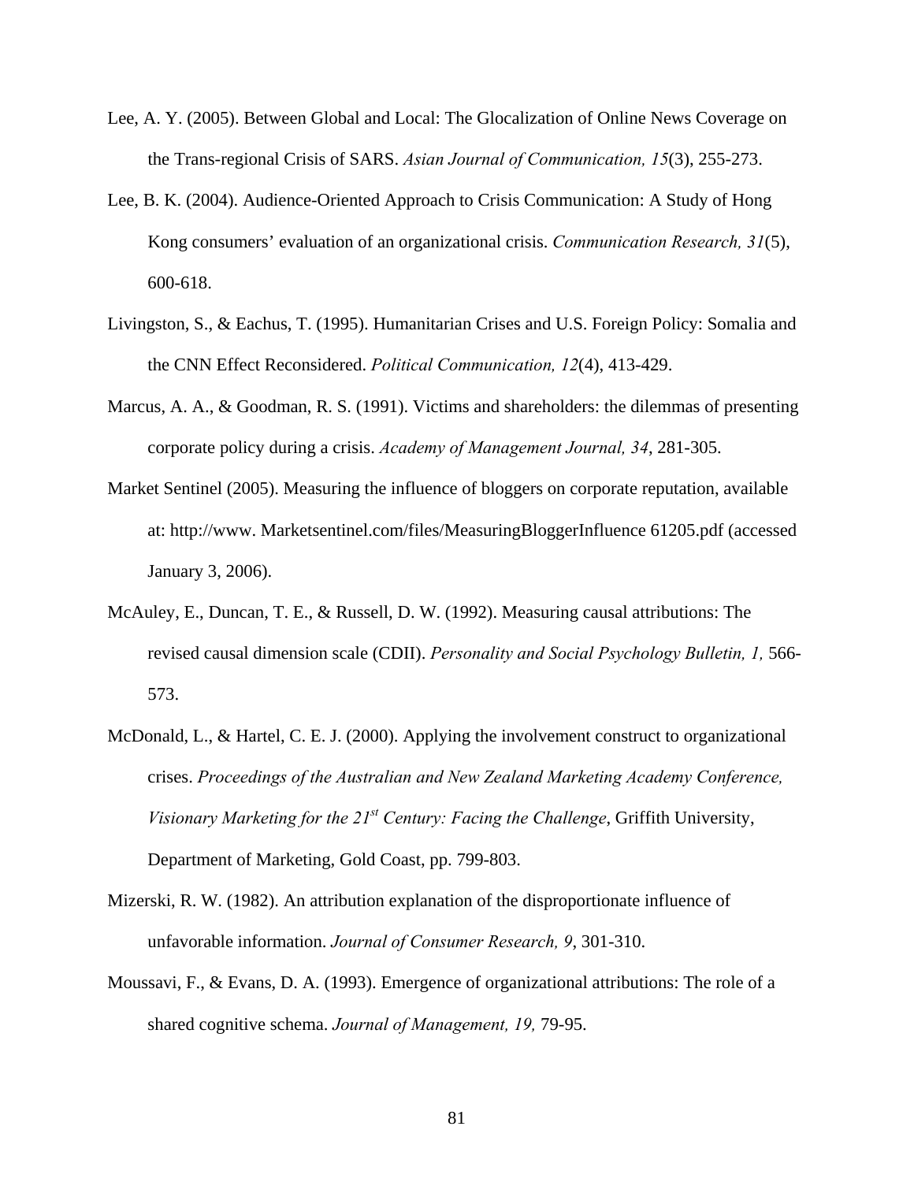Lee, A. Y. (2005). Between Global and Local: The Glocalization of Online News Coverage on the Trans-regional Crisis of SARS. *Asian Journal of Communication, 15*(3), 255-273.

Lee, B. K. (2004). Audience-Oriented Approach to Crisis Communication: A Study of Hong Kong consumers' evaluation of an organizational crisis. *Communication Research, 31*(5), 600-618.

Livingston, S., & Eachus, T. (1995). Humanitarian Crises and U.S. Foreign Policy: Somalia and the CNN Effect Reconsidered. *Political Communication, 12*(4), 413-429.

Marcus, A. A., & Goodman, R. S. (1991). Victims and shareholders: the dilemmas of presenting corporate policy during a crisis. *Academy of Management Journal, 34*, 281-305.

Market Sentinel (2005). Measuring the influence of bloggers on corporate reputation, available at: http://www. Marketsentinel.com/files/MeasuringBloggerInfluence 61205.pdf (accessed January 3, 2006).

McAuley, E., Duncan, T. E., & Russell, D. W. (1992). Measuring causal attributions: The revised causal dimension scale (CDII). *Personality and Social Psychology Bulletin, 1,* 566-573.

McDonald, L., & Hartel, C. E. J. (2000). Applying the involvement construct to organizational crises. *Proceedings of the Australian and New Zealand Marketing Academy Conference, Visionary Marketing for the 21st Century: Facing the Challenge*, Griffith University, Department of Marketing, Gold Coast, pp. 799-803.

Mizerski, R. W. (1982). An attribution explanation of the disproportionate influence of unfavorable information. *Journal of Consumer Research, 9*, 301-310.

Moussavi, F., & Evans, D. A. (1993). Emergence of organizational attributions: The role of a shared cognitive schema. *Journal of Management, 19,* 79-95.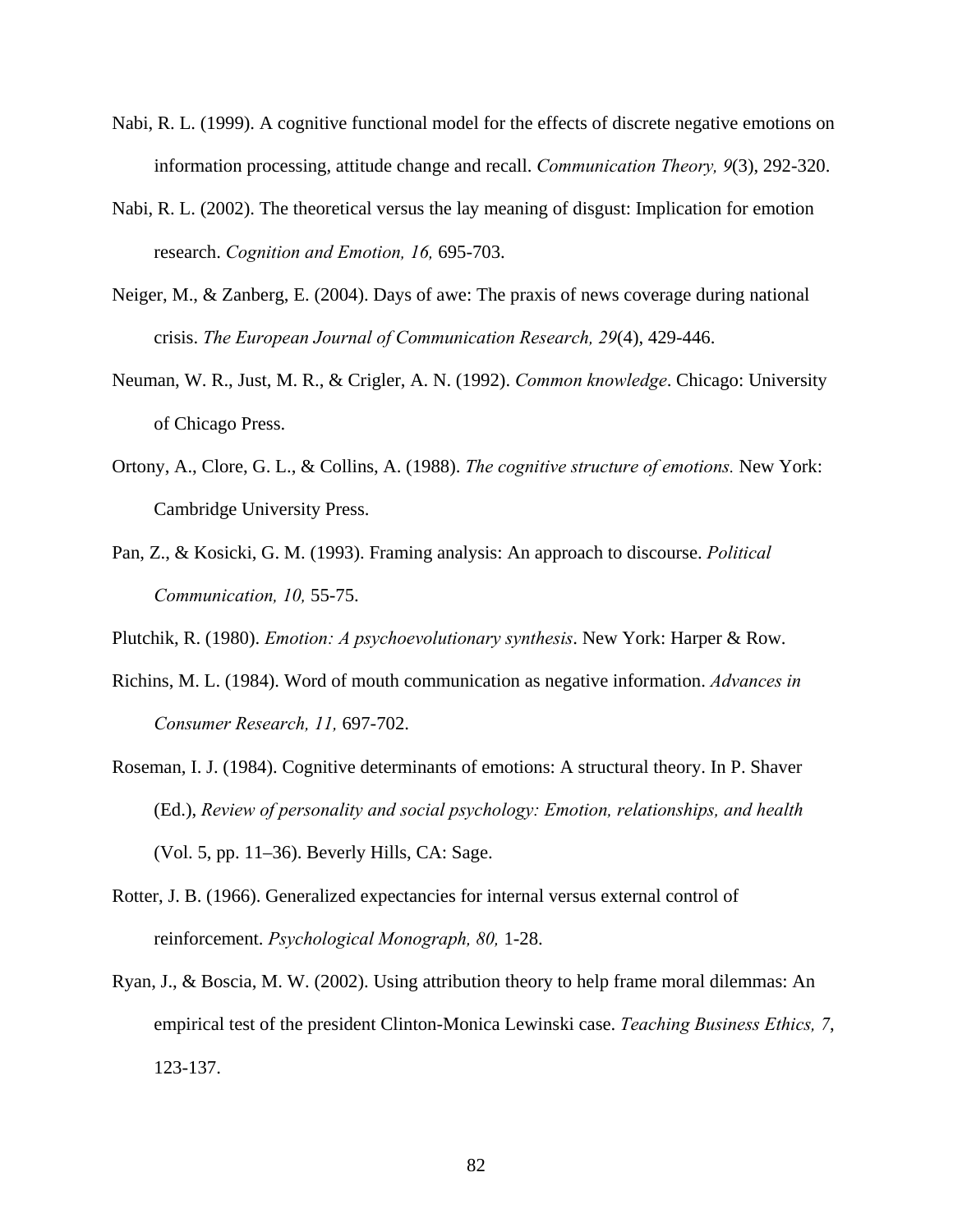Nabi, R. L. (1999). A cognitive functional model for the effects of discrete negative emotions on information processing, attitude change and recall. *Communication Theory, 9*(3), 292-320.

Nabi, R. L. (2002). The theoretical versus the lay meaning of disgust: Implication for emotion research. *Cognition and Emotion, 16,* 695-703.

Neiger, M., & Zanberg, E. (2004). Days of awe: The praxis of news coverage during national crisis. *The European Journal of Communication Research, 29*(4), 429-446.

Neuman, W. R., Just, M. R., & Crigler, A. N. (1992). *Common knowledge*. Chicago: University of Chicago Press.

Ortony, A., Clore, G. L., & Collins, A. (1988). *The cognitive structure of emotions.* New York: Cambridge University Press.

Pan, Z., & Kosicki, G. M. (1993). Framing analysis: An approach to discourse. *Political Communication, 10,* 55-75.

Plutchik, R. (1980). *Emotion: A psychoevolutionary synthesis*. New York: Harper & Row.

Richins, M. L. (1984). Word of mouth communication as negative information. *Advances in Consumer Research, 11,* 697-702.

Roseman, I. J. (1984). Cognitive determinants of emotions: A structural theory. In P. Shaver (Ed.), *Review of personality and social psychology: Emotion, relationships, and health* (Vol. 5, pp. 11–36). Beverly Hills, CA: Sage.

Rotter, J. B. (1966). Generalized expectancies for internal versus external control of reinforcement. *Psychological Monograph, 80,* 1-28.

Ryan, J., & Boscia, M. W. (2002). Using attribution theory to help frame moral dilemmas: An empirical test of the president Clinton-Monica Lewinski case. *Teaching Business Ethics, 7*, 123-137.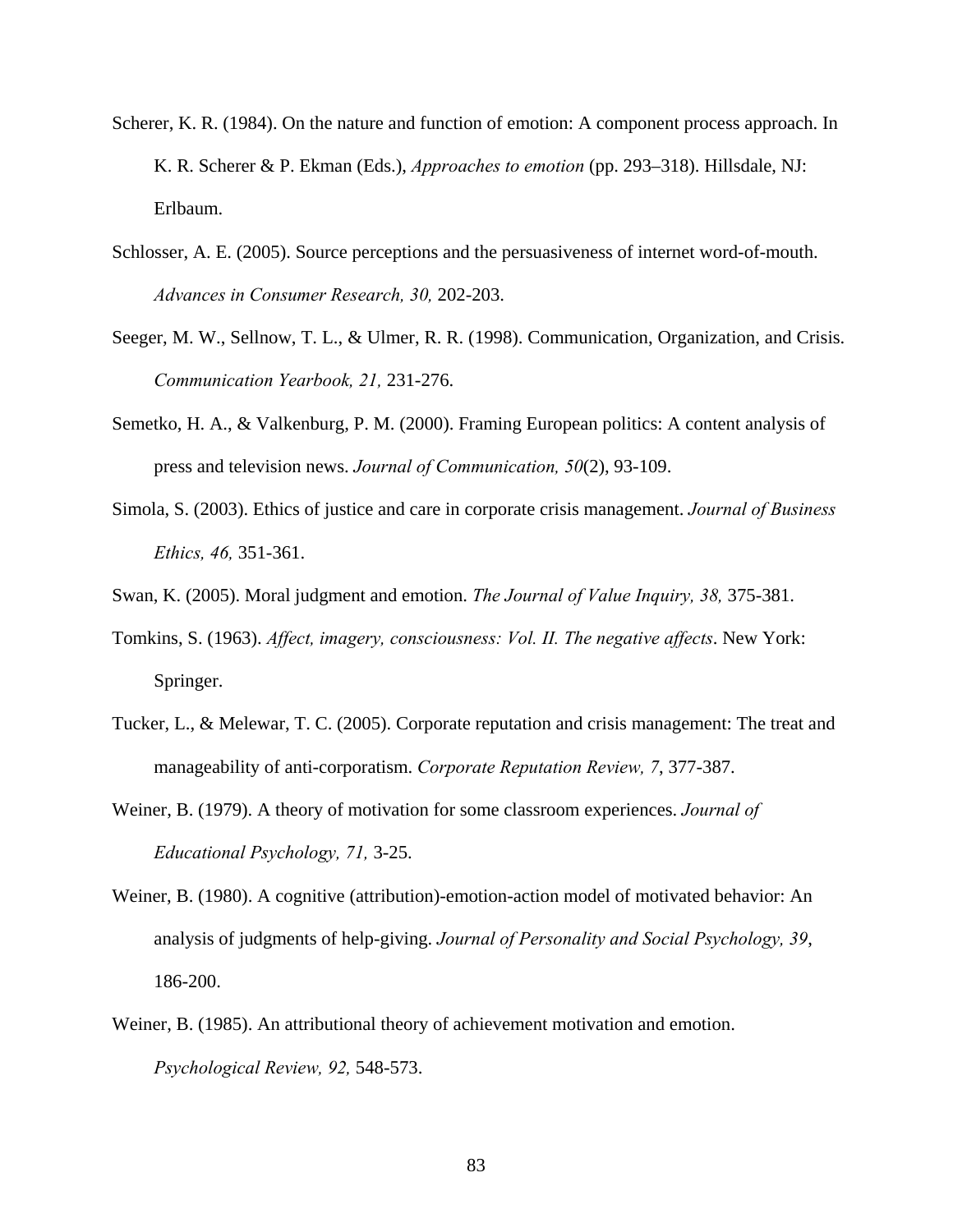Scherer, K. R. (1984). On the nature and function of emotion: A component process approach. In K. R. Scherer & P. Ekman (Eds.), *Approaches to emotion* (pp. 293–318). Hillsdale, NJ: Erlbaum.

Schlosser, A. E. (2005). Source perceptions and the persuasiveness of internet word-of-mouth. *Advances in Consumer Research, 30,* 202-203.

Seeger, M. W., Sellnow, T. L., & Ulmer, R. R. (1998). Communication, Organization, and Crisis. *Communication Yearbook, 21,* 231-276.

Semetko, H. A., & Valkenburg, P. M. (2000). Framing European politics: A content analysis of press and television news. *Journal of Communication, 50*(2), 93-109.

Simola, S. (2003). Ethics of justice and care in corporate crisis management. *Journal of Business Ethics, 46,* 351-361.

Swan, K. (2005). Moral judgment and emotion. *The Journal of Value Inquiry, 38,* 375-381.

Tomkins, S. (1963). *Affect, imagery, consciousness: Vol. II. The negative affects*. New York: Springer.

Tucker, L., & Melewar, T. C. (2005). Corporate reputation and crisis management: The treat and manageability of anti-corporatism. *Corporate Reputation Review, 7*, 377-387.

Weiner, B. (1979). A theory of motivation for some classroom experiences. *Journal of Educational Psychology, 71,* 3-25.

Weiner, B. (1980). A cognitive (attribution)-emotion-action model of motivated behavior: An analysis of judgments of help-giving. *Journal of Personality and Social Psychology, 39*, 186-200.

Weiner, B. (1985). An attributional theory of achievement motivation and emotion. *Psychological Review, 92,* 548-573.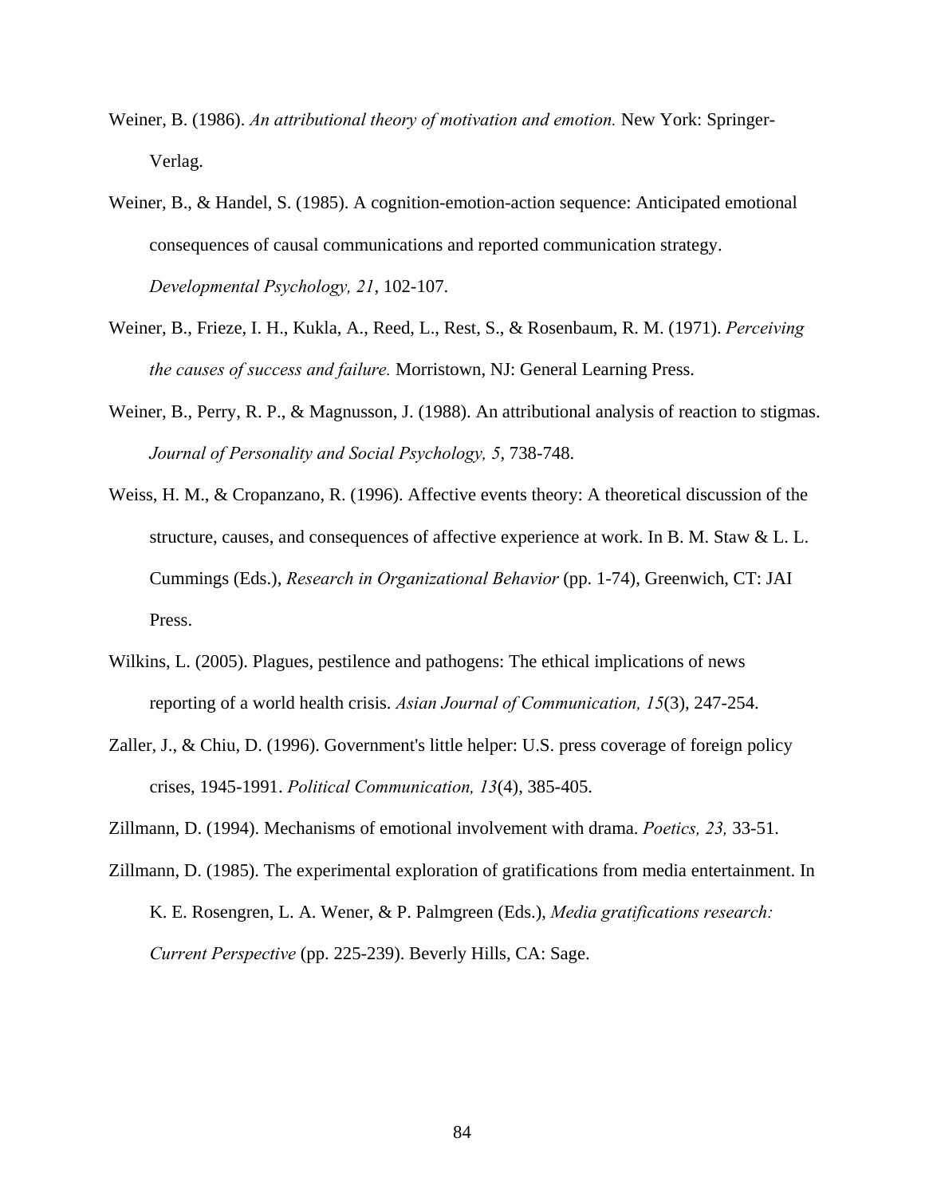Weiner, B. (1986). *An attributional theory of motivation and emotion.* New York: Springer-Verlag.

Weiner, B., & Handel, S. (1985). A cognition-emotion-action sequence: Anticipated emotional consequences of causal communications and reported communication strategy. *Developmental Psychology, 21*, 102-107.

Weiner, B., Frieze, I. H., Kukla, A., Reed, L., Rest, S., & Rosenbaum, R. M. (1971). *Perceiving the causes of success and failure.* Morristown, NJ: General Learning Press.

Weiner, B., Perry, R. P., & Magnusson, J. (1988). An attributional analysis of reaction to stigmas. *Journal of Personality and Social Psychology, 5*, 738-748.

Weiss, H. M., & Cropanzano, R. (1996). Affective events theory: A theoretical discussion of the structure, causes, and consequences of affective experience at work. In B. M. Staw & L. L. Cummings (Eds.), *Research in Organizational Behavior* (pp. 1-74), Greenwich, CT: JAI Press.

Wilkins, L. (2005). Plagues, pestilence and pathogens: The ethical implications of news reporting of a world health crisis. *Asian Journal of Communication, 15*(3), 247-254.

Zaller, J., & Chiu, D. (1996). Government's little helper: U.S. press coverage of foreign policy crises, 1945-1991. *Political Communication, 13*(4), 385-405.

Zillmann, D. (1994). Mechanisms of emotional involvement with drama. *Poetics, 23,* 33-51.

Zillmann, D. (1985). The experimental exploration of gratifications from media entertainment. In K. E. Rosengren, L. A. Wener, & P. Palmgreen (Eds.), *Media gratifications research: Current Perspective* (pp. 225-239). Beverly Hills, CA: Sage.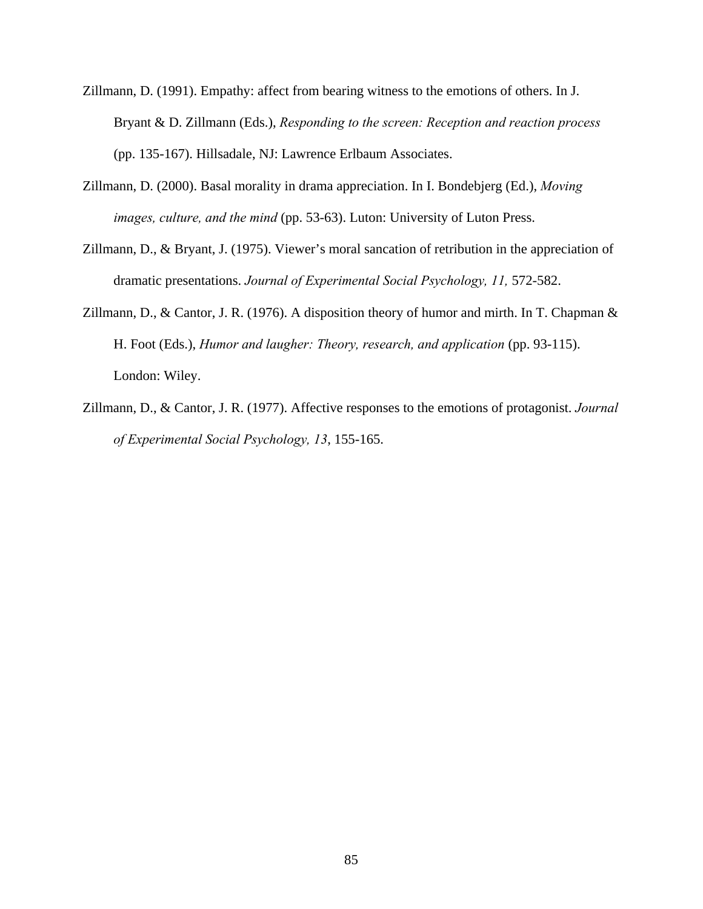Zillmann, D. (1991). Empathy: affect from bearing witness to the emotions of others. In J. Bryant & D. Zillmann (Eds.), *Responding to the screen: Reception and reaction process* (pp. 135-167). Hillsadale, NJ: Lawrence Erlbaum Associates.

Zillmann, D. (2000). Basal morality in drama appreciation. In I. Bondebjerg (Ed.), *Moving images, culture, and the mind* (pp. 53-63). Luton: University of Luton Press.

Zillmann, D., & Bryant, J. (1975). Viewer's moral sancation of retribution in the appreciation of dramatic presentations. *Journal of Experimental Social Psychology, 11,* 572-582.

Zillmann, D., & Cantor, J. R. (1976). A disposition theory of humor and mirth. In T. Chapman & H. Foot (Eds.), *Humor and laugher: Theory, research, and application* (pp. 93-115). London: Wiley.

Zillmann, D., & Cantor, J. R. (1977). Affective responses to the emotions of protagonist. *Journal of Experimental Social Psychology, 13*, 155-165.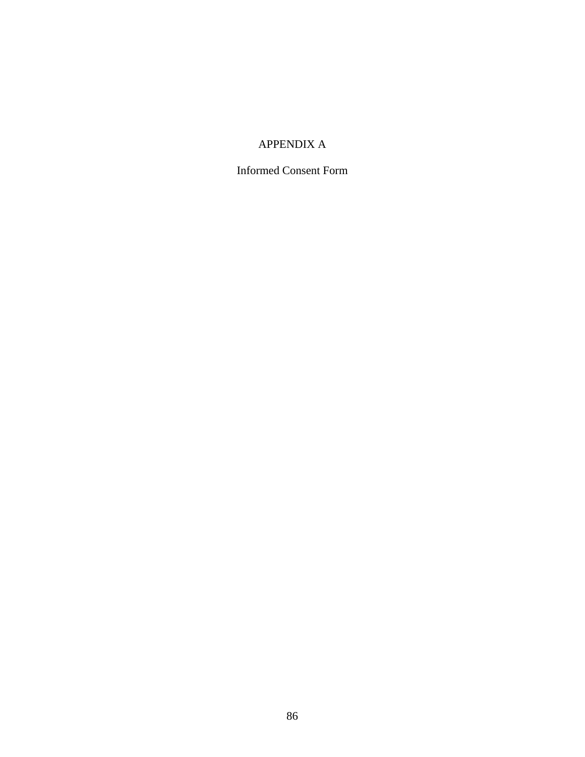# APPENDIX A

## Informed Consent Form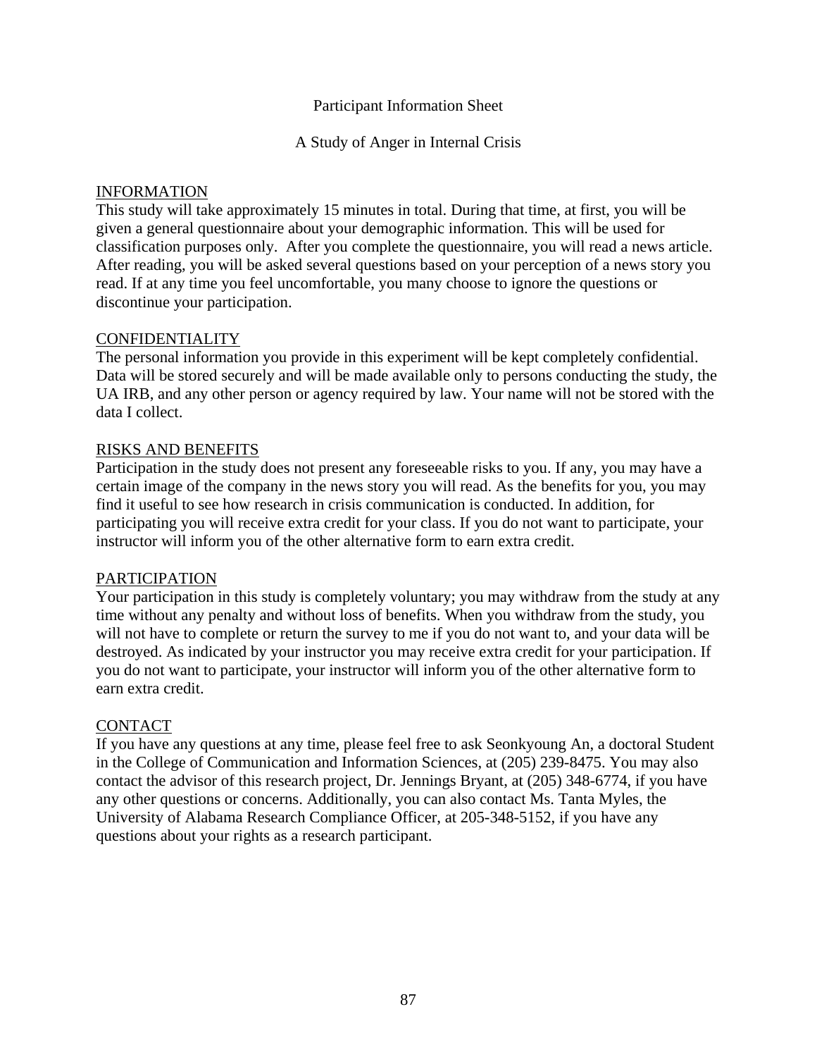Participant Information Sheet

A Study of Anger in Internal Crisis

INFORMATION

This study will take approximately 15 minutes in total. During that time, at first, you will be given a general questionnaire about your demographic information. This will be used for classification purposes only. After you complete the questionnaire, you will read a news article. After reading, you will be asked several questions based on your perception of a news story you read. If at any time you feel uncomfortable, you many choose to ignore the questions or discontinue your participation.

CONFIDENTIALITY

The personal information you provide in this experiment will be kept completely confidential. Data will be stored securely and will be made available only to persons conducting the study, the UA IRB, and any other person or agency required by law. Your name will not be stored with the data I collect.

RISKS AND BENEFITS

Participation in the study does not present any foreseeable risks to you. If any, you may have a certain image of the company in the news story you will read. As the benefits for you, you may find it useful to see how research in crisis communication is conducted. In addition, for participating you will receive extra credit for your class. If you do not want to participate, your instructor will inform you of the other alternative form to earn extra credit.

PARTICIPATION

Your participation in this study is completely voluntary; you may withdraw from the study at any time without any penalty and without loss of benefits. When you withdraw from the study, you will not have to complete or return the survey to me if you do not want to, and your data will be destroyed. As indicated by your instructor you may receive extra credit for your participation. If you do not want to participate, your instructor will inform you of the other alternative form to earn extra credit.

CONTACT

If you have any questions at any time, please feel free to ask Seonkyoung An, a doctoral Student in the College of Communication and Information Sciences, at (205) 239-8475. You may also contact the advisor of this research project, Dr. Jennings Bryant, at (205) 348-6774, if you have any other questions or concerns. Additionally, you can also contact Ms. Tanta Myles, the University of Alabama Research Compliance Officer, at 205-348-5152, if you have any questions about your rights as a research participant.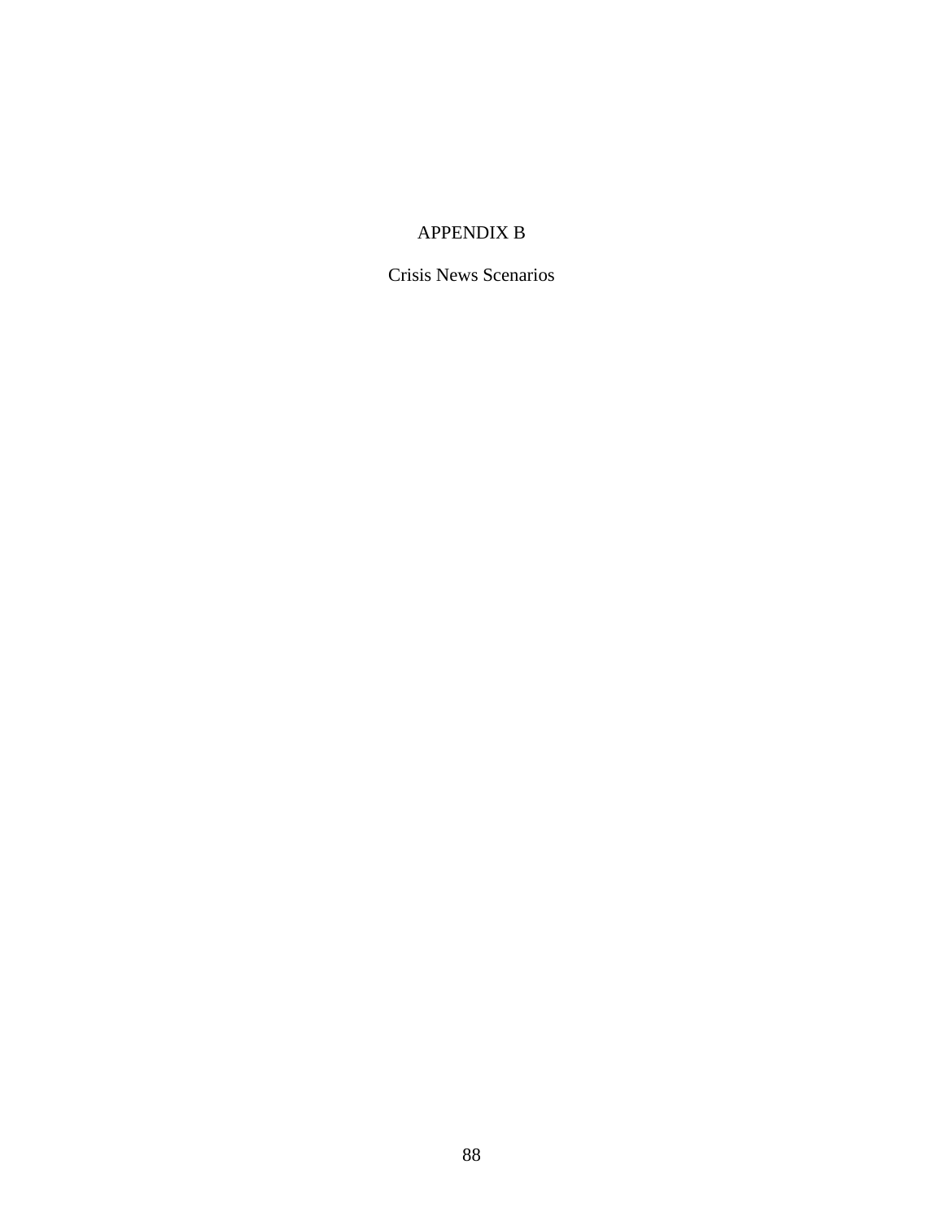# APPENDIX B

## Crisis News Scenarios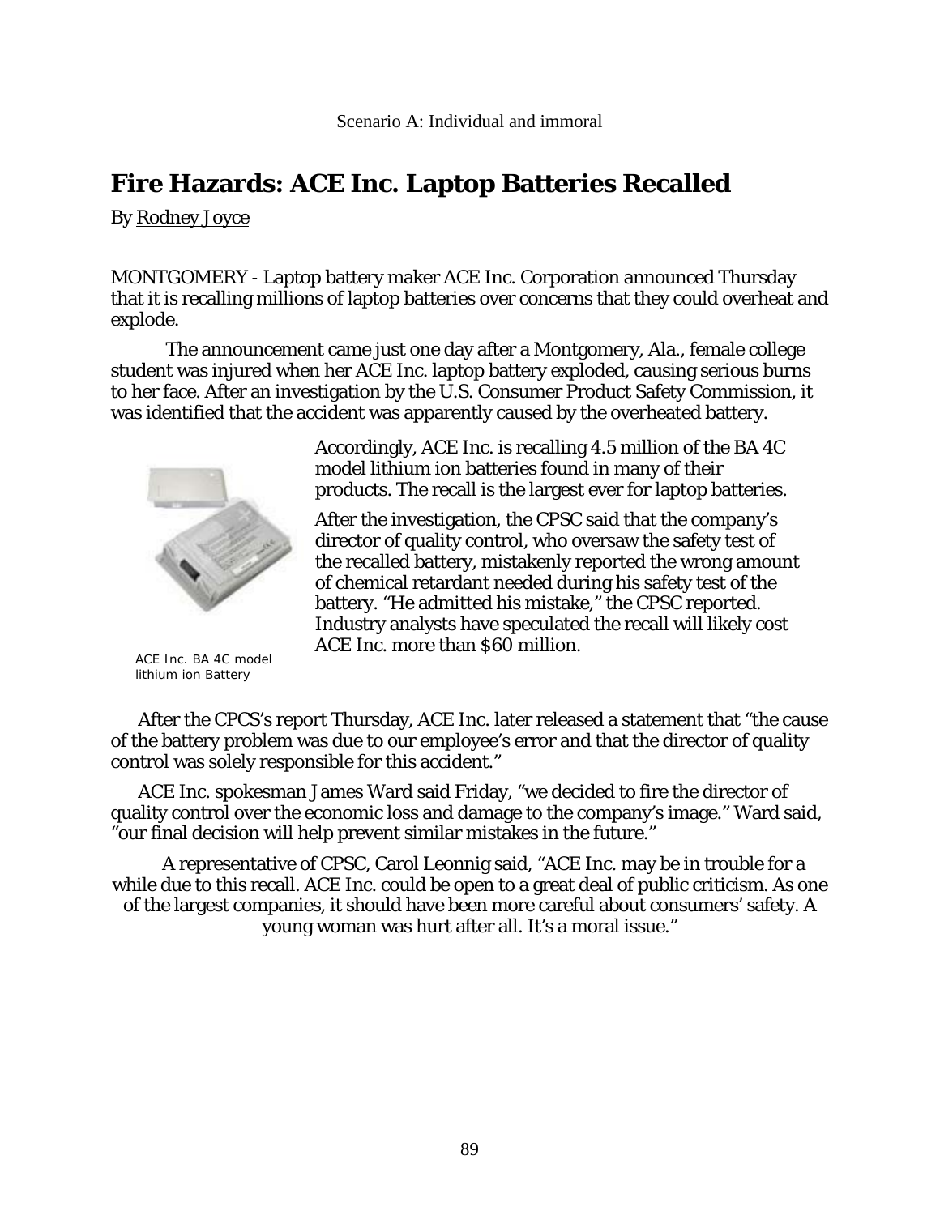Scenario A: Individual and immoral

# Fire Hazards: ACE Inc. Laptop Batteries Recalled

By Rodney Joyce

MONTGOMERY - Laptop battery maker ACE Inc. Corporation announced Thursday that it is recalling millions of laptop batteries over concerns that they could overheat and explode.

The announcement came just one day after a Montgomery, Ala., female college student was injured when her ACE Inc. laptop battery exploded, causing serious burns to her face. After an investigation by the U.S. Consumer Product Safety Commission, it was identified that the accident was apparently caused by the overheated battery.

Accordingly, ACE Inc. is recalling 4.5 million of the BA 4C model lithium ion batteries found in many of their products. The recall is the largest ever for laptop batteries.

After the investigation, the CPSC said that the company's director of quality control, who oversaw the safety test of the recalled battery, mistakenly reported the wrong amount of chemical retardant needed during his safety test of the battery. "He admitted his mistake," the CPSC reported. Industry analysts have speculated the recall will likely cost ACE Inc. more than $60 million.

ACE Inc. BA 4C model lithium ion Battery

After the CPCS's report Thursday, ACE Inc. later released a statement that "the cause of the battery problem was due to our employee's error and that the director of quality control was solely responsible for this accident."

ACE Inc. spokesman James Ward said Friday, "we decided to fire the director of quality control over the economic loss and damage to the company's image." Ward said, "our final decision will help prevent similar mistakes in the future."

A representative of CPSC, Carol Leonnig said, "ACE Inc. may be in trouble for a while due to this recall. ACE Inc. could be open to a great deal of public criticism. As one of the largest companies, it should have been more careful about consumers' safety. A young woman was hurt after all. It's a moral issue."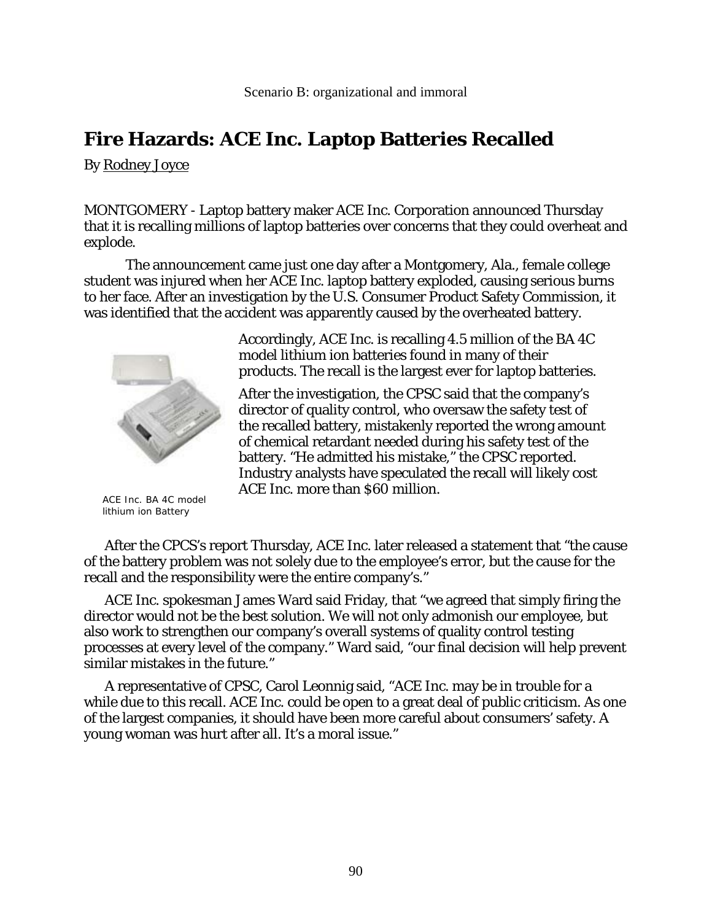Scenario B: organizational and immoral

# Fire Hazards: ACE Inc. Laptop Batteries Recalled

By Rodney Joyce

MONTGOMERY - Laptop battery maker ACE Inc. Corporation announced Thursday that it is recalling millions of laptop batteries over concerns that they could overheat and explode.

The announcement came just one day after a Montgomery, Ala., female college student was injured when her ACE Inc. laptop battery exploded, causing serious burns to her face. After an investigation by the U.S. Consumer Product Safety Commission, it was identified that the accident was apparently caused by the overheated battery.

Accordingly, ACE Inc. is recalling 4.5 million of the BA 4C model lithium ion batteries found in many of their products. The recall is the largest ever for laptop batteries.

After the investigation, the CPSC said that the company's director of quality control, who oversaw the safety test of the recalled battery, mistakenly reported the wrong amount of chemical retardant needed during his safety test of the battery. "He admitted his mistake," the CPSC reported. Industry analysts have speculated the recall will likely cost ACE Inc. more than $60 million.

ACE Inc. BA 4C model lithium ion Battery

After the CPCS's report Thursday, ACE Inc. later released a statement that "the cause of the battery problem was not solely due to the employee's error, but the cause for the recall and the responsibility were the entire company's."

ACE Inc. spokesman James Ward said Friday, that "we agreed that simply firing the director would not be the best solution. We will not only admonish our employee, but also work to strengthen our company's overall systems of quality control testing processes at every level of the company." Ward said, "our final decision will help prevent similar mistakes in the future."

A representative of CPSC, Carol Leonnig said, "ACE Inc. may be in trouble for a while due to this recall. ACE Inc. could be open to a great deal of public criticism. As one of the largest companies, it should have been more careful about consumers' safety. A young woman was hurt after all. It's a moral issue."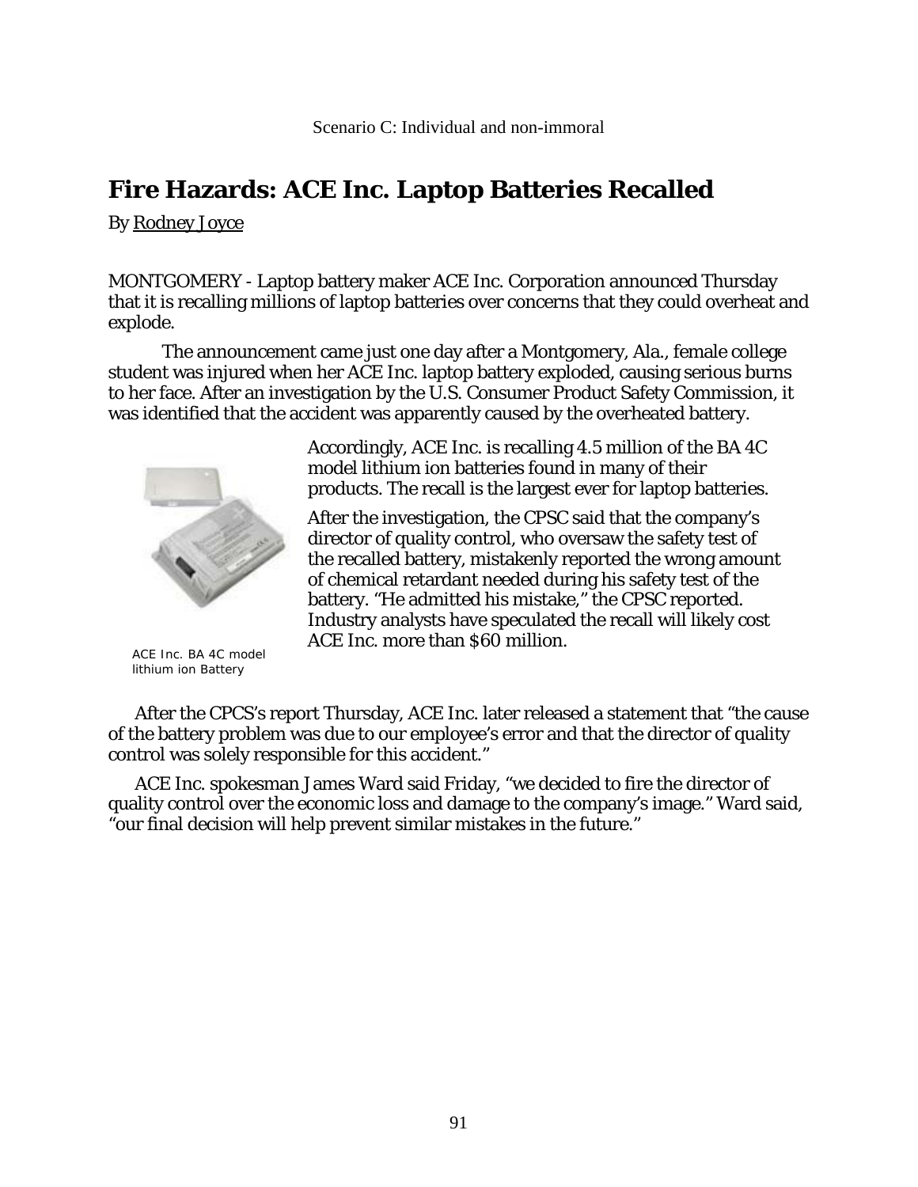Scenario C: Individual and non-immoral

# Fire Hazards: ACE Inc. Laptop Batteries Recalled

By Rodney Joyce

MONTGOMERY - Laptop battery maker ACE Inc. Corporation announced Thursday that it is recalling millions of laptop batteries over concerns that they could overheat and explode.

The announcement came just one day after a Montgomery, Ala., female college student was injured when her ACE Inc. laptop battery exploded, causing serious burns to her face. After an investigation by the U.S. Consumer Product Safety Commission, it was identified that the accident was apparently caused by the overheated battery.

Accordingly, ACE Inc. is recalling 4.5 million of the BA 4C model lithium ion batteries found in many of their products. The recall is the largest ever for laptop batteries.

After the investigation, the CPSC said that the company's director of quality control, who oversaw the safety test of the recalled battery, mistakenly reported the wrong amount of chemical retardant needed during his safety test of the battery. "He admitted his mistake," the CPSC reported. Industry analysts have speculated the recall will likely cost ACE Inc. more than $60 million.

ACE Inc. BA 4C model lithium ion Battery

After the CPCS's report Thursday, ACE Inc. later released a statement that "the cause of the battery problem was due to our employee's error and that the director of quality control was solely responsible for this accident."

ACE Inc. spokesman James Ward said Friday, "we decided to fire the director of quality control over the economic loss and damage to the company's image." Ward said, "our final decision will help prevent similar mistakes in the future."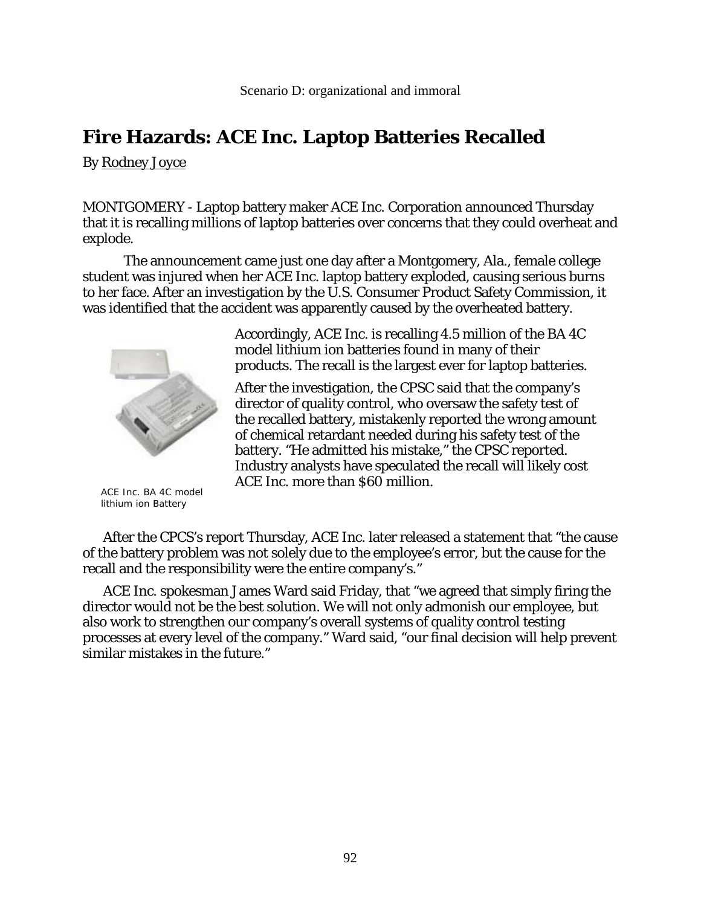Scenario D: organizational and immoral

# Fire Hazards: ACE Inc. Laptop Batteries Recalled

By Rodney Joyce

MONTGOMERY - Laptop battery maker ACE Inc. Corporation announced Thursday that it is recalling millions of laptop batteries over concerns that they could overheat and explode.

The announcement came just one day after a Montgomery, Ala., female college student was injured when her ACE Inc. laptop battery exploded, causing serious burns to her face. After an investigation by the U.S. Consumer Product Safety Commission, it was identified that the accident was apparently caused by the overheated battery.

Accordingly, ACE Inc. is recalling 4.5 million of the BA 4C model lithium ion batteries found in many of their products. The recall is the largest ever for laptop batteries.

After the investigation, the CPSC said that the company's director of quality control, who oversaw the safety test of the recalled battery, mistakenly reported the wrong amount of chemical retardant needed during his safety test of the battery. "He admitted his mistake," the CPSC reported. Industry analysts have speculated the recall will likely cost ACE Inc. more than $60 million.

ACE Inc. BA 4C model lithium ion Battery

After the CPCS's report Thursday, ACE Inc. later released a statement that "the cause of the battery problem was not solely due to the employee's error, but the cause for the recall and the responsibility were the entire company's."

ACE Inc. spokesman James Ward said Friday, that "we agreed that simply firing the director would not be the best solution. We will not only admonish our employee, but also work to strengthen our company's overall systems of quality control testing processes at every level of the company." Ward said, "our final decision will help prevent similar mistakes in the future."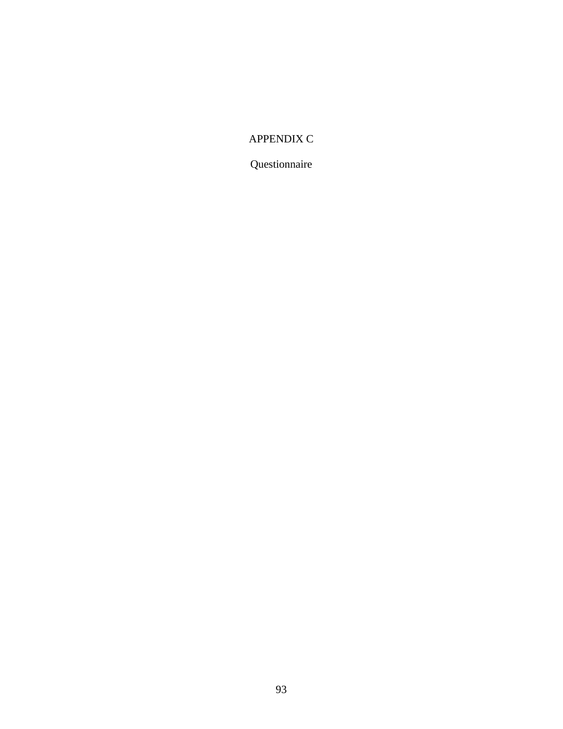# APPENDIX C

## Questionnaire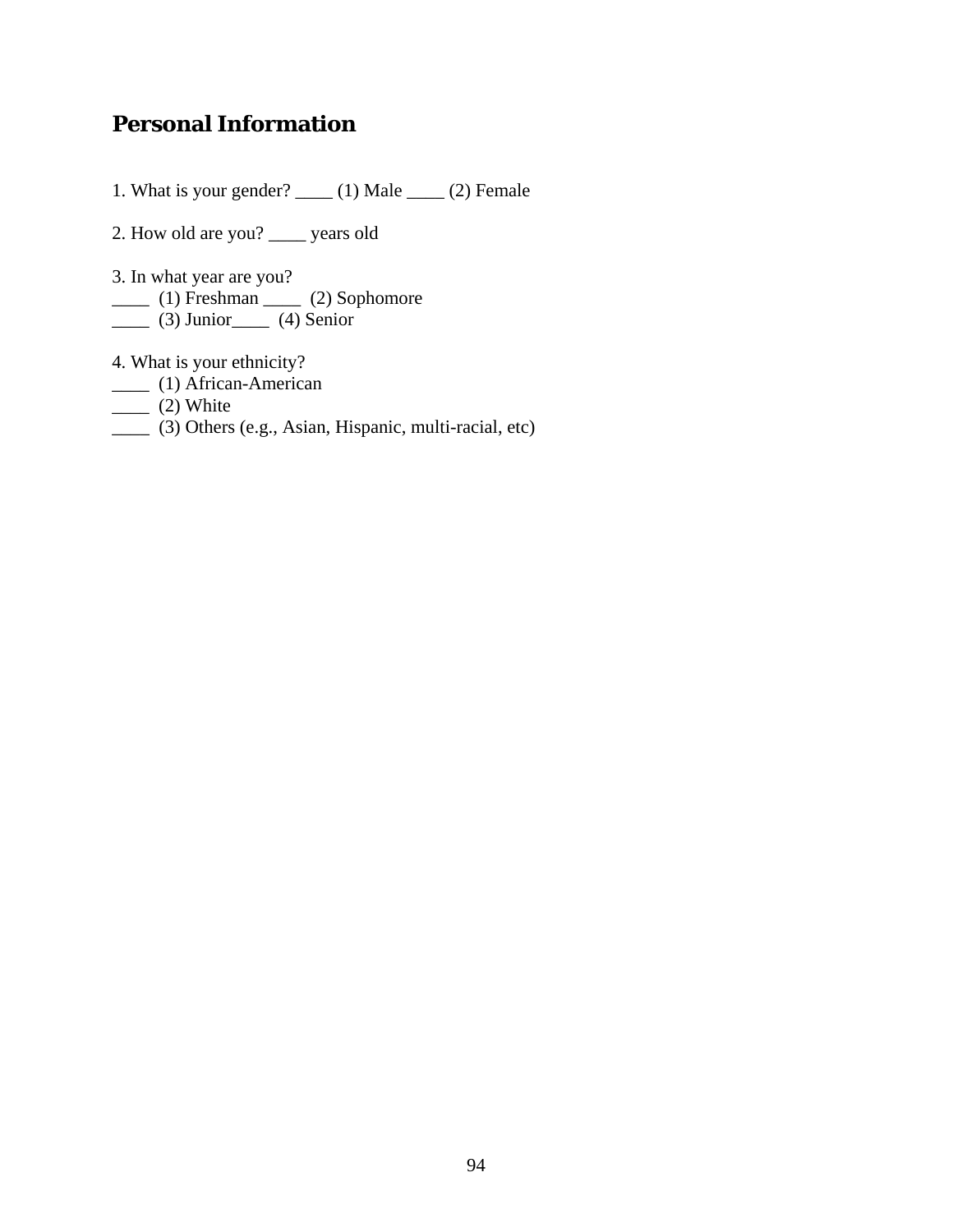## Personal Information

1. What is your gender? ____ (1) Male ____ (2) Female

2. How old are you? ____ years old

3. In what year are you?
____ (1) Freshman ____ (2) Sophomore
____ (3) Junior____ (4) Senior

4. What is your ethnicity?
____ (1) African-American
____ (2) White
____ (3) Others (e.g., Asian, Hispanic, multi-racial, etc)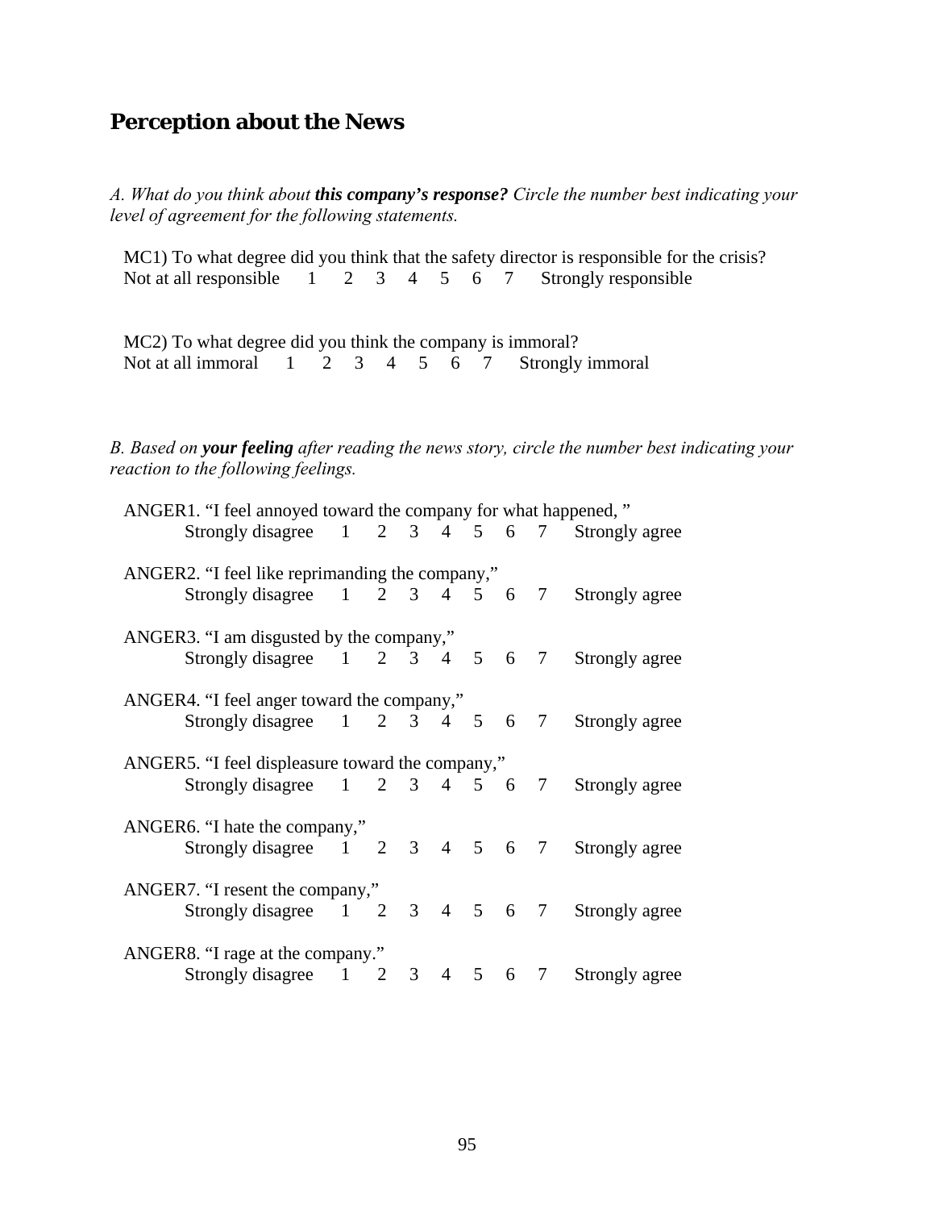## Perception about the News

*A. What do you think about **this company's response?** Circle the number best indicating your level of agreement for the following statements.*

MC1) To what degree did you think that the safety director is responsible for the crisis?
Not at all responsible 1 2 3 4 5 6 7 Strongly responsible

MC2) To what degree did you think the company is immoral?
Not at all immoral 1 2 3 4 5 6 7 Strongly immoral

*B. Based on **your feeling** after reading the news story, circle the number best indicating your reaction to the following feelings.*

ANGER1. "I feel annoyed toward the company for what happened, "
Strongly disagree 1 2 3 4 5 6 7 Strongly agree

ANGER2. "I feel like reprimanding the company,"
Strongly disagree 1 2 3 4 5 6 7 Strongly agree

ANGER3. "I am disgusted by the company,"
Strongly disagree 1 2 3 4 5 6 7 Strongly agree

ANGER4. "I feel anger toward the company,"
Strongly disagree 1 2 3 4 5 6 7 Strongly agree

ANGER5. "I feel displeasure toward the company,"
Strongly disagree 1 2 3 4 5 6 7 Strongly agree

ANGER6. "I hate the company,"
Strongly disagree 1 2 3 4 5 6 7 Strongly agree

ANGER7. "I resent the company,"
Strongly disagree 1 2 3 4 5 6 7 Strongly agree

ANGER8. "I rage at the company."
Strongly disagree 1 2 3 4 5 6 7 Strongly agree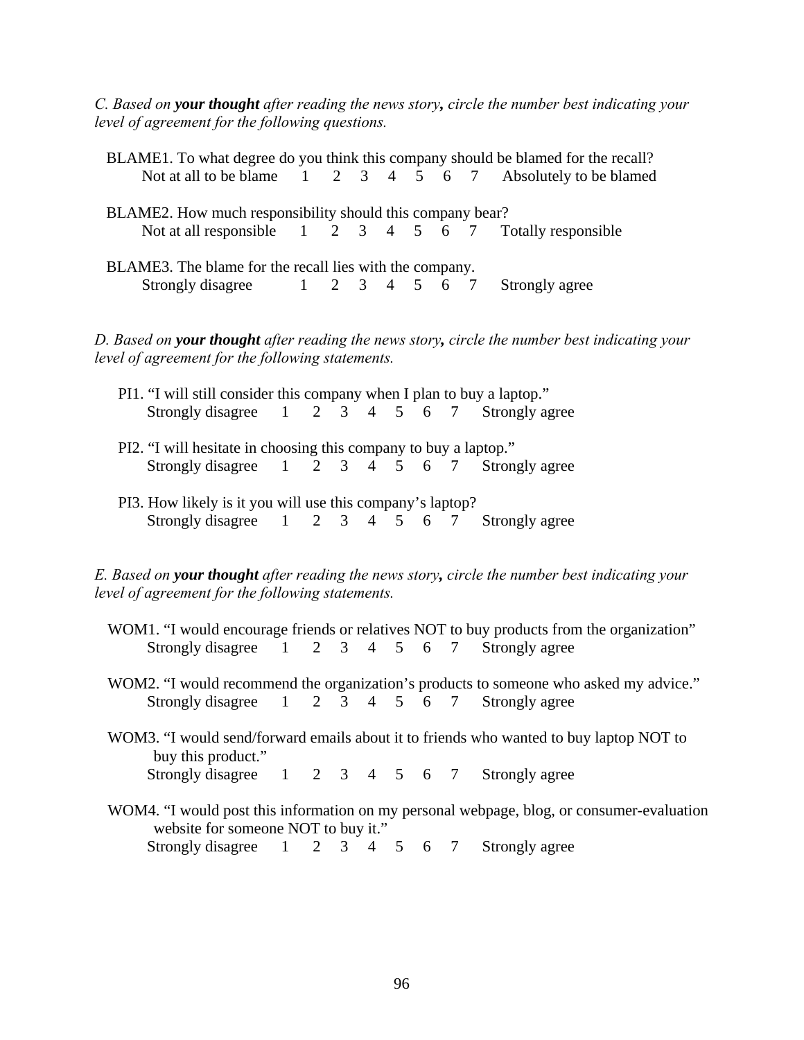*C. Based on **your thought** after reading the news story, circle the number best indicating your level of agreement for the following questions.*

BLAME1. To what degree do you think this company should be blamed for the recall?
Not at all to be blame 1 2 3 4 5 6 7 Absolutely to be blamed

BLAME2. How much responsibility should this company bear?
Not at all responsible 1 2 3 4 5 6 7 Totally responsible

BLAME3. The blame for the recall lies with the company.
Strongly disagree 1 2 3 4 5 6 7 Strongly agree

*D. Based on **your thought** after reading the news story, circle the number best indicating your level of agreement for the following statements.*

PI1. "I will still consider this company when I plan to buy a laptop."
Strongly disagree 1 2 3 4 5 6 7 Strongly agree

PI2. "I will hesitate in choosing this company to buy a laptop."
Strongly disagree 1 2 3 4 5 6 7 Strongly agree

PI3. How likely is it you will use this company's laptop?
Strongly disagree 1 2 3 4 5 6 7 Strongly agree

*E. Based on **your thought** after reading the news story, circle the number best indicating your level of agreement for the following statements.*

WOM1. "I would encourage friends or relatives NOT to buy products from the organization"
Strongly disagree 1 2 3 4 5 6 7 Strongly agree

WOM2. "I would recommend the organization's products to someone who asked my advice."
Strongly disagree 1 2 3 4 5 6 7 Strongly agree

WOM3. "I would send/forward emails about it to friends who wanted to buy laptop NOT to buy this product."
Strongly disagree 1 2 3 4 5 6 7 Strongly agree

WOM4. "I would post this information on my personal webpage, blog, or consumer-evaluation website for someone NOT to buy it."
Strongly disagree 1 2 3 4 5 6 7 Strongly agree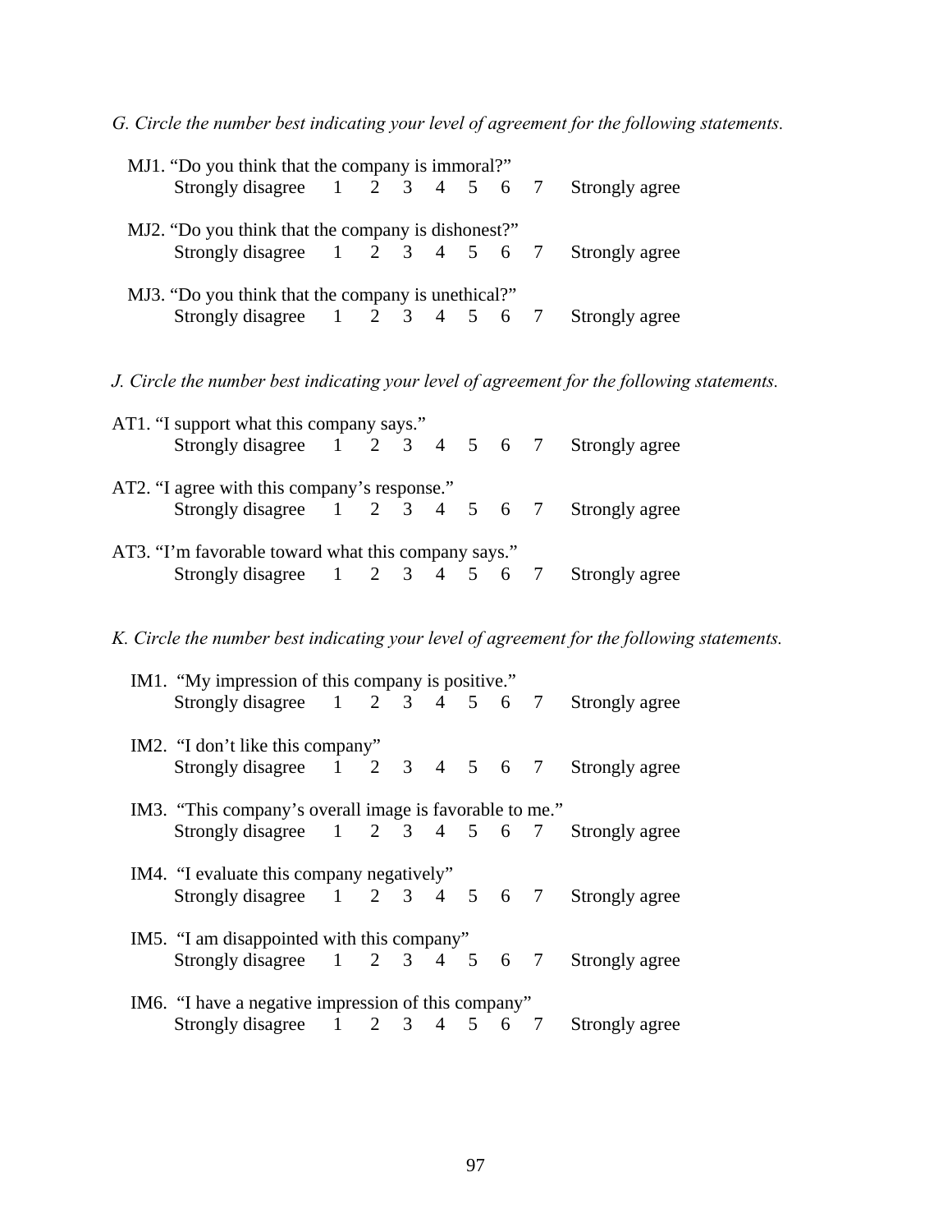*G. Circle the number best indicating your level of agreement for the following statements.*

MJ1. "Do you think that the company is immoral?"
Strongly disagree 1 2 3 4 5 6 7 Strongly agree

MJ2. "Do you think that the company is dishonest?"
Strongly disagree 1 2 3 4 5 6 7 Strongly agree

MJ3. "Do you think that the company is unethical?"
Strongly disagree 1 2 3 4 5 6 7 Strongly agree

*J. Circle the number best indicating your level of agreement for the following statements.*

AT1. "I support what this company says."
Strongly disagree 1 2 3 4 5 6 7 Strongly agree

AT2. "I agree with this company's response."
Strongly disagree 1 2 3 4 5 6 7 Strongly agree

AT3. "I'm favorable toward what this company says."
Strongly disagree 1 2 3 4 5 6 7 Strongly agree

*K. Circle the number best indicating your level of agreement for the following statements.*

IM1. "My impression of this company is positive."
Strongly disagree 1 2 3 4 5 6 7 Strongly agree

IM2. "I don't like this company"
Strongly disagree 1 2 3 4 5 6 7 Strongly agree

IM3. "This company's overall image is favorable to me."
Strongly disagree 1 2 3 4 5 6 7 Strongly agree

IM4. "I evaluate this company negatively"
Strongly disagree 1 2 3 4 5 6 7 Strongly agree

IM5. "I am disappointed with this company"
Strongly disagree 1 2 3 4 5 6 7 Strongly agree

IM6. "I have a negative impression of this company"
Strongly disagree 1 2 3 4 5 6 7 Strongly agree